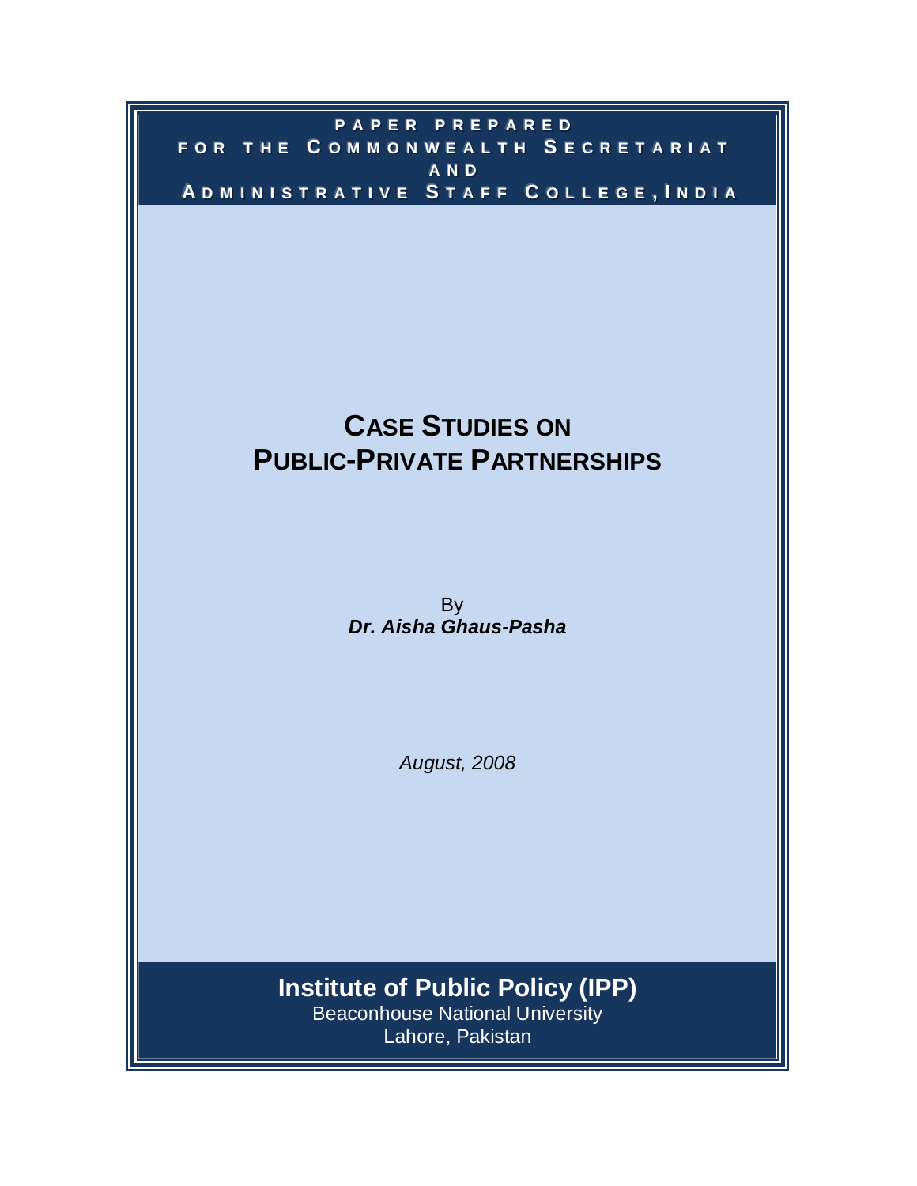PAPER PREPARED
FOR THE COMMONWEALTH SECRETARIAT
AND
ADMINISTRATIVE STAFF COLLEGE, INDIA

# CASE STUDIES ON PUBLIC-PRIVATE PARTNERSHIPS

By
***Dr. Aisha Ghaus-Pasha***

*August, 2008*

**Institute of Public Policy (IPP)**
Beaconhouse National University
Lahore, Pakistan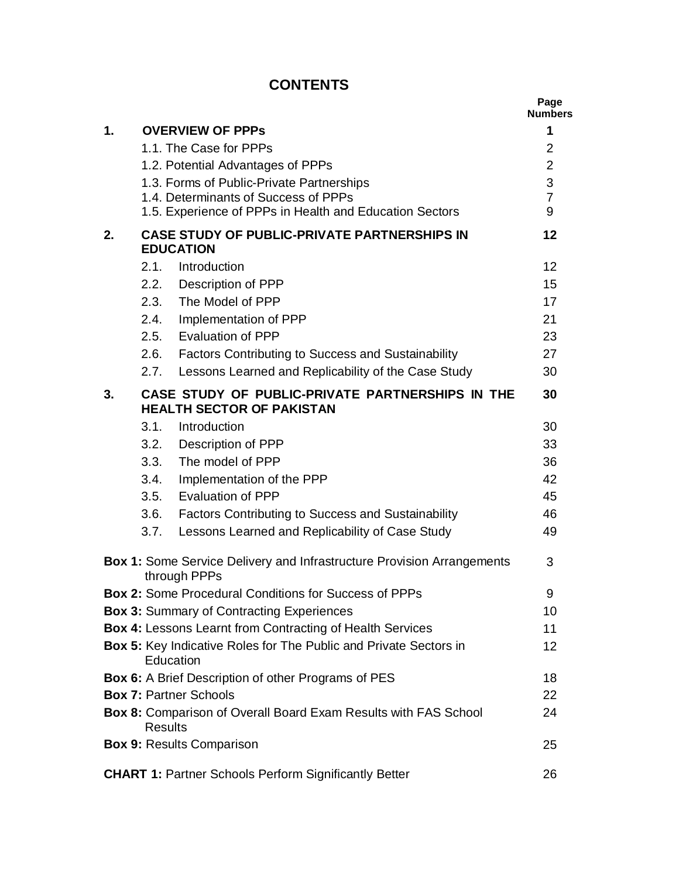# CONTENTS

| | | Page Numbers |
|---|---|---|
| **1.** | **OVERVIEW OF PPPs** | **1** |
| | 1.1. The Case for PPPs | 2 |
| | 1.2. Potential Advantages of PPPs | 2 |
| | 1.3. Forms of Public-Private Partnerships | 3 |
| | 1.4. Determinants of Success of PPPs | 7 |
| | 1.5. Experience of PPPs in Health and Education Sectors | 9 |
| **2.** | **CASE STUDY OF PUBLIC-PRIVATE PARTNERSHIPS IN EDUCATION** | **12** |
| | 2.1. Introduction | 12 |
| | 2.2. Description of PPP | 15 |
| | 2.3. The Model of PPP | 17 |
| | 2.4. Implementation of PPP | 21 |
| | 2.5. Evaluation of PPP | 23 |
| | 2.6. Factors Contributing to Success and Sustainability | 27 |
| | 2.7. Lessons Learned and Replicability of the Case Study | 30 |
| **3.** | **CASE STUDY OF PUBLIC-PRIVATE PARTNERSHIPS IN THE HEALTH SECTOR OF PAKISTAN** | **30** |
| | 3.1. Introduction | 30 |
| | 3.2. Description of PPP | 33 |
| | 3.3. The model of PPP | 36 |
| | 3.4. Implementation of the PPP | 42 |
| | 3.5. Evaluation of PPP | 45 |
| | 3.6. Factors Contributing to Success and Sustainability | 46 |
| | 3.7. Lessons Learned and Replicability of Case Study | 49 |

| | |
|---|---|
| **Box 1:** Some Service Delivery and Infrastructure Provision Arrangements through PPPs | 3 |
| **Box 2:** Some Procedural Conditions for Success of PPPs | 9 |
| **Box 3:** Summary of Contracting Experiences | 10 |
| **Box 4:** Lessons Learnt from Contracting of Health Services | 11 |
| **Box 5:** Key Indicative Roles for The Public and Private Sectors in Education | 12 |
| **Box 6:** A Brief Description of other Programs of PES | 18 |
| **Box 7:** Partner Schools | 22 |
| **Box 8:** Comparison of Overall Board Exam Results with FAS School Results | 24 |
| **Box 9:** Results Comparison | 25 |
| **CHART 1:** Partner Schools Perform Significantly Better | 26 |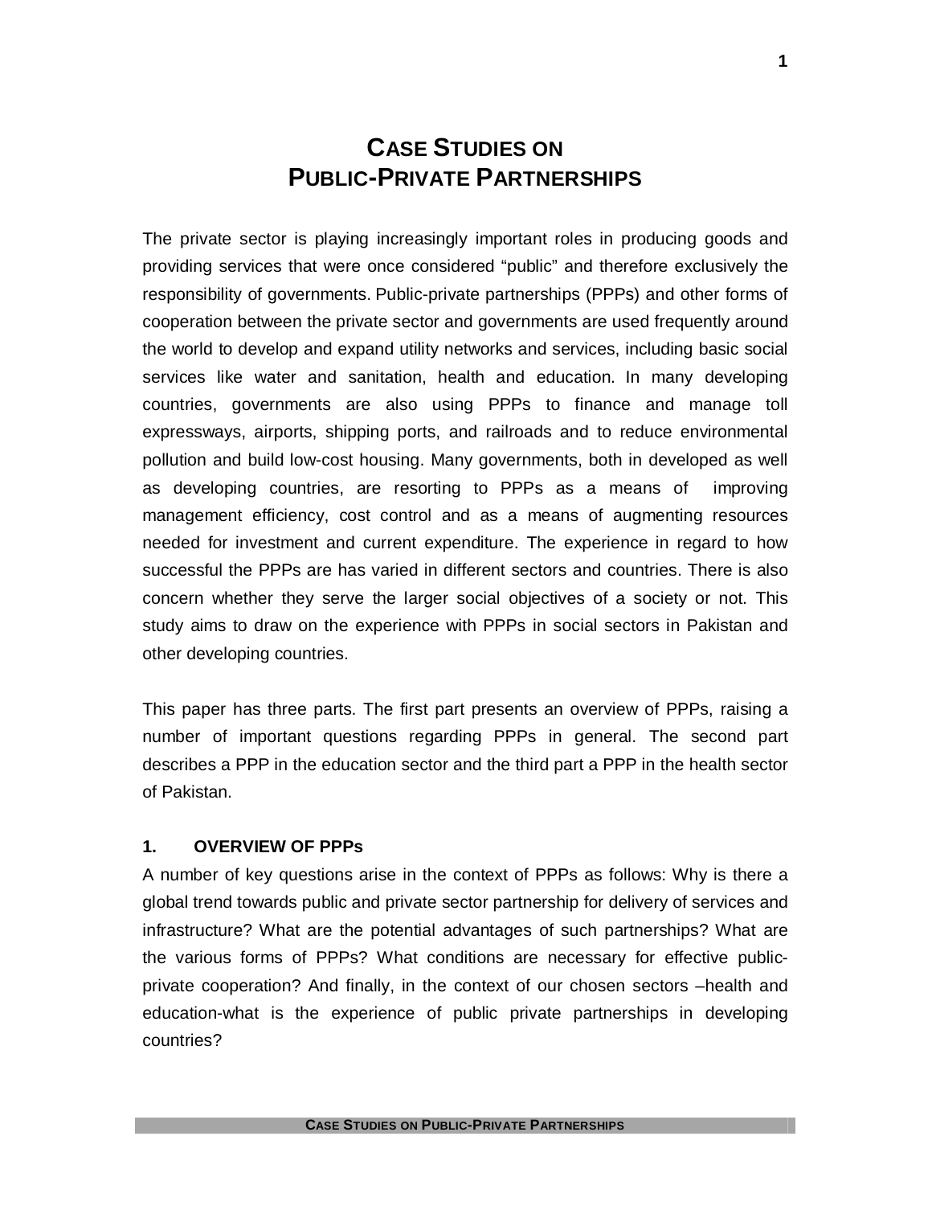# CASE STUDIES ON PUBLIC-PRIVATE PARTNERSHIPS

The private sector is playing increasingly important roles in producing goods and providing services that were once considered "public" and therefore exclusively the responsibility of governments. Public-private partnerships (PPPs) and other forms of cooperation between the private sector and governments are used frequently around the world to develop and expand utility networks and services, including basic social services like water and sanitation, health and education. In many developing countries, governments are also using PPPs to finance and manage toll expressways, airports, shipping ports, and railroads and to reduce environmental pollution and build low-cost housing. Many governments, both in developed as well as developing countries, are resorting to PPPs as a means of improving management efficiency, cost control and as a means of augmenting resources needed for investment and current expenditure. The experience in regard to how successful the PPPs are has varied in different sectors and countries. There is also concern whether they serve the larger social objectives of a society or not. This study aims to draw on the experience with PPPs in social sectors in Pakistan and other developing countries.

This paper has three parts. The first part presents an overview of PPPs, raising a number of important questions regarding PPPs in general. The second part describes a PPP in the education sector and the third part a PPP in the health sector of Pakistan.

## 1. OVERVIEW OF PPPs

A number of key questions arise in the context of PPPs as follows: Why is there a global trend towards public and private sector partnership for delivery of services and infrastructure? What are the potential advantages of such partnerships? What are the various forms of PPPs? What conditions are necessary for effective public-private cooperation? And finally, in the context of our chosen sectors –health and education-what is the experience of public private partnerships in developing countries?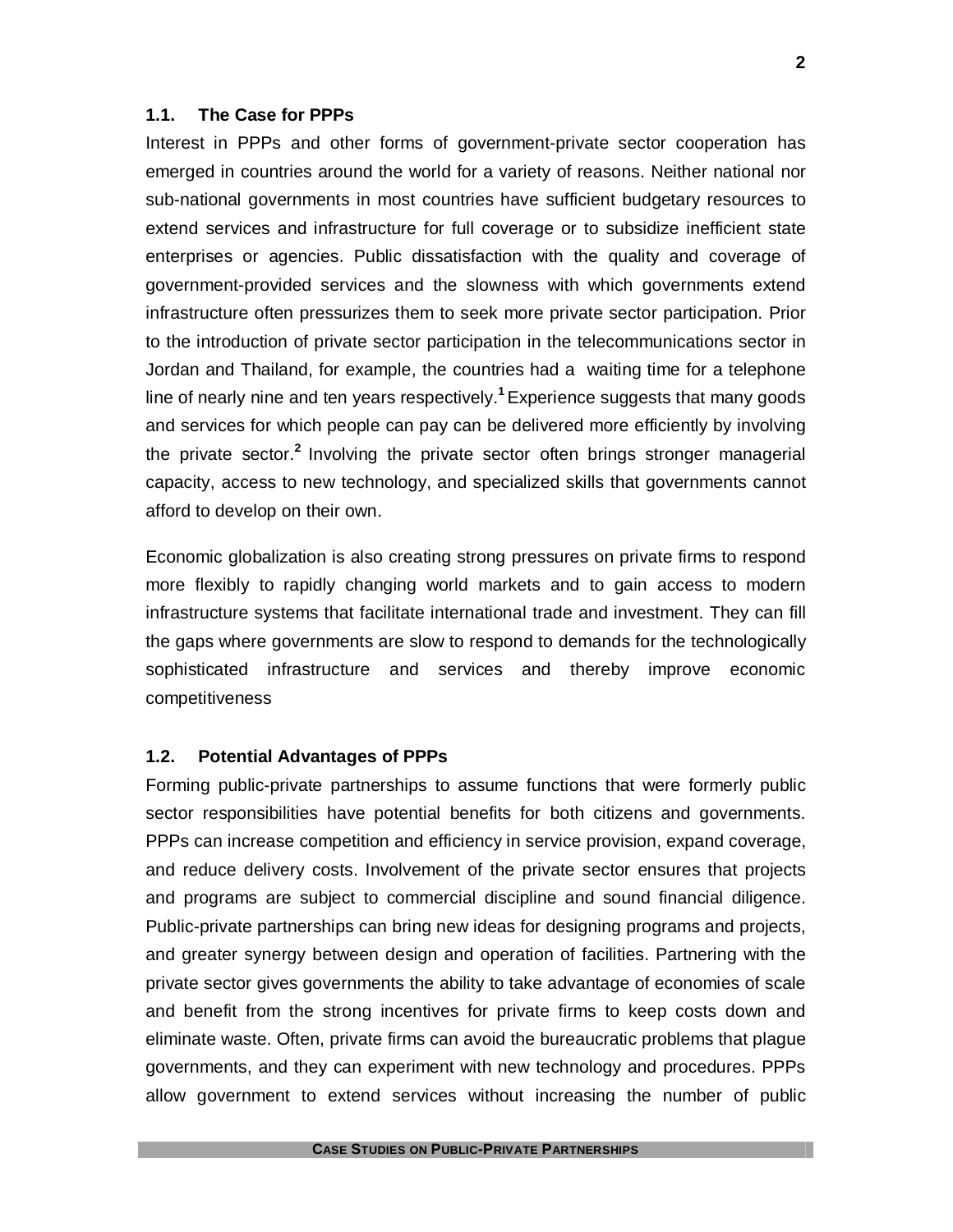### 1.1. The Case for PPPs

Interest in PPPs and other forms of government-private sector cooperation has emerged in countries around the world for a variety of reasons. Neither national nor sub-national governments in most countries have sufficient budgetary resources to extend services and infrastructure for full coverage or to subsidize inefficient state enterprises or agencies. Public dissatisfaction with the quality and coverage of government-provided services and the slowness with which governments extend infrastructure often pressurizes them to seek more private sector participation. Prior to the introduction of private sector participation in the telecommunications sector in Jordan and Thailand, for example, the countries had a waiting time for a telephone line of nearly nine and ten years respectively.[1] Experience suggests that many goods and services for which people can pay can be delivered more efficiently by involving the private sector.[2] Involving the private sector often brings stronger managerial capacity, access to new technology, and specialized skills that governments cannot afford to develop on their own.

Economic globalization is also creating strong pressures on private firms to respond more flexibly to rapidly changing world markets and to gain access to modern infrastructure systems that facilitate international trade and investment. They can fill the gaps where governments are slow to respond to demands for the technologically sophisticated infrastructure and services and thereby improve economic competitiveness

### 1.2. Potential Advantages of PPPs

Forming public-private partnerships to assume functions that were formerly public sector responsibilities have potential benefits for both citizens and governments. PPPs can increase competition and efficiency in service provision, expand coverage, and reduce delivery costs. Involvement of the private sector ensures that projects and programs are subject to commercial discipline and sound financial diligence. Public-private partnerships can bring new ideas for designing programs and projects, and greater synergy between design and operation of facilities. Partnering with the private sector gives governments the ability to take advantage of economies of scale and benefit from the strong incentives for private firms to keep costs down and eliminate waste. Often, private firms can avoid the bureaucratic problems that plague governments, and they can experiment with new technology and procedures. PPPs allow government to extend services without increasing the number of public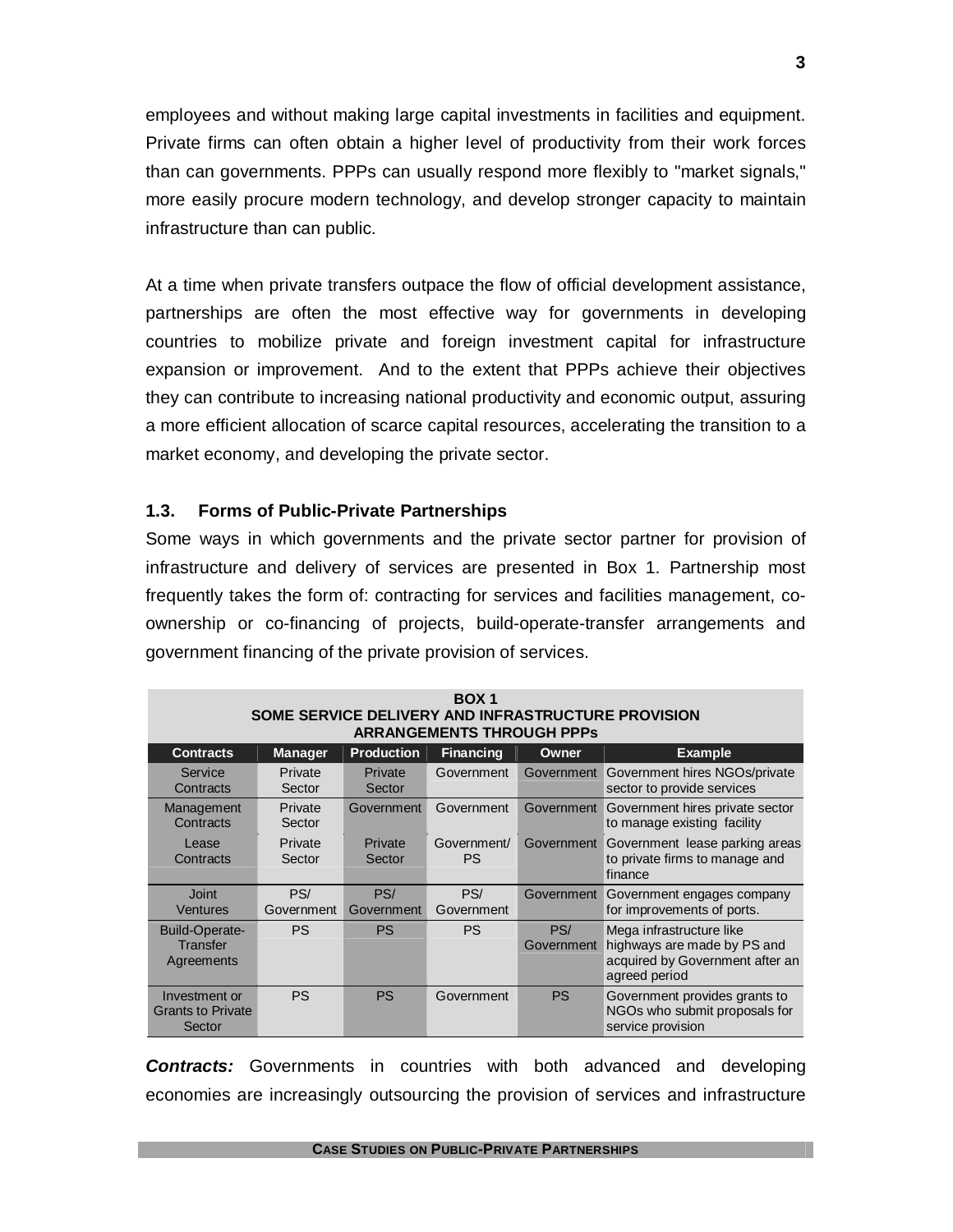employees and without making large capital investments in facilities and equipment. Private firms can often obtain a higher level of productivity from their work forces than can governments. PPPs can usually respond more flexibly to "market signals," more easily procure modern technology, and develop stronger capacity to maintain infrastructure than can public.

At a time when private transfers outpace the flow of official development assistance, partnerships are often the most effective way for governments in developing countries to mobilize private and foreign investment capital for infrastructure expansion or improvement. And to the extent that PPPs achieve their objectives they can contribute to increasing national productivity and economic output, assuring a more efficient allocation of scarce capital resources, accelerating the transition to a market economy, and developing the private sector.

### 1.3. Forms of Public-Private Partnerships

Some ways in which governments and the private sector partner for provision of infrastructure and delivery of services are presented in Box 1. Partnership most frequently takes the form of: contracting for services and facilities management, co-ownership or co-financing of projects, build-operate-transfer arrangements and government financing of the private provision of services.

**BOX 1**
**SOME SERVICE DELIVERY AND INFRASTRUCTURE PROVISION ARRANGEMENTS THROUGH PPPs**

| Contracts | Manager | Production | Financing | Owner | Example |
|---|---|---|---|---|---|
| Service Contracts | Private Sector | Private Sector | Government | Government | Government hires NGOs/private sector to provide services |
| Management Contracts | Private Sector | Government | Government | Government | Government hires private sector to manage existing facility |
| Lease Contracts | Private Sector | Private Sector | Government/ PS | Government | Government lease parking areas to private firms to manage and finance |
| Joint Ventures | PS/ Government | PS/ Government | PS/ Government | Government | Government engages company for improvements of ports. |
| Build-Operate-Transfer Agreements | PS | PS | PS | PS/ Government | Mega infrastructure like highways are made by PS and acquired by Government after an agreed period |
| Investment or Grants to Private Sector | PS | PS | Government | PS | Government provides grants to NGOs who submit proposals for service provision |

***Contracts:*** Governments in countries with both advanced and developing economies are increasingly outsourcing the provision of services and infrastructure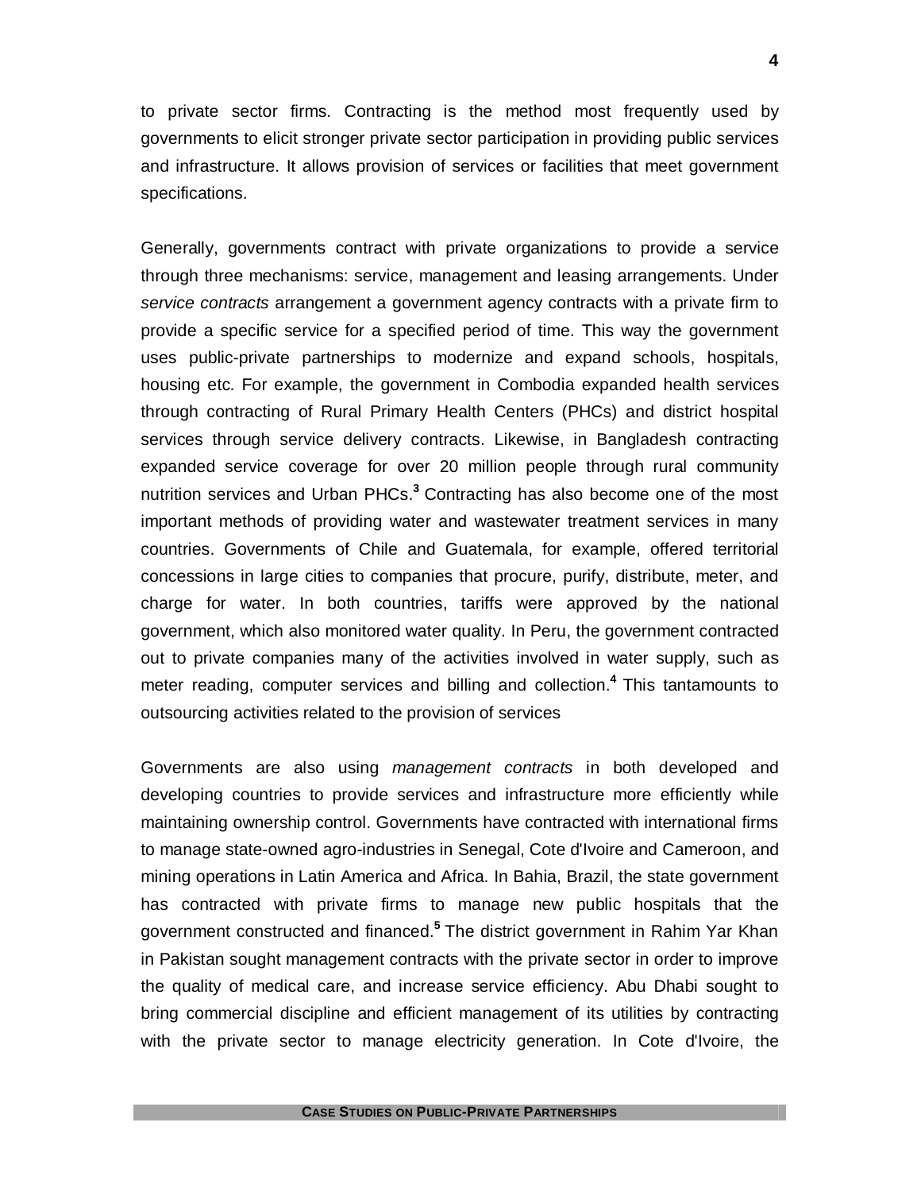to private sector firms. Contracting is the method most frequently used by governments to elicit stronger private sector participation in providing public services and infrastructure. It allows provision of services or facilities that meet government specifications.

Generally, governments contract with private organizations to provide a service through three mechanisms: service, management and leasing arrangements. Under *service contracts* arrangement a government agency contracts with a private firm to provide a specific service for a specified period of time. This way the government uses public-private partnerships to modernize and expand schools, hospitals, housing etc. For example, the government in Combodia expanded health services through contracting of Rural Primary Health Centers (PHCs) and district hospital services through service delivery contracts. Likewise, in Bangladesh contracting expanded service coverage for over 20 million people through rural community nutrition services and Urban PHCs.[3] Contracting has also become one of the most important methods of providing water and wastewater treatment services in many countries. Governments of Chile and Guatemala, for example, offered territorial concessions in large cities to companies that procure, purify, distribute, meter, and charge for water. In both countries, tariffs were approved by the national government, which also monitored water quality. In Peru, the government contracted out to private companies many of the activities involved in water supply, such as meter reading, computer services and billing and collection.[4] This tantamounts to outsourcing activities related to the provision of services

Governments are also using *management contracts* in both developed and developing countries to provide services and infrastructure more efficiently while maintaining ownership control. Governments have contracted with international firms to manage state-owned agro-industries in Senegal, Cote d'Ivoire and Cameroon, and mining operations in Latin America and Africa. In Bahia, Brazil, the state government has contracted with private firms to manage new public hospitals that the government constructed and financed.[5] The district government in Rahim Yar Khan in Pakistan sought management contracts with the private sector in order to improve the quality of medical care, and increase service efficiency. Abu Dhabi sought to bring commercial discipline and efficient management of its utilities by contracting with the private sector to manage electricity generation. In Cote d'Ivoire, the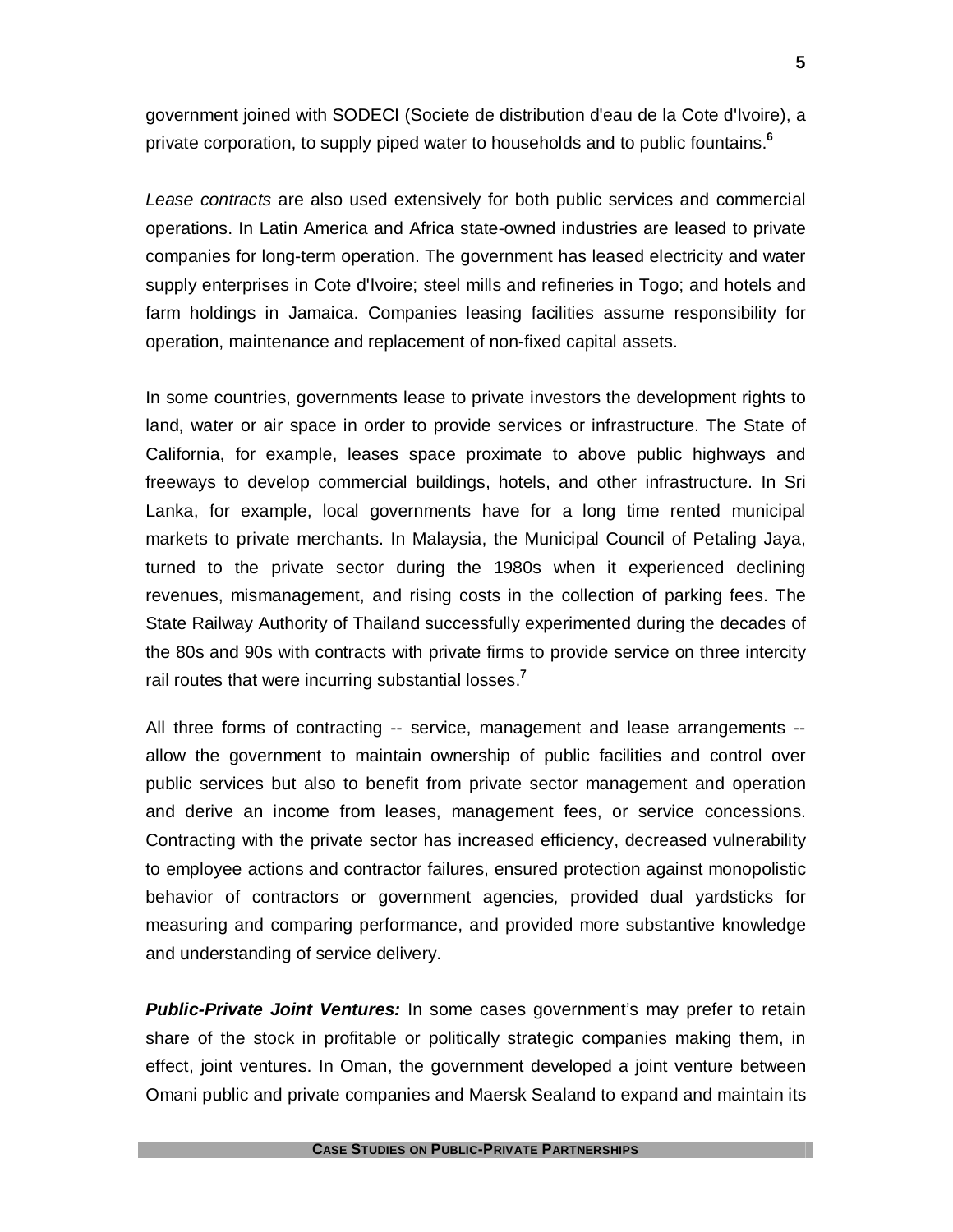government joined with SODECI (Societe de distribution d'eau de la Cote d'Ivoire), a private corporation, to supply piped water to households and to public fountains.[6]

*Lease contracts* are also used extensively for both public services and commercial operations. In Latin America and Africa state-owned industries are leased to private companies for long-term operation. The government has leased electricity and water supply enterprises in Cote d'Ivoire; steel mills and refineries in Togo; and hotels and farm holdings in Jamaica. Companies leasing facilities assume responsibility for operation, maintenance and replacement of non-fixed capital assets.

In some countries, governments lease to private investors the development rights to land, water or air space in order to provide services or infrastructure. The State of California, for example, leases space proximate to above public highways and freeways to develop commercial buildings, hotels, and other infrastructure. In Sri Lanka, for example, local governments have for a long time rented municipal markets to private merchants. In Malaysia, the Municipal Council of Petaling Jaya, turned to the private sector during the 1980s when it experienced declining revenues, mismanagement, and rising costs in the collection of parking fees. The State Railway Authority of Thailand successfully experimented during the decades of the 80s and 90s with contracts with private firms to provide service on three intercity rail routes that were incurring substantial losses.[7]

All three forms of contracting -- service, management and lease arrangements -- allow the government to maintain ownership of public facilities and control over public services but also to benefit from private sector management and operation and derive an income from leases, management fees, or service concessions. Contracting with the private sector has increased efficiency, decreased vulnerability to employee actions and contractor failures, ensured protection against monopolistic behavior of contractors or government agencies, provided dual yardsticks for measuring and comparing performance, and provided more substantive knowledge and understanding of service delivery.

***Public-Private Joint Ventures:*** In some cases government's may prefer to retain share of the stock in profitable or politically strategic companies making them, in effect, joint ventures. In Oman, the government developed a joint venture between Omani public and private companies and Maersk Sealand to expand and maintain its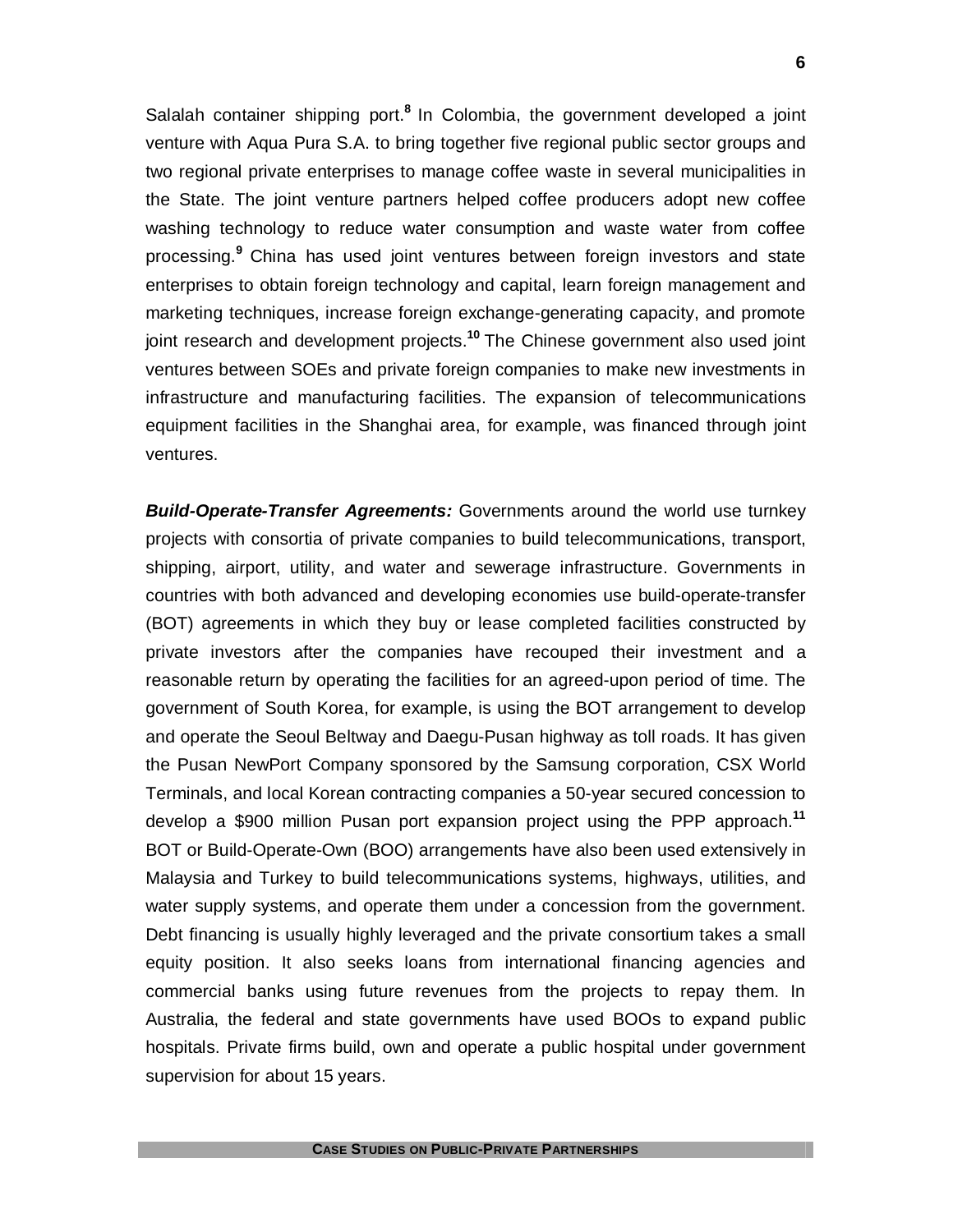Salalah container shipping port.[8] In Colombia, the government developed a joint venture with Aqua Pura S.A. to bring together five regional public sector groups and two regional private enterprises to manage coffee waste in several municipalities in the State. The joint venture partners helped coffee producers adopt new coffee washing technology to reduce water consumption and waste water from coffee processing.[9] China has used joint ventures between foreign investors and state enterprises to obtain foreign technology and capital, learn foreign management and marketing techniques, increase foreign exchange-generating capacity, and promote joint research and development projects.[10] The Chinese government also used joint ventures between SOEs and private foreign companies to make new investments in infrastructure and manufacturing facilities. The expansion of telecommunications equipment facilities in the Shanghai area, for example, was financed through joint ventures.

***Build-Operate-Transfer Agreements:*** Governments around the world use turnkey projects with consortia of private companies to build telecommunications, transport, shipping, airport, utility, and water and sewerage infrastructure. Governments in countries with both advanced and developing economies use build-operate-transfer (BOT) agreements in which they buy or lease completed facilities constructed by private investors after the companies have recouped their investment and a reasonable return by operating the facilities for an agreed-upon period of time. The government of South Korea, for example, is using the BOT arrangement to develop and operate the Seoul Beltway and Daegu-Pusan highway as toll roads. It has given the Pusan NewPort Company sponsored by the Samsung corporation, CSX World Terminals, and local Korean contracting companies a 50-year secured concession to develop a $900 million Pusan port expansion project using the PPP approach.[11] BOT or Build-Operate-Own (BOO) arrangements have also been used extensively in Malaysia and Turkey to build telecommunications systems, highways, utilities, and water supply systems, and operate them under a concession from the government. Debt financing is usually highly leveraged and the private consortium takes a small equity position. It also seeks loans from international financing agencies and commercial banks using future revenues from the projects to repay them. In Australia, the federal and state governments have used BOOs to expand public hospitals. Private firms build, own and operate a public hospital under government supervision for about 15 years.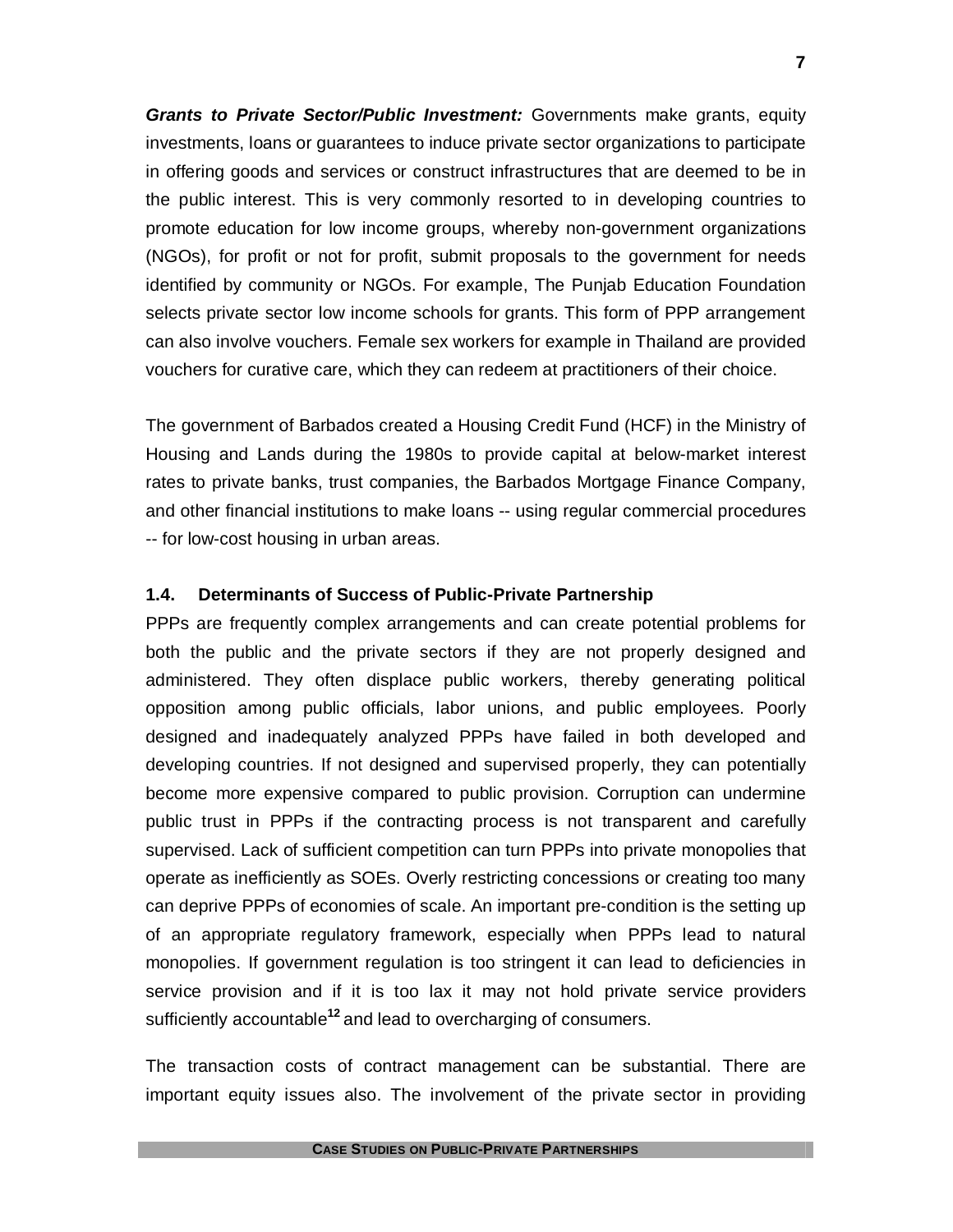***Grants to Private Sector/Public Investment:*** Governments make grants, equity investments, loans or guarantees to induce private sector organizations to participate in offering goods and services or construct infrastructures that are deemed to be in the public interest. This is very commonly resorted to in developing countries to promote education for low income groups, whereby non-government organizations (NGOs), for profit or not for profit, submit proposals to the government for needs identified by community or NGOs. For example, The Punjab Education Foundation selects private sector low income schools for grants. This form of PPP arrangement can also involve vouchers. Female sex workers for example in Thailand are provided vouchers for curative care, which they can redeem at practitioners of their choice.

The government of Barbados created a Housing Credit Fund (HCF) in the Ministry of Housing and Lands during the 1980s to provide capital at below-market interest rates to private banks, trust companies, the Barbados Mortgage Finance Company, and other financial institutions to make loans -- using regular commercial procedures -- for low-cost housing in urban areas.

### 1.4. Determinants of Success of Public-Private Partnership

PPPs are frequently complex arrangements and can create potential problems for both the public and the private sectors if they are not properly designed and administered. They often displace public workers, thereby generating political opposition among public officials, labor unions, and public employees. Poorly designed and inadequately analyzed PPPs have failed in both developed and developing countries. If not designed and supervised properly, they can potentially become more expensive compared to public provision. Corruption can undermine public trust in PPPs if the contracting process is not transparent and carefully supervised. Lack of sufficient competition can turn PPPs into private monopolies that operate as inefficiently as SOEs. Overly restricting concessions or creating too many can deprive PPPs of economies of scale. An important pre-condition is the setting up of an appropriate regulatory framework, especially when PPPs lead to natural monopolies. If government regulation is too stringent it can lead to deficiencies in service provision and if it is too lax it may not hold private service providers sufficiently accountable[12] and lead to overcharging of consumers.

The transaction costs of contract management can be substantial. There are important equity issues also. The involvement of the private sector in providing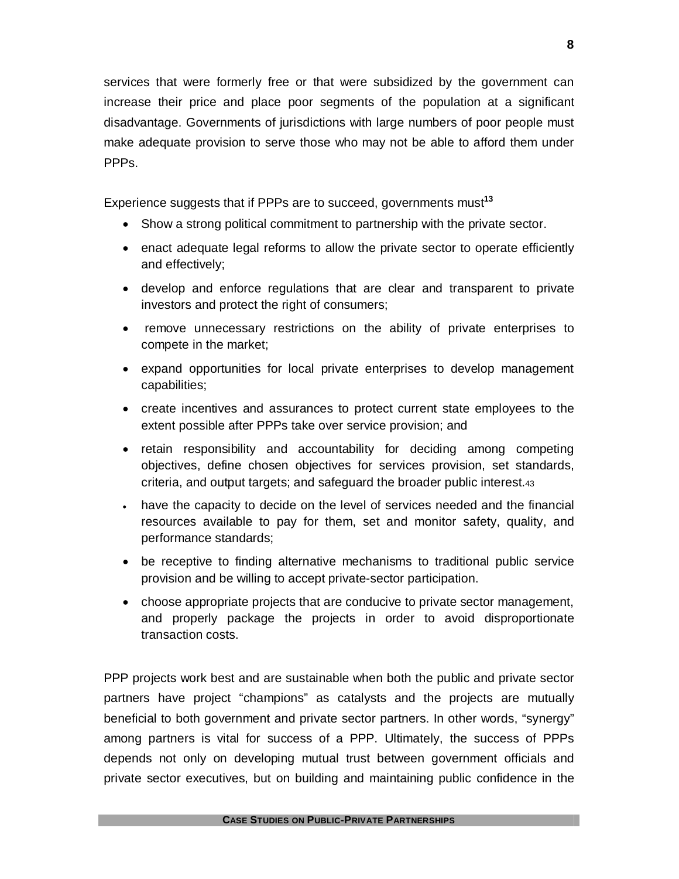services that were formerly free or that were subsidized by the government can increase their price and place poor segments of the population at a significant disadvantage. Governments of jurisdictions with large numbers of poor people must make adequate provision to serve those who may not be able to afford them under PPPs.

Experience suggests that if PPPs are to succeed, governments must[13]

- Show a strong political commitment to partnership with the private sector.
- enact adequate legal reforms to allow the private sector to operate efficiently and effectively;
- develop and enforce regulations that are clear and transparent to private investors and protect the right of consumers;
- remove unnecessary restrictions on the ability of private enterprises to compete in the market;
- expand opportunities for local private enterprises to develop management capabilities;
- create incentives and assurances to protect current state employees to the extent possible after PPPs take over service provision; and
- retain responsibility and accountability for deciding among competing objectives, define chosen objectives for services provision, set standards, criteria, and output targets; and safeguard the broader public interest.43
- have the capacity to decide on the level of services needed and the financial resources available to pay for them, set and monitor safety, quality, and performance standards;
- be receptive to finding alternative mechanisms to traditional public service provision and be willing to accept private-sector participation.
- choose appropriate projects that are conducive to private sector management, and properly package the projects in order to avoid disproportionate transaction costs.

PPP projects work best and are sustainable when both the public and private sector partners have project "champions" as catalysts and the projects are mutually beneficial to both government and private sector partners. In other words, "synergy" among partners is vital for success of a PPP. Ultimately, the success of PPPs depends not only on developing mutual trust between government officials and private sector executives, but on building and maintaining public confidence in the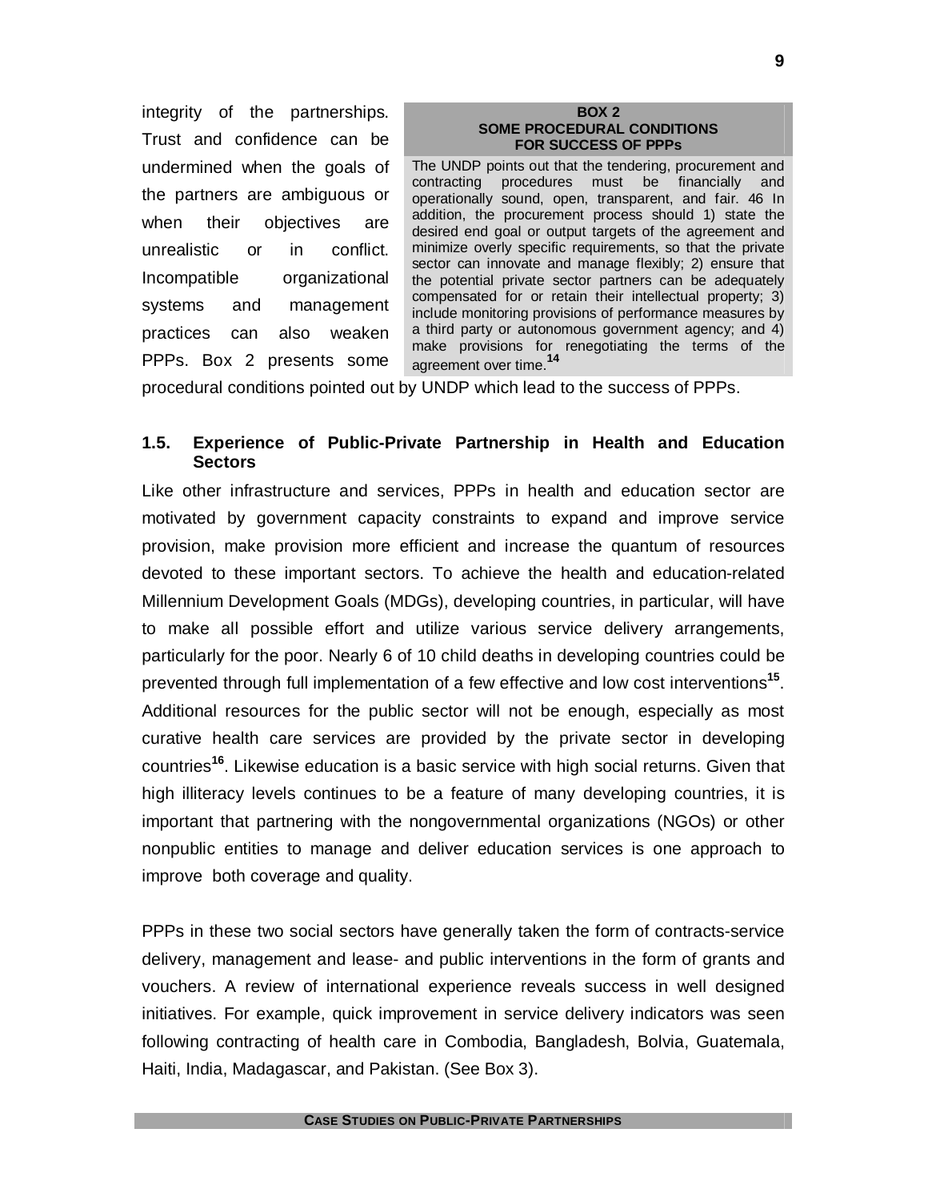integrity of the partnerships. Trust and confidence can be undermined when the goals of the partners are ambiguous or when their objectives are unrealistic or in conflict. Incompatible organizational systems and management practices can also weaken PPPs. Box 2 presents some procedural conditions pointed out by UNDP which lead to the success of PPPs.

> **BOX 2**
> **SOME PROCEDURAL CONDITIONS FOR SUCCESS OF PPPs**
>
> The UNDP points out that the tendering, procurement and contracting procedures must be financially and operationally sound, open, transparent, and fair. 46 In addition, the procurement process should 1) state the desired end goal or output targets of the agreement and minimize overly specific requirements, so that the private sector can innovate and manage flexibly; 2) ensure that the potential private sector partners can be adequately compensated for or retain their intellectual property; 3) include monitoring provisions of performance measures by a third party or autonomous government agency; and 4) make provisions for renegotiating the terms of the agreement over time.[14]

## 1.5. Experience of Public-Private Partnership in Health and Education Sectors

Like other infrastructure and services, PPPs in health and education sector are motivated by government capacity constraints to expand and improve service provision, make provision more efficient and increase the quantum of resources devoted to these important sectors. To achieve the health and education-related Millennium Development Goals (MDGs), developing countries, in particular, will have to make all possible effort and utilize various service delivery arrangements, particularly for the poor. Nearly 6 of 10 child deaths in developing countries could be prevented through full implementation of a few effective and low cost interventions[15]. Additional resources for the public sector will not be enough, especially as most curative health care services are provided by the private sector in developing countries[16]. Likewise education is a basic service with high social returns. Given that high illiteracy levels continues to be a feature of many developing countries, it is important that partnering with the nongovernmental organizations (NGOs) or other nonpublic entities to manage and deliver education services is one approach to improve both coverage and quality.

PPPs in these two social sectors have generally taken the form of contracts-service delivery, management and lease- and public interventions in the form of grants and vouchers. A review of international experience reveals success in well designed initiatives. For example, quick improvement in service delivery indicators was seen following contracting of health care in Combodia, Bangladesh, Bolvia, Guatemala, Haiti, India, Madagascar, and Pakistan. (See Box 3).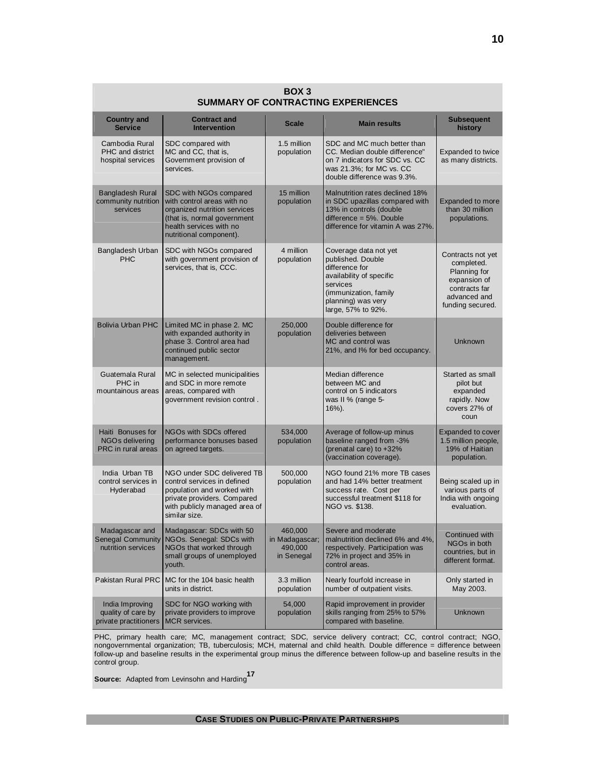## BOX 3
## SUMMARY OF CONTRACTING EXPERIENCES

| Country and Service | Contract and Intervention | Scale | Main results | Subsequent history |
|---|---|---|---|---|
| Cambodia Rural PHC and district hospital services | SDC compared with MC and CC, that is, Government provision of services. | 1.5 million population | SDC and MC much better than CC. Median double difference" on 7 indicators for SDC vs. CC was 21.3%; for MC vs. CC double difference was 9.3%. | Expanded to twice as many districts. |
| Bangladesh Rural community nutrition services | SDC with NGOs compared with control areas with no organized nutrition services (that is, normal government health services with no nutritional component). | 15 million population | Malnutrition rates declined 18% in SDC upazillas compared with 13% in controls (double difference = 5%. Double difference for vitamin A was 27%. | Expanded to more than 30 million populations. |
| Bangladesh Urban PHC | SDC with NGOs compared with government provision of services, that is, CCC. | 4 million population | Coverage data not yet published. Double difference for availability of specific services (immunization, family planning) was very large, 57% to 92%. | Contracts not yet completed. Planning for expansion of contracts far advanced and funding secured. |
| Bolivia Urban PHC | Limited MC in phase 2. MC with expanded authority in phase 3. Control area had continued public sector management. | 250,000 population | Double difference for deliveries between MC and control was 21%, and I% for bed occupancy. | Unknown |
| Guatemala Rural PHC in mountainous areas | MC in selected municipalities and SDC in more remote areas, compared with government revision control . | | Median difference between MC and control on 5 indicators was II % (range 5-16%). | Started as small pilot but expanded rapidly. Now covers 27% of coun |
| Haiti Bonuses for NGOs delivering PRC in rural areas | NGOs with SDCs offered performance bonuses based on agreed targets. | 534,000 population | Average of follow-up minus baseline ranged from -3% (prenatal care) to +32% (vaccination coverage). | Expanded to cover 1.5 million people, 19% of Haitian population. |
| India Urban TB control services in Hyderabad | NGO under SDC delivered TB control services in defined population and worked with private providers. Compared with publicly managed area of similar size. | 500,000 population | NGO found 21% more TB cases and had 14% better treatment success rate. Cost per successful treatment $118 for NGO vs. $138. | Being scaled up in various parts of India with ongoing evaluation. |
| Madagascar and Senegal Community nutrition services | Madagascar: SDCs with 50 NGOs. Senegal: SDCs with NGOs that worked through small groups of unemployed youth. | 460,000 in Madagascar; 490,000 in Senegal | Severe and moderate malnutrition declined 6% and 4%, respectively. Participation was 72% in project and 35% in control areas. | Continued with NGOs in both countries, but in different format. |
| Pakistan Rural PRC | MC for the 104 basic health units in district. | 3.3 million population | Nearly fourfold increase in number of outpatient visits. | Only started in May 2003. |
| India Improving quality of care by private practitioners | SDC for NGO working with private providers to improve MCR services. | 54,000 population | Rapid improvement in provider skills ranging from 25% to 57% compared with baseline. | Unknown |

PHC, primary health care; MC, management contract; SDC, service delivery contract; CC, control contract; NGO, nongovernmental organization; TB, tuberculosis; MCH, maternal and child health. Double difference = difference between follow-up and baseline results in the experimental group minus the difference between follow-up and baseline results in the control group.

**Source:** Adapted from Levinsohn and Harding[17]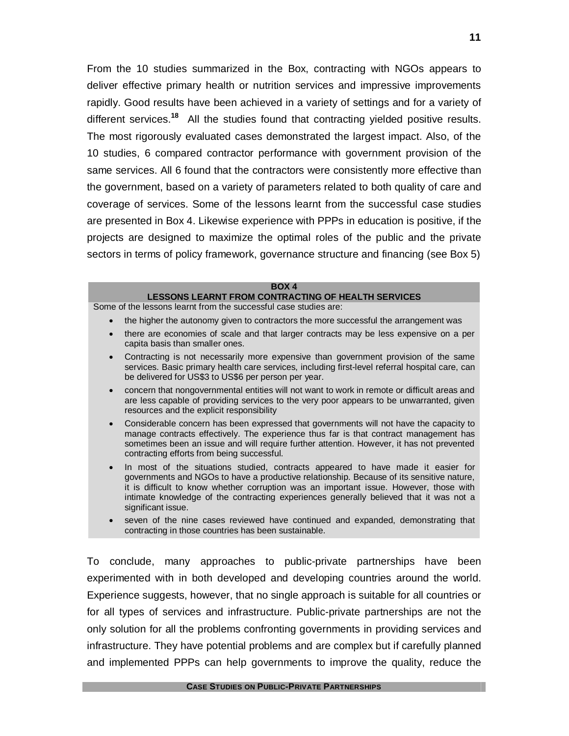From the 10 studies summarized in the Box, contracting with NGOs appears to deliver effective primary health or nutrition services and impressive improvements rapidly. Good results have been achieved in a variety of settings and for a variety of different services.[18] All the studies found that contracting yielded positive results. The most rigorously evaluated cases demonstrated the largest impact. Also, of the 10 studies, 6 compared contractor performance with government provision of the same services. All 6 found that the contractors were consistently more effective than the government, based on a variety of parameters related to both quality of care and coverage of services. Some of the lessons learnt from the successful case studies are presented in Box 4. Likewise experience with PPPs in education is positive, if the projects are designed to maximize the optimal roles of the public and the private sectors in terms of policy framework, governance structure and financing (see Box 5)

**BOX 4**
**LESSONS LEARNT FROM CONTRACTING OF HEALTH SERVICES**

Some of the lessons learnt from the successful case studies are:

- the higher the autonomy given to contractors the more successful the arrangement was
- there are economies of scale and that larger contracts may be less expensive on a per capita basis than smaller ones.
- Contracting is not necessarily more expensive than government provision of the same services. Basic primary health care services, including first-level referral hospital care, can be delivered for US$3 to US$6 per person per year.
- concern that nongovernmental entities will not want to work in remote or difficult areas and are less capable of providing services to the very poor appears to be unwarranted, given resources and the explicit responsibility
- Considerable concern has been expressed that governments will not have the capacity to manage contracts effectively. The experience thus far is that contract management has sometimes been an issue and will require further attention. However, it has not prevented contracting efforts from being successful.
- In most of the situations studied, contracts appeared to have made it easier for governments and NGOs to have a productive relationship. Because of its sensitive nature, it is difficult to know whether corruption was an important issue. However, those with intimate knowledge of the contracting experiences generally believed that it was not a significant issue.
- seven of the nine cases reviewed have continued and expanded, demonstrating that contracting in those countries has been sustainable.

To conclude, many approaches to public-private partnerships have been experimented with in both developed and developing countries around the world. Experience suggests, however, that no single approach is suitable for all countries or for all types of services and infrastructure. Public-private partnerships are not the only solution for all the problems confronting governments in providing services and infrastructure. They have potential problems and are complex but if carefully planned and implemented PPPs can help governments to improve the quality, reduce the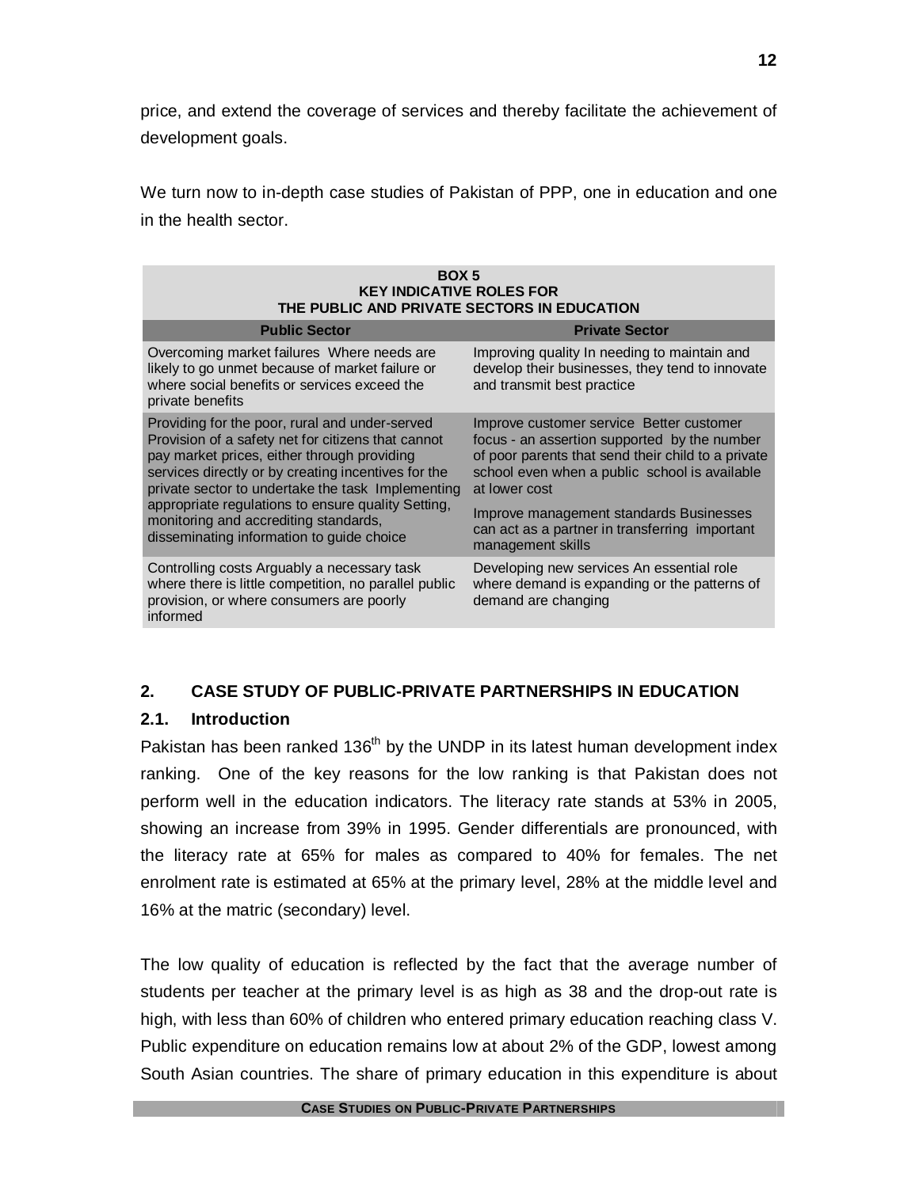price, and extend the coverage of services and thereby facilitate the achievement of development goals.

We turn now to in-depth case studies of Pakistan of PPP, one in education and one in the health sector.

**BOX 5**
**KEY INDICATIVE ROLES FOR**
**THE PUBLIC AND PRIVATE SECTORS IN EDUCATION**

| Public Sector | Private Sector |
|---|---|
| Overcoming market failures Where needs are likely to go unmet because of market failure or where social benefits or services exceed the private benefits | Improving quality In needing to maintain and develop their businesses, they tend to innovate and transmit best practice |
| Providing for the poor, rural and under-served Provision of a safety net for citizens that cannot pay market prices, either through providing services directly or by creating incentives for the private sector to undertake the task Implementing appropriate regulations to ensure quality Setting, monitoring and accrediting standards, disseminating information to guide choice | Improve customer service Better customer focus - an assertion supported by the number of poor parents that send their child to a private school even when a public school is available at lower cost<br><br>Improve management standards Businesses can act as a partner in transferring important management skills |
| Controlling costs Arguably a necessary task where there is little competition, no parallel public provision, or where consumers are poorly informed | Developing new services An essential role where demand is expanding or the patterns of demand are changing |

## 2. CASE STUDY OF PUBLIC-PRIVATE PARTNERSHIPS IN EDUCATION

### 2.1. Introduction

Pakistan has been ranked 136$^{th}$ by the UNDP in its latest human development index ranking. One of the key reasons for the low ranking is that Pakistan does not perform well in the education indicators. The literacy rate stands at 53% in 2005, showing an increase from 39% in 1995. Gender differentials are pronounced, with the literacy rate at 65% for males as compared to 40% for females. The net enrolment rate is estimated at 65% at the primary level, 28% at the middle level and 16% at the matric (secondary) level.

The low quality of education is reflected by the fact that the average number of students per teacher at the primary level is as high as 38 and the drop-out rate is high, with less than 60% of children who entered primary education reaching class V. Public expenditure on education remains low at about 2% of the GDP, lowest among South Asian countries. The share of primary education in this expenditure is about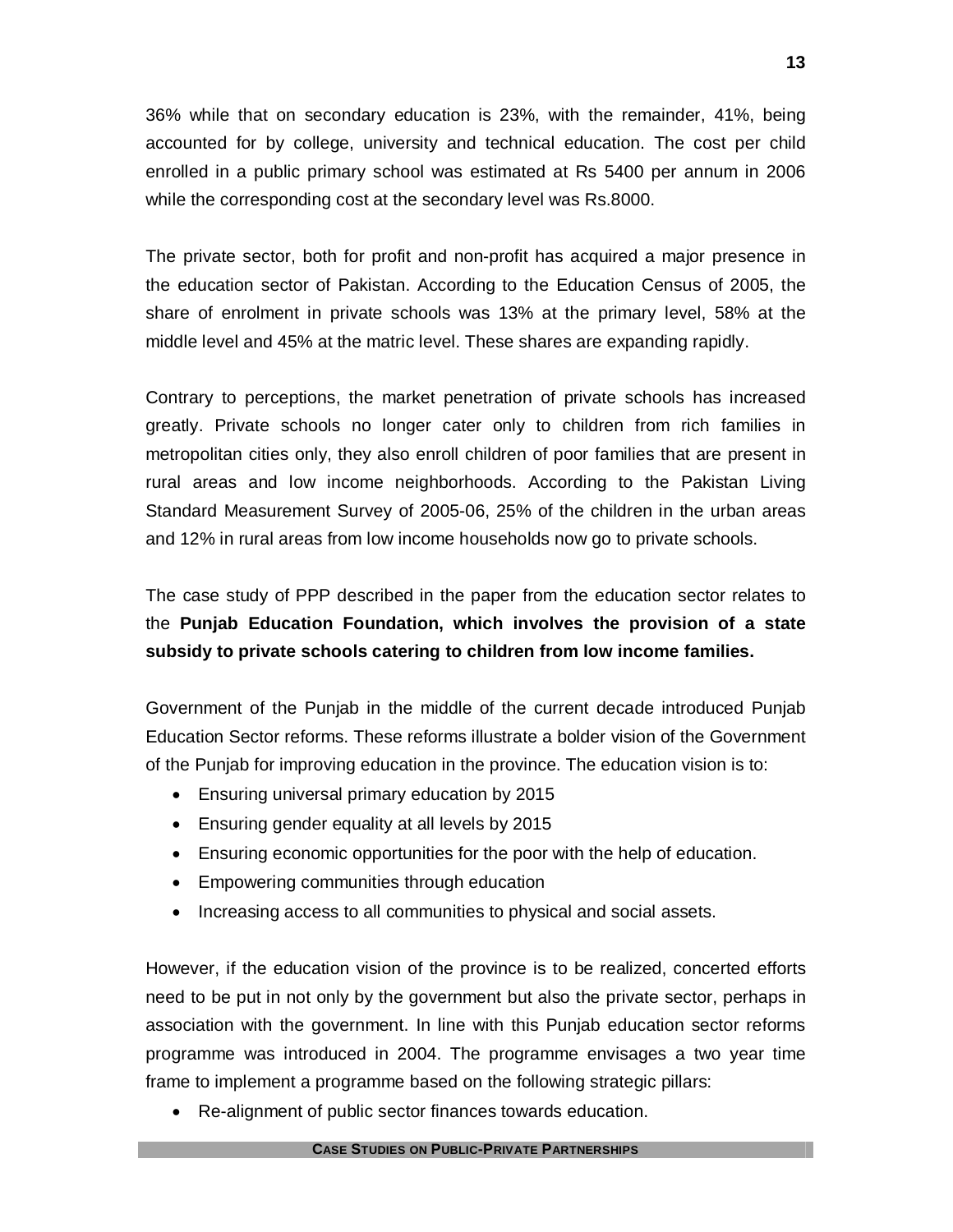36% while that on secondary education is 23%, with the remainder, 41%, being accounted for by college, university and technical education. The cost per child enrolled in a public primary school was estimated at Rs 5400 per annum in 2006 while the corresponding cost at the secondary level was Rs.8000.

The private sector, both for profit and non-profit has acquired a major presence in the education sector of Pakistan. According to the Education Census of 2005, the share of enrolment in private schools was 13% at the primary level, 58% at the middle level and 45% at the matric level. These shares are expanding rapidly.

Contrary to perceptions, the market penetration of private schools has increased greatly. Private schools no longer cater only to children from rich families in metropolitan cities only, they also enroll children of poor families that are present in rural areas and low income neighborhoods. According to the Pakistan Living Standard Measurement Survey of 2005-06, 25% of the children in the urban areas and 12% in rural areas from low income households now go to private schools.

The case study of PPP described in the paper from the education sector relates to the **Punjab Education Foundation, which involves the provision of a state subsidy to private schools catering to children from low income families.**

Government of the Punjab in the middle of the current decade introduced Punjab Education Sector reforms. These reforms illustrate a bolder vision of the Government of the Punjab for improving education in the province. The education vision is to:

- Ensuring universal primary education by 2015
- Ensuring gender equality at all levels by 2015
- Ensuring economic opportunities for the poor with the help of education.
- Empowering communities through education
- Increasing access to all communities to physical and social assets.

However, if the education vision of the province is to be realized, concerted efforts need to be put in not only by the government but also the private sector, perhaps in association with the government. In line with this Punjab education sector reforms programme was introduced in 2004. The programme envisages a two year time frame to implement a programme based on the following strategic pillars:

- Re-alignment of public sector finances towards education.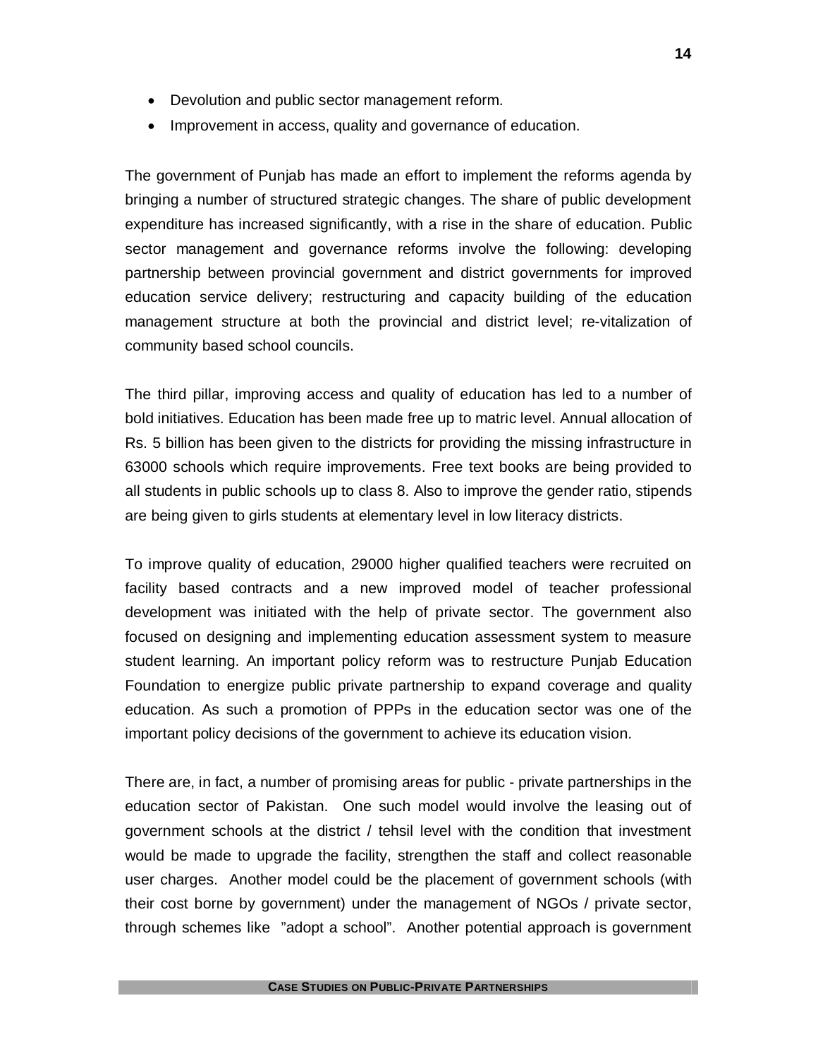- Devolution and public sector management reform.
- Improvement in access, quality and governance of education.

The government of Punjab has made an effort to implement the reforms agenda by bringing a number of structured strategic changes. The share of public development expenditure has increased significantly, with a rise in the share of education. Public sector management and governance reforms involve the following: developing partnership between provincial government and district governments for improved education service delivery; restructuring and capacity building of the education management structure at both the provincial and district level; re-vitalization of community based school councils.

The third pillar, improving access and quality of education has led to a number of bold initiatives. Education has been made free up to matric level. Annual allocation of Rs. 5 billion has been given to the districts for providing the missing infrastructure in 63000 schools which require improvements. Free text books are being provided to all students in public schools up to class 8. Also to improve the gender ratio, stipends are being given to girls students at elementary level in low literacy districts.

To improve quality of education, 29000 higher qualified teachers were recruited on facility based contracts and a new improved model of teacher professional development was initiated with the help of private sector. The government also focused on designing and implementing education assessment system to measure student learning. An important policy reform was to restructure Punjab Education Foundation to energize public private partnership to expand coverage and quality education. As such a promotion of PPPs in the education sector was one of the important policy decisions of the government to achieve its education vision.

There are, in fact, a number of promising areas for public - private partnerships in the education sector of Pakistan. One such model would involve the leasing out of government schools at the district / tehsil level with the condition that investment would be made to upgrade the facility, strengthen the staff and collect reasonable user charges. Another model could be the placement of government schools (with their cost borne by government) under the management of NGOs / private sector, through schemes like "adopt a school". Another potential approach is government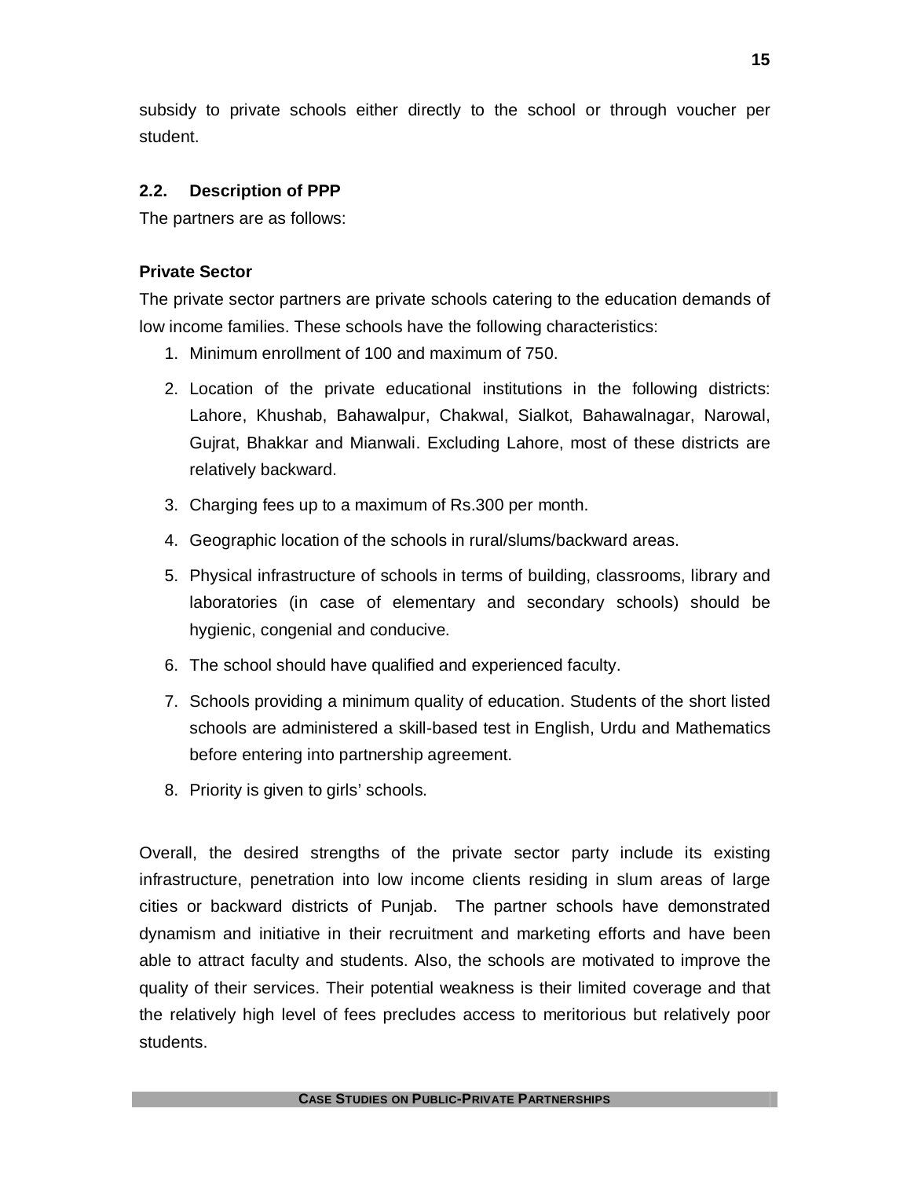subsidy to private schools either directly to the school or through voucher per student.

### 2.2. Description of PPP

The partners are as follows:

**Private Sector**

The private sector partners are private schools catering to the education demands of low income families. These schools have the following characteristics:

1. Minimum enrollment of 100 and maximum of 750.
2. Location of the private educational institutions in the following districts: Lahore, Khushab, Bahawalpur, Chakwal, Sialkot, Bahawalnagar, Narowal, Gujrat, Bhakkar and Mianwali. Excluding Lahore, most of these districts are relatively backward.
3. Charging fees up to a maximum of Rs.300 per month.
4. Geographic location of the schools in rural/slums/backward areas.
5. Physical infrastructure of schools in terms of building, classrooms, library and laboratories (in case of elementary and secondary schools) should be hygienic, congenial and conducive.
6. The school should have qualified and experienced faculty.
7. Schools providing a minimum quality of education. Students of the short listed schools are administered a skill-based test in English, Urdu and Mathematics before entering into partnership agreement.
8. Priority is given to girls' schools.

Overall, the desired strengths of the private sector party include its existing infrastructure, penetration into low income clients residing in slum areas of large cities or backward districts of Punjab. The partner schools have demonstrated dynamism and initiative in their recruitment and marketing efforts and have been able to attract faculty and students. Also, the schools are motivated to improve the quality of their services. Their potential weakness is their limited coverage and that the relatively high level of fees precludes access to meritorious but relatively poor students.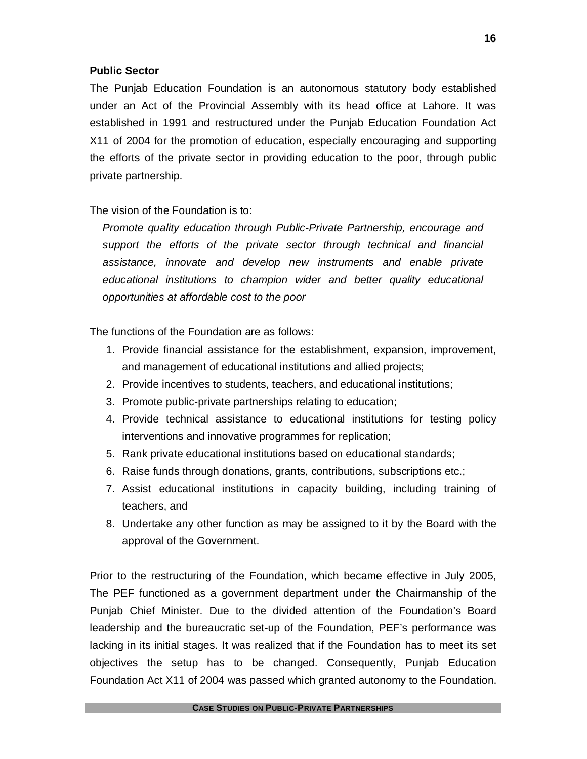**Public Sector**

The Punjab Education Foundation is an autonomous statutory body established under an Act of the Provincial Assembly with its head office at Lahore. It was established in 1991 and restructured under the Punjab Education Foundation Act X11 of 2004 for the promotion of education, especially encouraging and supporting the efforts of the private sector in providing education to the poor, through public private partnership.

The vision of the Foundation is to:

> *Promote quality education through Public-Private Partnership, encourage and support the efforts of the private sector through technical and financial assistance, innovate and develop new instruments and enable private educational institutions to champion wider and better quality educational opportunities at affordable cost to the poor*

The functions of the Foundation are as follows:

1. Provide financial assistance for the establishment, expansion, improvement, and management of educational institutions and allied projects;
2. Provide incentives to students, teachers, and educational institutions;
3. Promote public-private partnerships relating to education;
4. Provide technical assistance to educational institutions for testing policy interventions and innovative programmes for replication;
5. Rank private educational institutions based on educational standards;
6. Raise funds through donations, grants, contributions, subscriptions etc.;
7. Assist educational institutions in capacity building, including training of teachers, and
8. Undertake any other function as may be assigned to it by the Board with the approval of the Government.

Prior to the restructuring of the Foundation, which became effective in July 2005, The PEF functioned as a government department under the Chairmanship of the Punjab Chief Minister. Due to the divided attention of the Foundation's Board leadership and the bureaucratic set-up of the Foundation, PEF's performance was lacking in its initial stages. It was realized that if the Foundation has to meet its set objectives the setup has to be changed. Consequently, Punjab Education Foundation Act X11 of 2004 was passed which granted autonomy to the Foundation.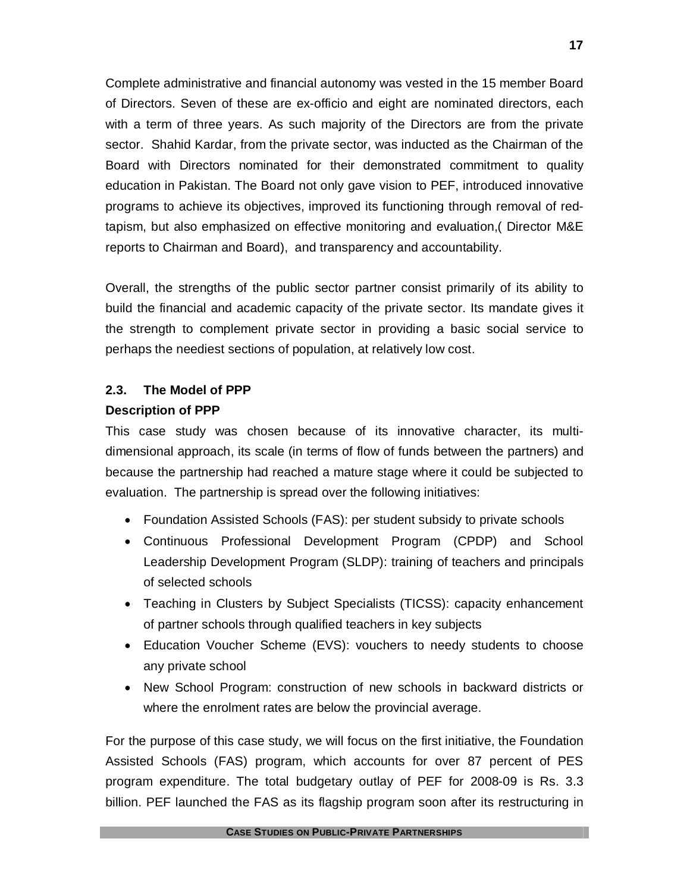Complete administrative and financial autonomy was vested in the 15 member Board of Directors. Seven of these are ex-officio and eight are nominated directors, each with a term of three years. As such majority of the Directors are from the private sector. Shahid Kardar, from the private sector, was inducted as the Chairman of the Board with Directors nominated for their demonstrated commitment to quality education in Pakistan. The Board not only gave vision to PEF, introduced innovative programs to achieve its objectives, improved its functioning through removal of red-tapism, but also emphasized on effective monitoring and evaluation,( Director M&E reports to Chairman and Board), and transparency and accountability.

Overall, the strengths of the public sector partner consist primarily of its ability to build the financial and academic capacity of the private sector. Its mandate gives it the strength to complement private sector in providing a basic social service to perhaps the neediest sections of population, at relatively low cost.

### 2.3. The Model of PPP

**Description of PPP**

This case study was chosen because of its innovative character, its multi-dimensional approach, its scale (in terms of flow of funds between the partners) and because the partnership had reached a mature stage where it could be subjected to evaluation. The partnership is spread over the following initiatives:

- Foundation Assisted Schools (FAS): per student subsidy to private schools
- Continuous Professional Development Program (CPDP) and School Leadership Development Program (SLDP): training of teachers and principals of selected schools
- Teaching in Clusters by Subject Specialists (TICSS): capacity enhancement of partner schools through qualified teachers in key subjects
- Education Voucher Scheme (EVS): vouchers to needy students to choose any private school
- New School Program: construction of new schools in backward districts or where the enrolment rates are below the provincial average.

For the purpose of this case study, we will focus on the first initiative, the Foundation Assisted Schools (FAS) program, which accounts for over 87 percent of PES program expenditure. The total budgetary outlay of PEF for 2008-09 is Rs. 3.3 billion. PEF launched the FAS as its flagship program soon after its restructuring in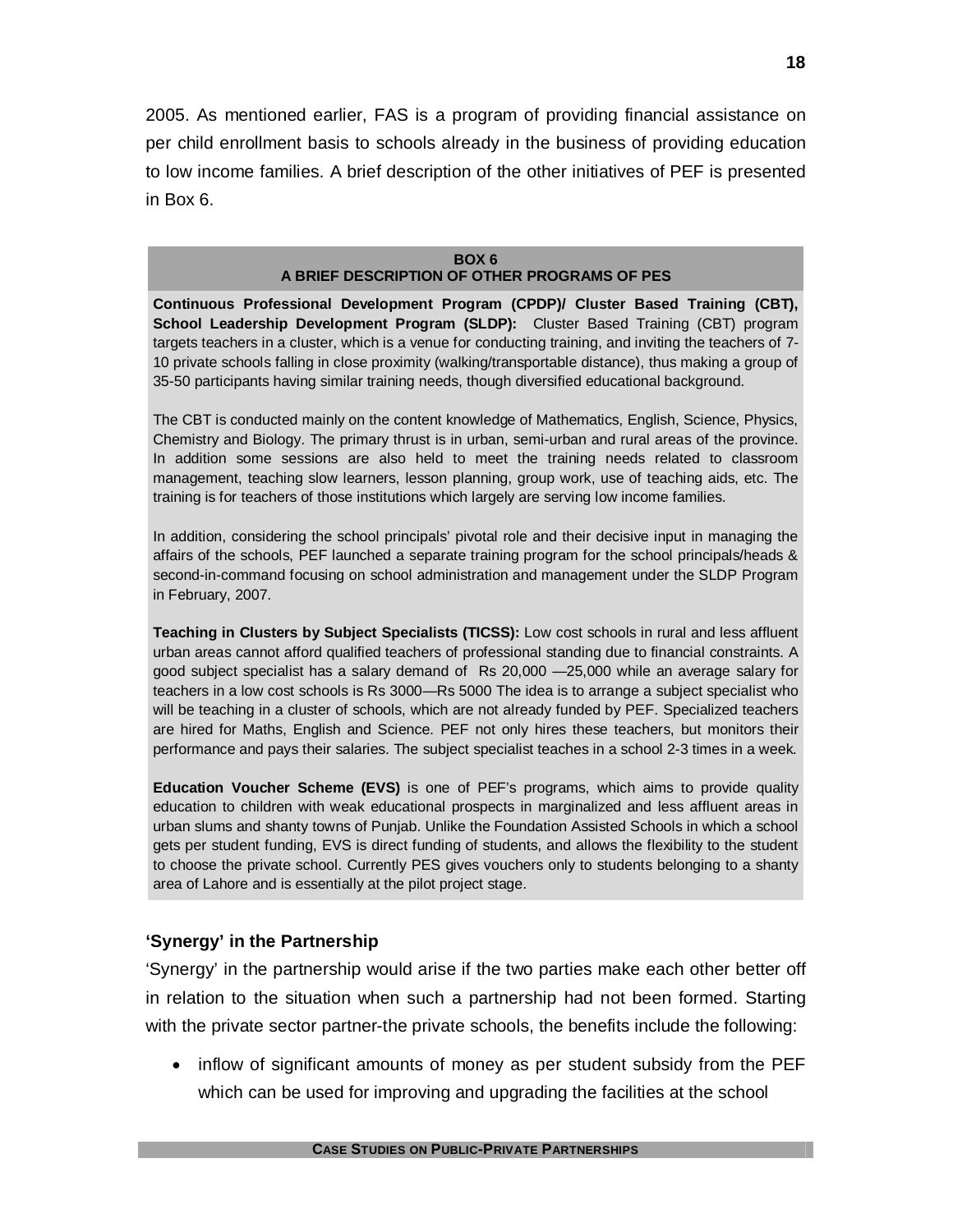2005. As mentioned earlier, FAS is a program of providing financial assistance on per child enrollment basis to schools already in the business of providing education to low income families. A brief description of the other initiatives of PEF is presented in Box 6.

**BOX 6**
**A BRIEF DESCRIPTION OF OTHER PROGRAMS OF PES**

**Continuous Professional Development Program (CPDP)/ Cluster Based Training (CBT), School Leadership Development Program (SLDP):** Cluster Based Training (CBT) program targets teachers in a cluster, which is a venue for conducting training, and inviting the teachers of 7-10 private schools falling in close proximity (walking/transportable distance), thus making a group of 35-50 participants having similar training needs, though diversified educational background.

The CBT is conducted mainly on the content knowledge of Mathematics, English, Science, Physics, Chemistry and Biology. The primary thrust is in urban, semi-urban and rural areas of the province. In addition some sessions are also held to meet the training needs related to classroom management, teaching slow learners, lesson planning, group work, use of teaching aids, etc. The training is for teachers of those institutions which largely are serving low income families.

In addition, considering the school principals' pivotal role and their decisive input in managing the affairs of the schools, PEF launched a separate training program for the school principals/heads & second-in-command focusing on school administration and management under the SLDP Program in February, 2007.

**Teaching in Clusters by Subject Specialists (TICSS):** Low cost schools in rural and less affluent urban areas cannot afford qualified teachers of professional standing due to financial constraints. A good subject specialist has a salary demand of Rs 20,000 —25,000 while an average salary for teachers in a low cost schools is Rs 3000—Rs 5000 The idea is to arrange a subject specialist who will be teaching in a cluster of schools, which are not already funded by PEF. Specialized teachers are hired for Maths, English and Science. PEF not only hires these teachers, but monitors their performance and pays their salaries. The subject specialist teaches in a school 2-3 times in a week.

**Education Voucher Scheme (EVS)** is one of PEF's programs, which aims to provide quality education to children with weak educational prospects in marginalized and less affluent areas in urban slums and shanty towns of Punjab. Unlike the Foundation Assisted Schools in which a school gets per student funding, EVS is direct funding of students, and allows the flexibility to the student to choose the private school. Currently PES gives vouchers only to students belonging to a shanty area of Lahore and is essentially at the pilot project stage.

### 'Synergy' in the Partnership

'Synergy' in the partnership would arise if the two parties make each other better off in relation to the situation when such a partnership had not been formed. Starting with the private sector partner-the private schools, the benefits include the following:

- inflow of significant amounts of money as per student subsidy from the PEF which can be used for improving and upgrading the facilities at the school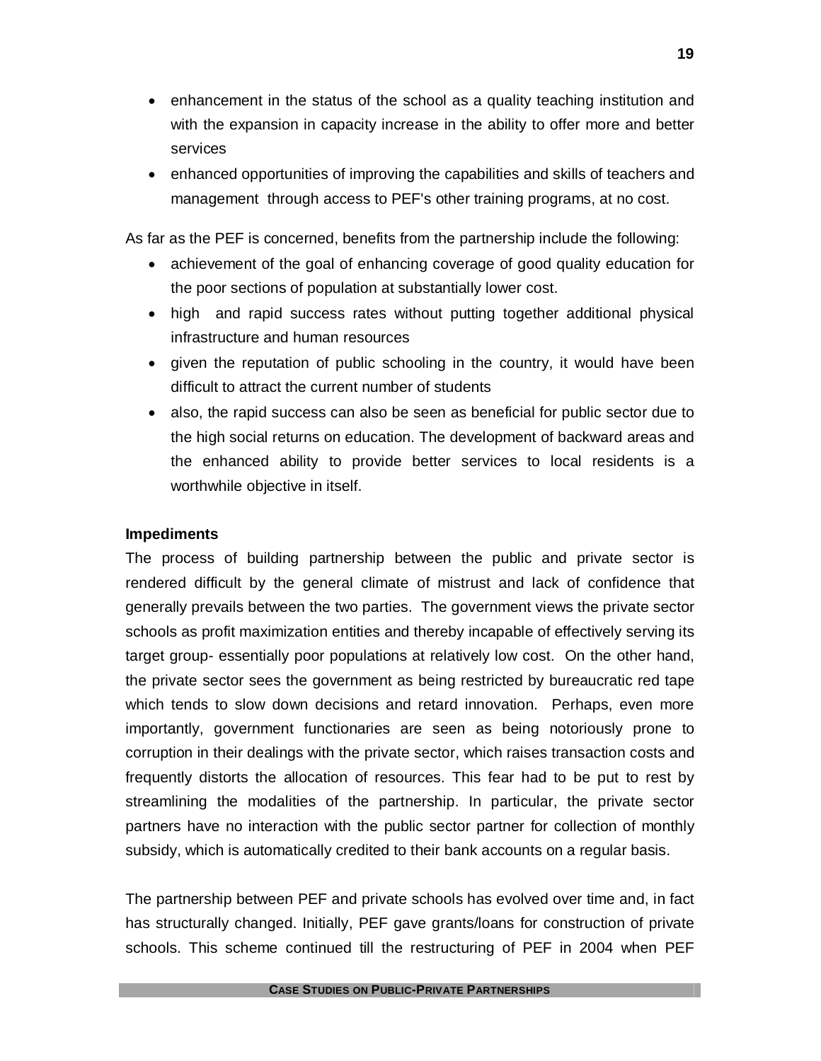- enhancement in the status of the school as a quality teaching institution and with the expansion in capacity increase in the ability to offer more and better services
- enhanced opportunities of improving the capabilities and skills of teachers and management through access to PEF's other training programs, at no cost.

As far as the PEF is concerned, benefits from the partnership include the following:

- achievement of the goal of enhancing coverage of good quality education for the poor sections of population at substantially lower cost.
- high and rapid success rates without putting together additional physical infrastructure and human resources
- given the reputation of public schooling in the country, it would have been difficult to attract the current number of students
- also, the rapid success can also be seen as beneficial for public sector due to the high social returns on education. The development of backward areas and the enhanced ability to provide better services to local residents is a worthwhile objective in itself.

**Impediments**

The process of building partnership between the public and private sector is rendered difficult by the general climate of mistrust and lack of confidence that generally prevails between the two parties. The government views the private sector schools as profit maximization entities and thereby incapable of effectively serving its target group- essentially poor populations at relatively low cost. On the other hand, the private sector sees the government as being restricted by bureaucratic red tape which tends to slow down decisions and retard innovation. Perhaps, even more importantly, government functionaries are seen as being notoriously prone to corruption in their dealings with the private sector, which raises transaction costs and frequently distorts the allocation of resources. This fear had to be put to rest by streamlining the modalities of the partnership. In particular, the private sector partners have no interaction with the public sector partner for collection of monthly subsidy, which is automatically credited to their bank accounts on a regular basis.

The partnership between PEF and private schools has evolved over time and, in fact has structurally changed. Initially, PEF gave grants/loans for construction of private schools. This scheme continued till the restructuring of PEF in 2004 when PEF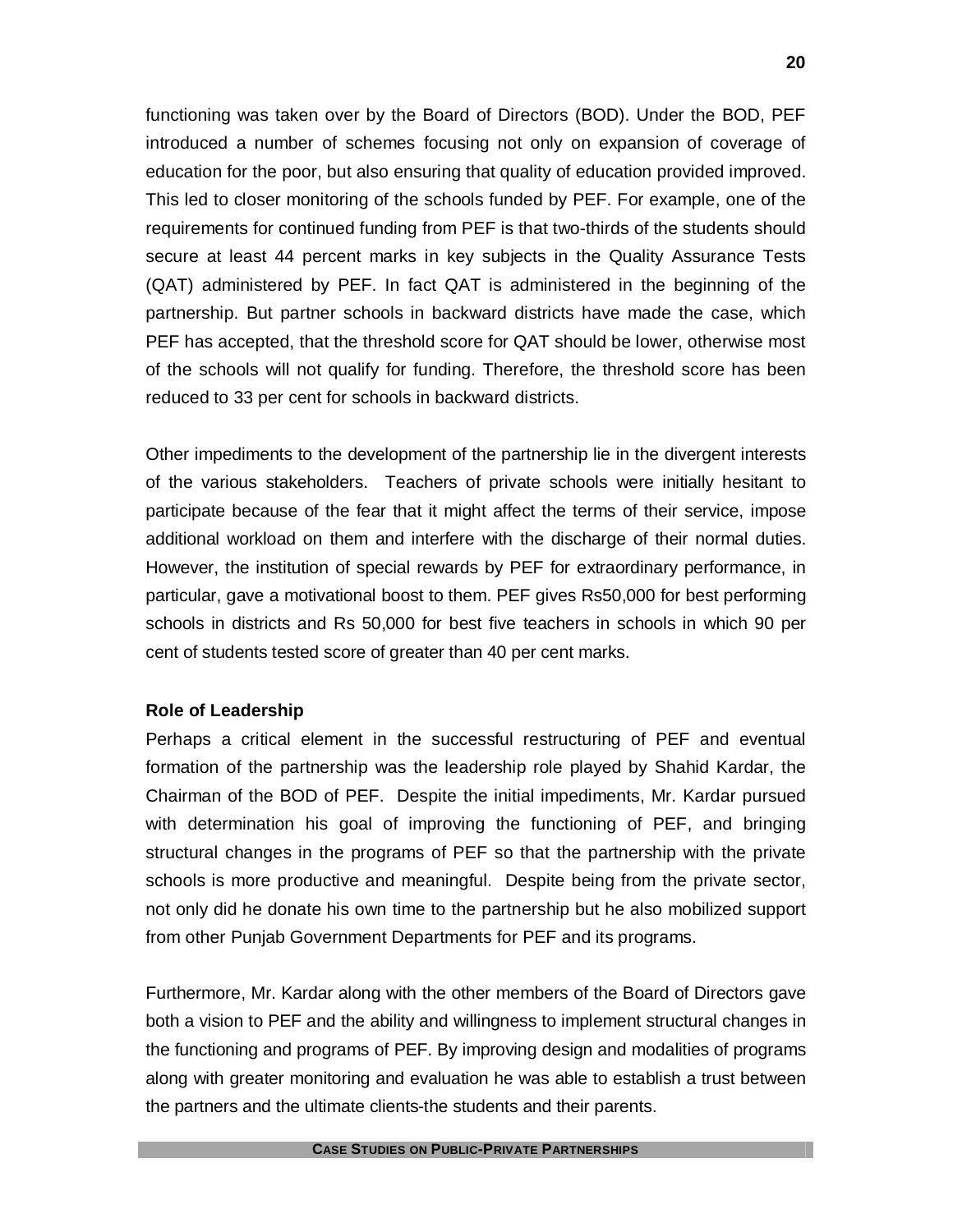functioning was taken over by the Board of Directors (BOD). Under the BOD, PEF introduced a number of schemes focusing not only on expansion of coverage of education for the poor, but also ensuring that quality of education provided improved. This led to closer monitoring of the schools funded by PEF. For example, one of the requirements for continued funding from PEF is that two-thirds of the students should secure at least 44 percent marks in key subjects in the Quality Assurance Tests (QAT) administered by PEF. In fact QAT is administered in the beginning of the partnership. But partner schools in backward districts have made the case, which PEF has accepted, that the threshold score for QAT should be lower, otherwise most of the schools will not qualify for funding. Therefore, the threshold score has been reduced to 33 per cent for schools in backward districts.

Other impediments to the development of the partnership lie in the divergent interests of the various stakeholders. Teachers of private schools were initially hesitant to participate because of the fear that it might affect the terms of their service, impose additional workload on them and interfere with the discharge of their normal duties. However, the institution of special rewards by PEF for extraordinary performance, in particular, gave a motivational boost to them. PEF gives Rs50,000 for best performing schools in districts and Rs 50,000 for best five teachers in schools in which 90 per cent of students tested score of greater than 40 per cent marks.

**Role of Leadership**

Perhaps a critical element in the successful restructuring of PEF and eventual formation of the partnership was the leadership role played by Shahid Kardar, the Chairman of the BOD of PEF. Despite the initial impediments, Mr. Kardar pursued with determination his goal of improving the functioning of PEF, and bringing structural changes in the programs of PEF so that the partnership with the private schools is more productive and meaningful. Despite being from the private sector, not only did he donate his own time to the partnership but he also mobilized support from other Punjab Government Departments for PEF and its programs.

Furthermore, Mr. Kardar along with the other members of the Board of Directors gave both a vision to PEF and the ability and willingness to implement structural changes in the functioning and programs of PEF. By improving design and modalities of programs along with greater monitoring and evaluation he was able to establish a trust between the partners and the ultimate clients-the students and their parents.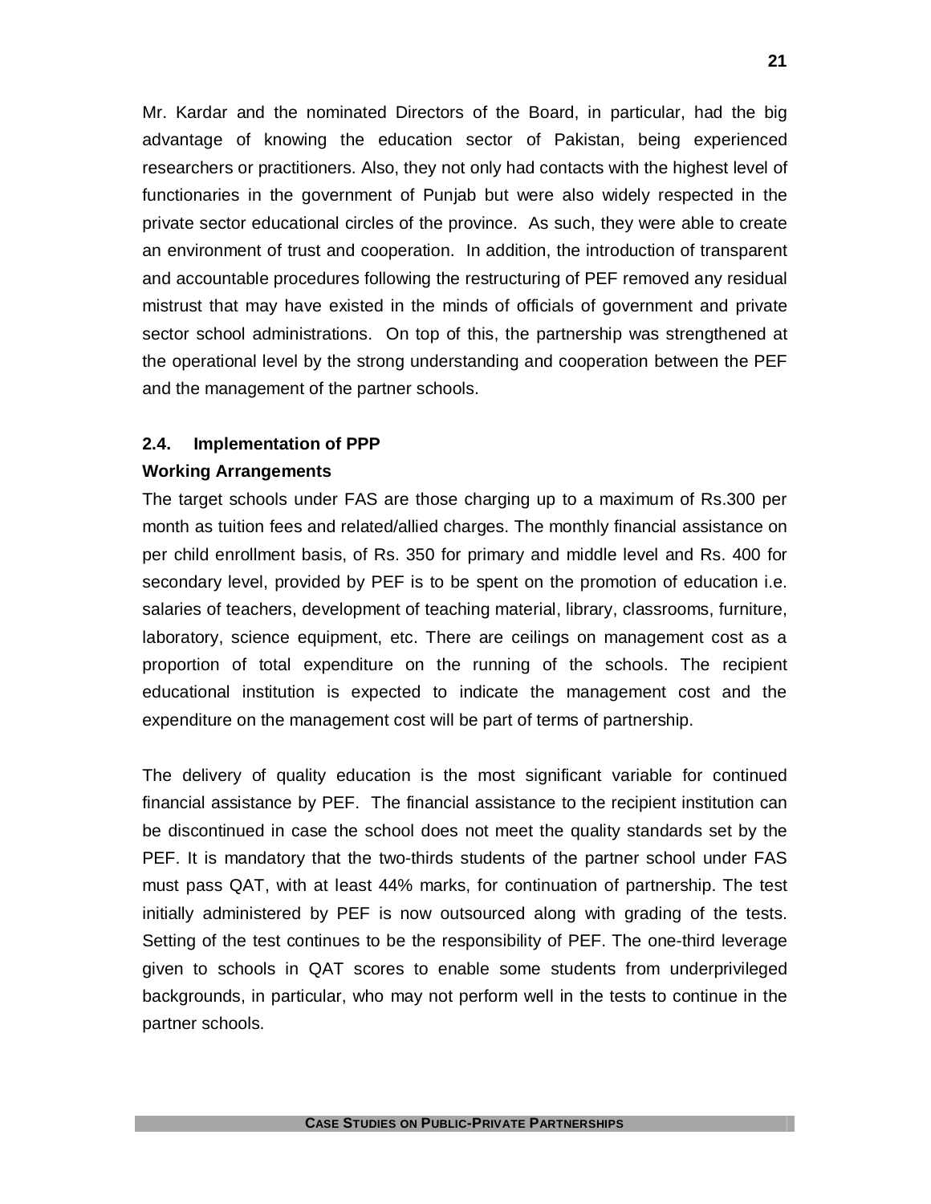Mr. Kardar and the nominated Directors of the Board, in particular, had the big advantage of knowing the education sector of Pakistan, being experienced researchers or practitioners. Also, they not only had contacts with the highest level of functionaries in the government of Punjab but were also widely respected in the private sector educational circles of the province. As such, they were able to create an environment of trust and cooperation. In addition, the introduction of transparent and accountable procedures following the restructuring of PEF removed any residual mistrust that may have existed in the minds of officials of government and private sector school administrations. On top of this, the partnership was strengthened at the operational level by the strong understanding and cooperation between the PEF and the management of the partner schools.

### 2.4. Implementation of PPP

**Working Arrangements**

The target schools under FAS are those charging up to a maximum of Rs.300 per month as tuition fees and related/allied charges. The monthly financial assistance on per child enrollment basis, of Rs. 350 for primary and middle level and Rs. 400 for secondary level, provided by PEF is to be spent on the promotion of education i.e. salaries of teachers, development of teaching material, library, classrooms, furniture, laboratory, science equipment, etc. There are ceilings on management cost as a proportion of total expenditure on the running of the schools. The recipient educational institution is expected to indicate the management cost and the expenditure on the management cost will be part of terms of partnership.

The delivery of quality education is the most significant variable for continued financial assistance by PEF. The financial assistance to the recipient institution can be discontinued in case the school does not meet the quality standards set by the PEF. It is mandatory that the two-thirds students of the partner school under FAS must pass QAT, with at least 44% marks, for continuation of partnership. The test initially administered by PEF is now outsourced along with grading of the tests. Setting of the test continues to be the responsibility of PEF. The one-third leverage given to schools in QAT scores to enable some students from underprivileged backgrounds, in particular, who may not perform well in the tests to continue in the partner schools.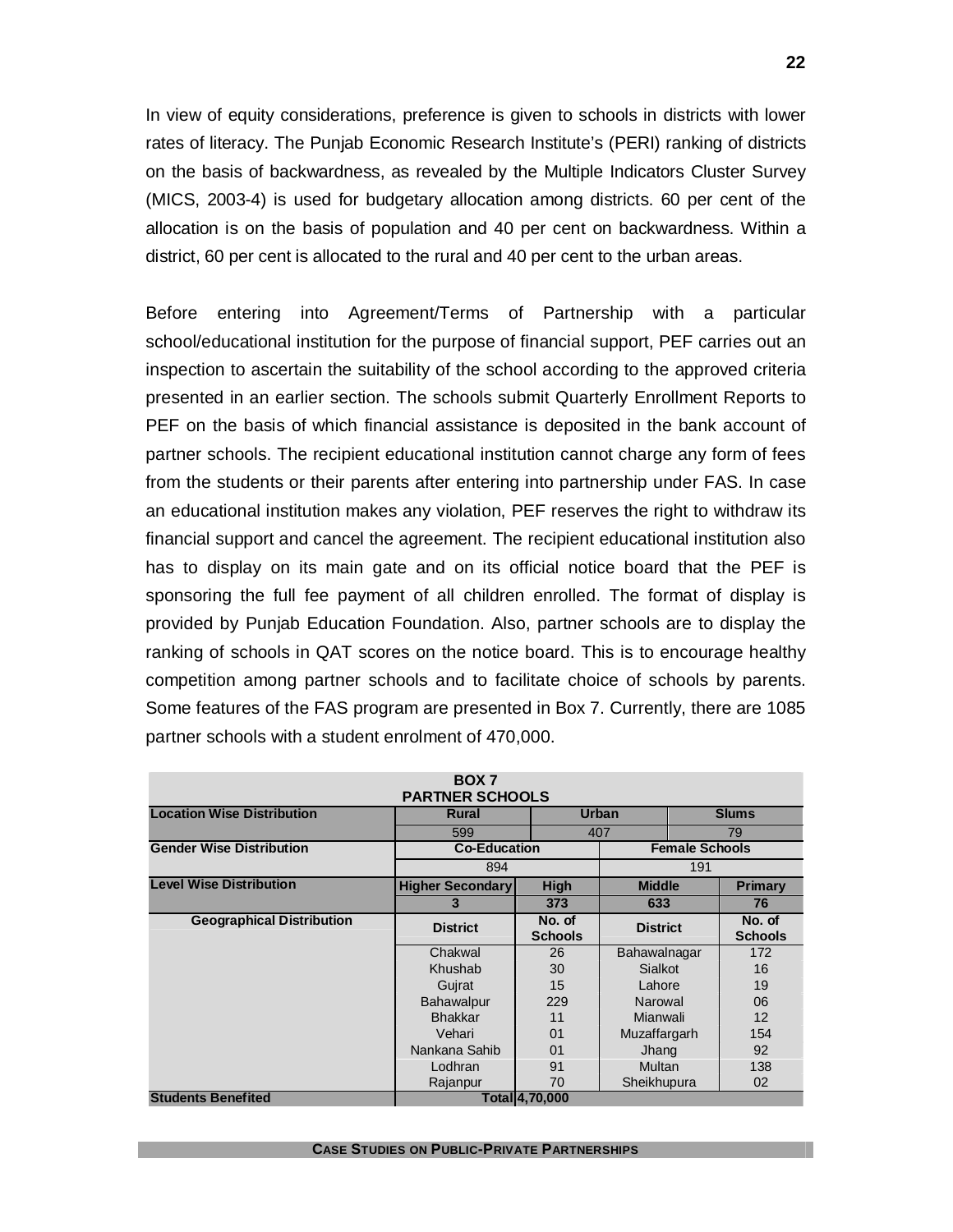In view of equity considerations, preference is given to schools in districts with lower rates of literacy. The Punjab Economic Research Institute's (PERI) ranking of districts on the basis of backwardness, as revealed by the Multiple Indicators Cluster Survey (MICS, 2003-4) is used for budgetary allocation among districts. 60 per cent of the allocation is on the basis of population and 40 per cent on backwardness. Within a district, 60 per cent is allocated to the rural and 40 per cent to the urban areas.

Before entering into Agreement/Terms of Partnership with a particular school/educational institution for the purpose of financial support, PEF carries out an inspection to ascertain the suitability of the school according to the approved criteria presented in an earlier section. The schools submit Quarterly Enrollment Reports to PEF on the basis of which financial assistance is deposited in the bank account of partner schools. The recipient educational institution cannot charge any form of fees from the students or their parents after entering into partnership under FAS. In case an educational institution makes any violation, PEF reserves the right to withdraw its financial support and cancel the agreement. The recipient educational institution also has to display on its main gate and on its official notice board that the PEF is sponsoring the full fee payment of all children enrolled. The format of display is provided by Punjab Education Foundation. Also, partner schools are to display the ranking of schools in QAT scores on the notice board. This is to encourage healthy competition among partner schools and to facilitate choice of schools by parents. Some features of the FAS program are presented in Box 7. Currently, there are 1085 partner schools with a student enrolment of 470,000.

**BOX 7**
**PARTNER SCHOOLS**

| | | | | |
|---|---|---|---|---|
| **Location Wise Distribution** | **Rural** | **Urban** | | **Slums** |
| | 599 | 407 | | 79 |
| **Gender Wise Distribution** | **Co-Education** | | **Female Schools** | |
| | 894 | | 191 | |
| **Level Wise Distribution** | **Higher Secondary** | **High** | **Middle** | **Primary** |
| | **3** | **373** | **633** | **76** |
| **Geographical Distribution** | **District** | **No. of Schools** | **District** | **No. of Schools** |
| | Chakwal | 26 | Bahawalnagar | 172 |
| | Khushab | 30 | Sialkot | 16 |
| | Gujrat | 15 | Lahore | 19 |
| | Bahawalpur | 229 | Narowal | 06 |
| | Bhakkar | 11 | Mianwali | 12 |
| | Vehari | 01 | Muzaffargarh | 154 |
| | Nankana Sahib | 01 | Jhang | 92 |
| | Lodhran | 91 | Multan | 138 |
| | Rajanpur | 70 | Sheikhupura | 02 |
| **Students Benefited** | Total | 4,70,000 | | |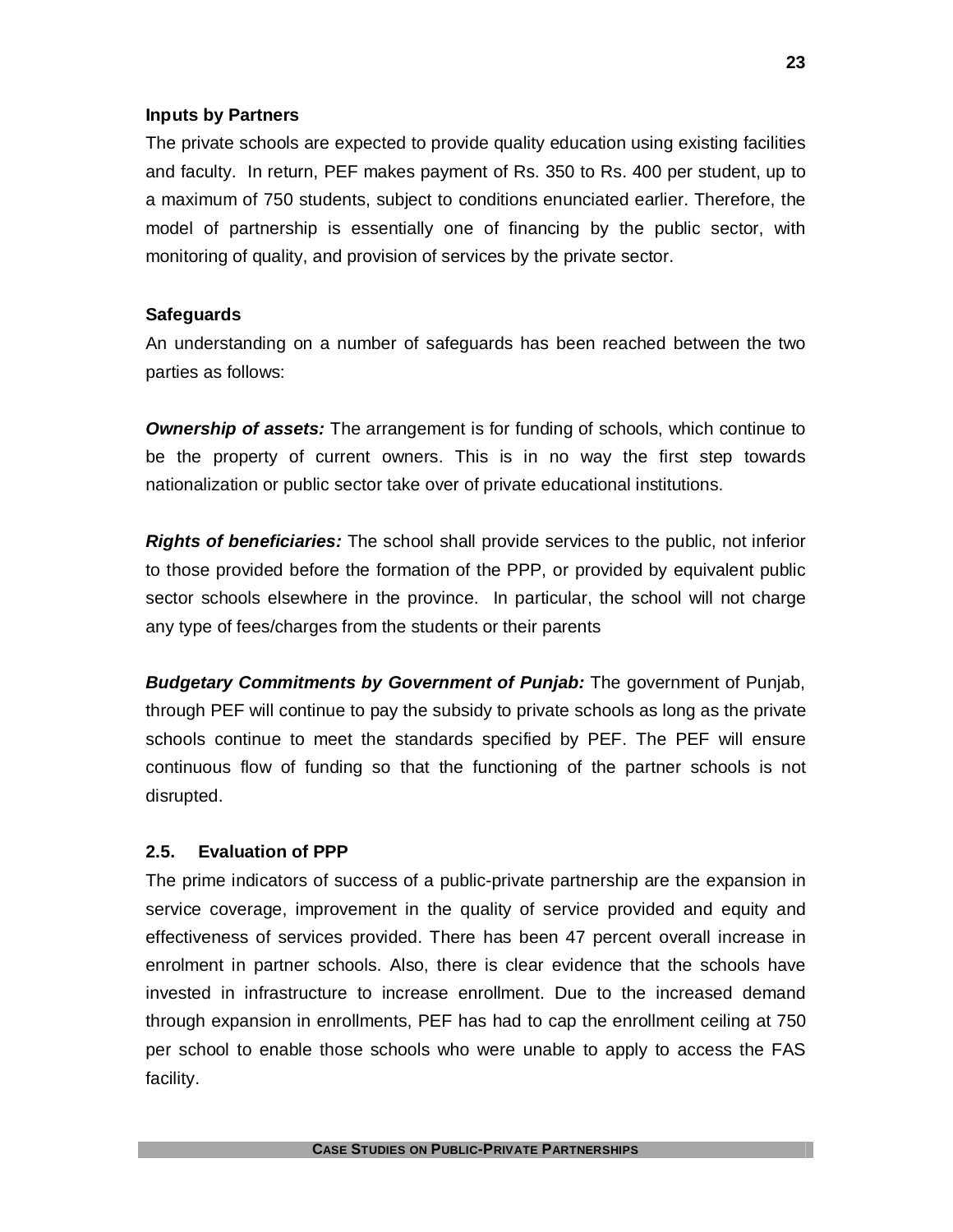**Inputs by Partners**

The private schools are expected to provide quality education using existing facilities and faculty. In return, PEF makes payment of Rs. 350 to Rs. 400 per student, up to a maximum of 750 students, subject to conditions enunciated earlier. Therefore, the model of partnership is essentially one of financing by the public sector, with monitoring of quality, and provision of services by the private sector.

**Safeguards**

An understanding on a number of safeguards has been reached between the two parties as follows:

***Ownership of assets:*** The arrangement is for funding of schools, which continue to be the property of current owners. This is in no way the first step towards nationalization or public sector take over of private educational institutions.

***Rights of beneficiaries:*** The school shall provide services to the public, not inferior to those provided before the formation of the PPP, or provided by equivalent public sector schools elsewhere in the province. In particular, the school will not charge any type of fees/charges from the students or their parents

***Budgetary Commitments by Government of Punjab:*** The government of Punjab, through PEF will continue to pay the subsidy to private schools as long as the private schools continue to meet the standards specified by PEF. The PEF will ensure continuous flow of funding so that the functioning of the partner schools is not disrupted.

### 2.5. Evaluation of PPP

The prime indicators of success of a public-private partnership are the expansion in service coverage, improvement in the quality of service provided and equity and effectiveness of services provided. There has been 47 percent overall increase in enrolment in partner schools. Also, there is clear evidence that the schools have invested in infrastructure to increase enrollment. Due to the increased demand through expansion in enrollments, PEF has had to cap the enrollment ceiling at 750 per school to enable those schools who were unable to apply to access the FAS facility.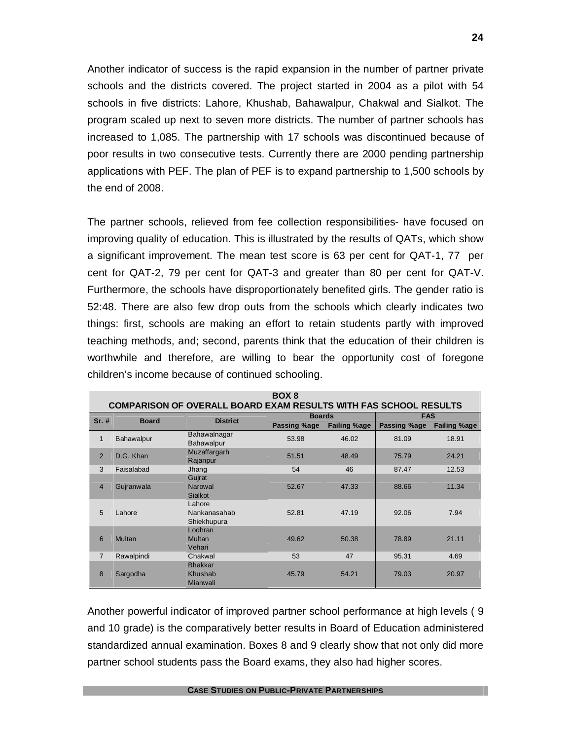Another indicator of success is the rapid expansion in the number of partner private schools and the districts covered. The project started in 2004 as a pilot with 54 schools in five districts: Lahore, Khushab, Bahawalpur, Chakwal and Sialkot. The program scaled up next to seven more districts. The number of partner schools has increased to 1,085. The partnership with 17 schools was discontinued because of poor results in two consecutive tests. Currently there are 2000 pending partnership applications with PEF. The plan of PEF is to expand partnership to 1,500 schools by the end of 2008.

The partner schools, relieved from fee collection responsibilities- have focused on improving quality of education. This is illustrated by the results of QATs, which show a significant improvement. The mean test score is 63 per cent for QAT-1, 77 per cent for QAT-2, 79 per cent for QAT-3 and greater than 80 per cent for QAT-V. Furthermore, the schools have disproportionately benefited girls. The gender ratio is 52:48. There are also few drop outs from the schools which clearly indicates two things: first, schools are making an effort to retain students partly with improved teaching methods, and; second, parents think that the education of their children is worthwhile and therefore, are willing to bear the opportunity cost of foregone children's income because of continued schooling.

**BOX 8**
**COMPARISON OF OVERALL BOARD EXAM RESULTS WITH FAS SCHOOL RESULTS**

| Sr. # | Board | District | Boards | | FAS | |
|---|---|---|---|---|---|---|
| | | | Passing %age | Failing %age | Passing %age | Failing %age |
| 1 | Bahawalpur | Bahawalnagar<br>Bahawalpur | 53.98 | 46.02 | 81.09 | 18.91 |
| 2 | D.G. Khan | Muzaffargarh<br>Rajanpur | 51.51 | 48.49 | 75.79 | 24.21 |
| 3 | Faisalabad | Jhang | 54 | 46 | 87.47 | 12.53 |
| 4 | Gujranwala | Gujrat<br>Narowal<br>Sialkot | 52.67 | 47.33 | 88.66 | 11.34 |
| 5 | Lahore | Lahore<br>Nankanasahab<br>Shiekhupura | 52.81 | 47.19 | 92.06 | 7.94 |
| 6 | Multan | Lodhran<br>Multan<br>Vehari | 49.62 | 50.38 | 78.89 | 21.11 |
| 7 | Rawalpindi | Chakwal | 53 | 47 | 95.31 | 4.69 |
| 8 | Sargodha | Bhakkar<br>Khushab<br>Mianwali | 45.79 | 54.21 | 79.03 | 20.97 |

Another powerful indicator of improved partner school performance at high levels ( 9 and 10 grade) is the comparatively better results in Board of Education administered standardized annual examination. Boxes 8 and 9 clearly show that not only did more partner school students pass the Board exams, they also had higher scores.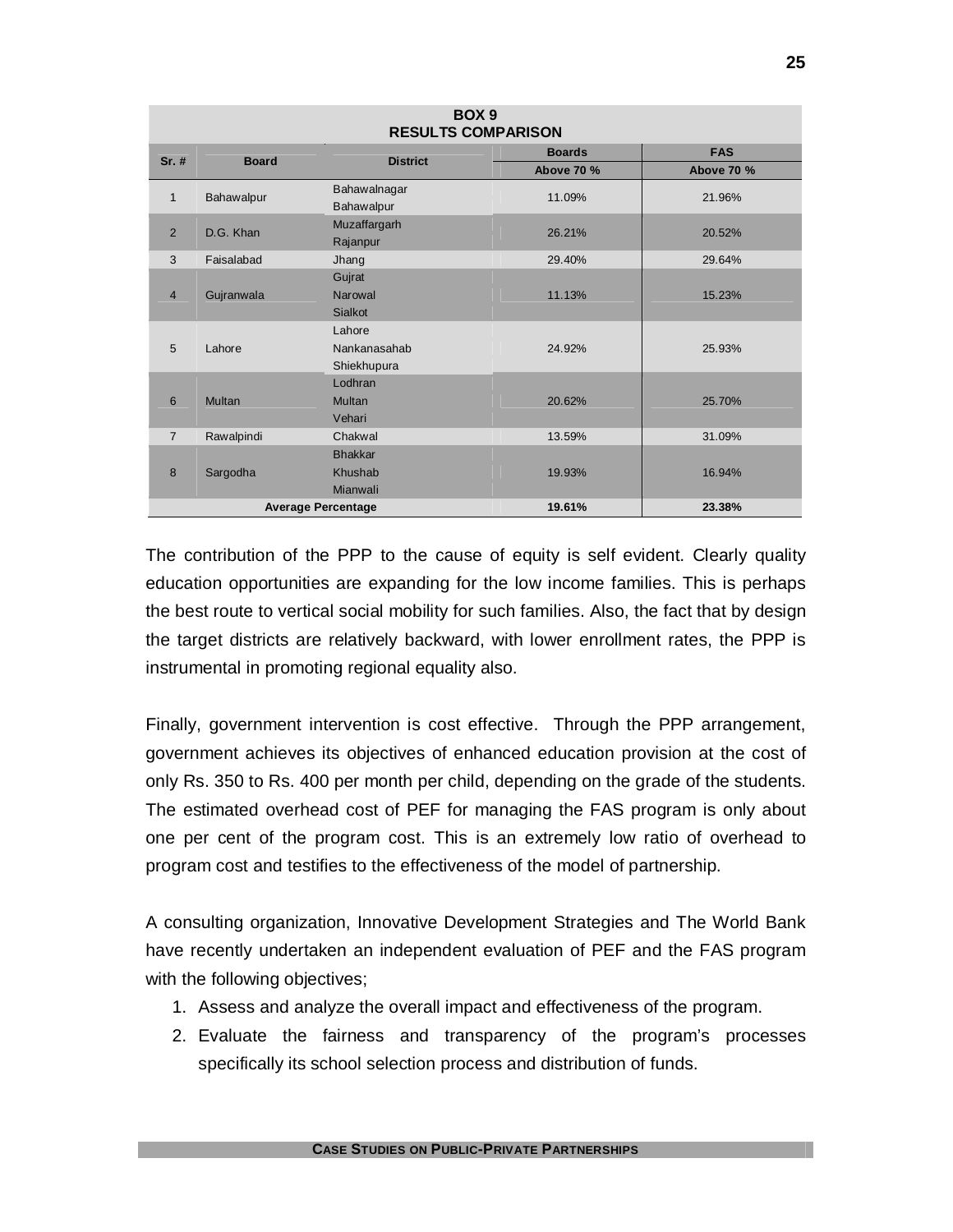**BOX 9**
**RESULTS COMPARISON**

| Sr. # | Board | District | Boards | FAS |
|---|---|---|---|---|
| | | | Above 70 % | Above 70 % |
| 1 | Bahawalpur | Bahawalnagar<br>Bahawalpur | 11.09% | 21.96% |
| 2 | D.G. Khan | Muzaffargarh<br>Rajanpur | 26.21% | 20.52% |
| 3 | Faisalabad | Jhang | 29.40% | 29.64% |
| 4 | Gujranwala | Gujrat<br>Narowal<br>Sialkot | 11.13% | 15.23% |
| 5 | Lahore | Lahore<br>Nankanasahab<br>Shiekhupura | 24.92% | 25.93% |
| 6 | Multan | Lodhran<br>Multan<br>Vehari | 20.62% | 25.70% |
| 7 | Rawalpindi | Chakwal | 13.59% | 31.09% |
| 8 | Sargodha | Bhakkar<br>Khushab<br>Mianwali | 19.93% | 16.94% |
| **Average Percentage** | | | **19.61%** | **23.38%** |

The contribution of the PPP to the cause of equity is self evident. Clearly quality education opportunities are expanding for the low income families. This is perhaps the best route to vertical social mobility for such families. Also, the fact that by design the target districts are relatively backward, with lower enrollment rates, the PPP is instrumental in promoting regional equality also.

Finally, government intervention is cost effective. Through the PPP arrangement, government achieves its objectives of enhanced education provision at the cost of only Rs. 350 to Rs. 400 per month per child, depending on the grade of the students. The estimated overhead cost of PEF for managing the FAS program is only about one per cent of the program cost. This is an extremely low ratio of overhead to program cost and testifies to the effectiveness of the model of partnership.

A consulting organization, Innovative Development Strategies and The World Bank have recently undertaken an independent evaluation of PEF and the FAS program with the following objectives;

1. Assess and analyze the overall impact and effectiveness of the program.
2. Evaluate the fairness and transparency of the program's processes specifically its school selection process and distribution of funds.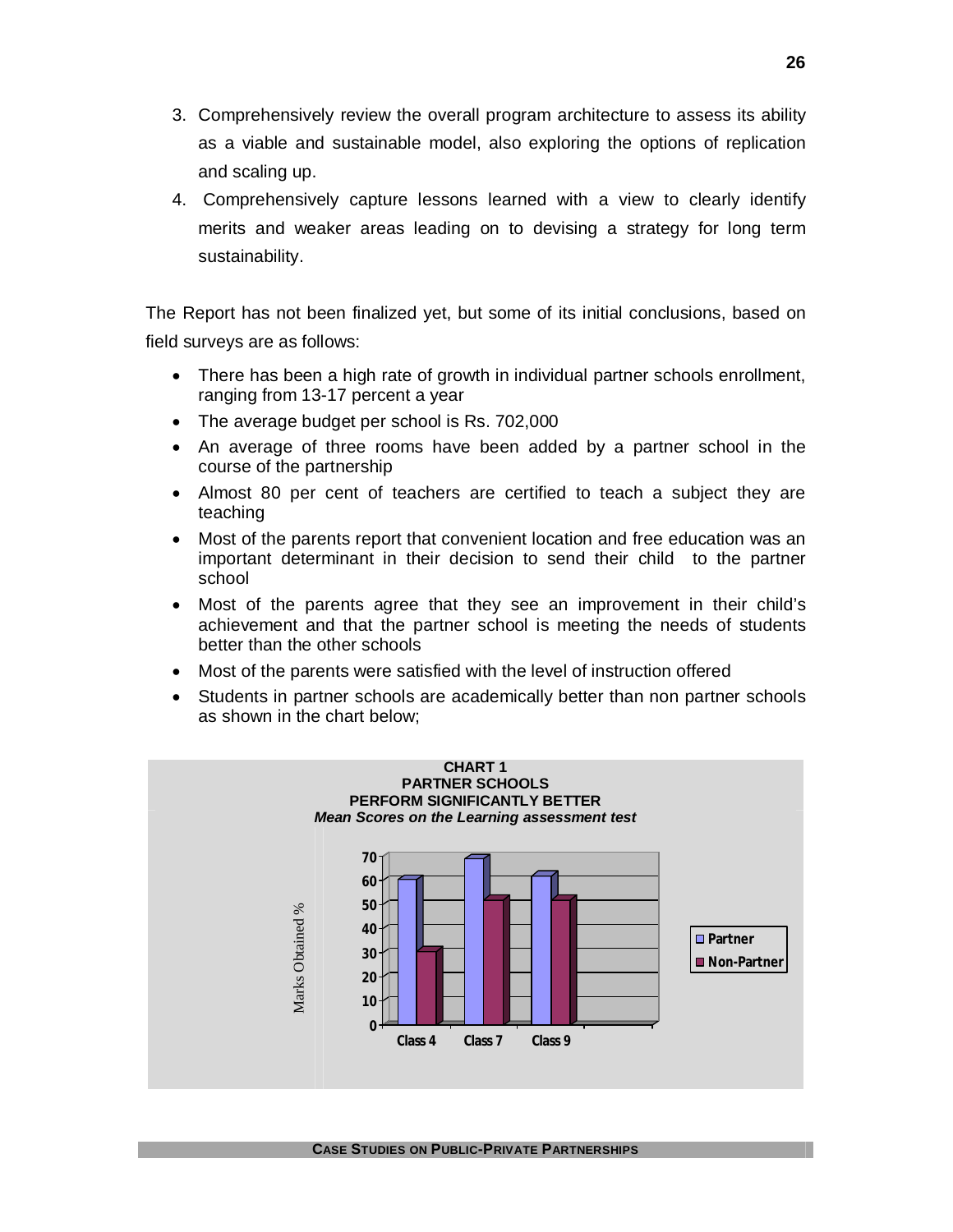3. Comprehensively review the overall program architecture to assess its ability as a viable and sustainable model, also exploring the options of replication and scaling up.
4. Comprehensively capture lessons learned with a view to clearly identify merits and weaker areas leading on to devising a strategy for long term sustainability.

The Report has not been finalized yet, but some of its initial conclusions, based on field surveys are as follows:

- There has been a high rate of growth in individual partner schools enrollment, ranging from 13-17 percent a year
- The average budget per school is Rs. 702,000
- An average of three rooms have been added by a partner school in the course of the partnership
- Almost 80 per cent of teachers are certified to teach a subject they are teaching
- Most of the parents report that convenient location and free education was an important determinant in their decision to send their child to the partner school
- Most of the parents agree that they see an improvement in their child's achievement and that the partner school is meeting the needs of students better than the other schools
- Most of the parents were satisfied with the level of instruction offered
- Students in partner schools are academically better than non partner schools as shown in the chart below;

**CHART 1**
**PARTNER SCHOOLS**
**PERFORM SIGNIFICANTLY BETTER**
***Mean Scores on the Learning assessment test***

| Marks Obtained % | Partner | Non-Partner |
|---|---|---|
| Class 4 | 60 | 30 |
| Class 7 | 68 | 51 |
| Class 9 | 61 | 51 |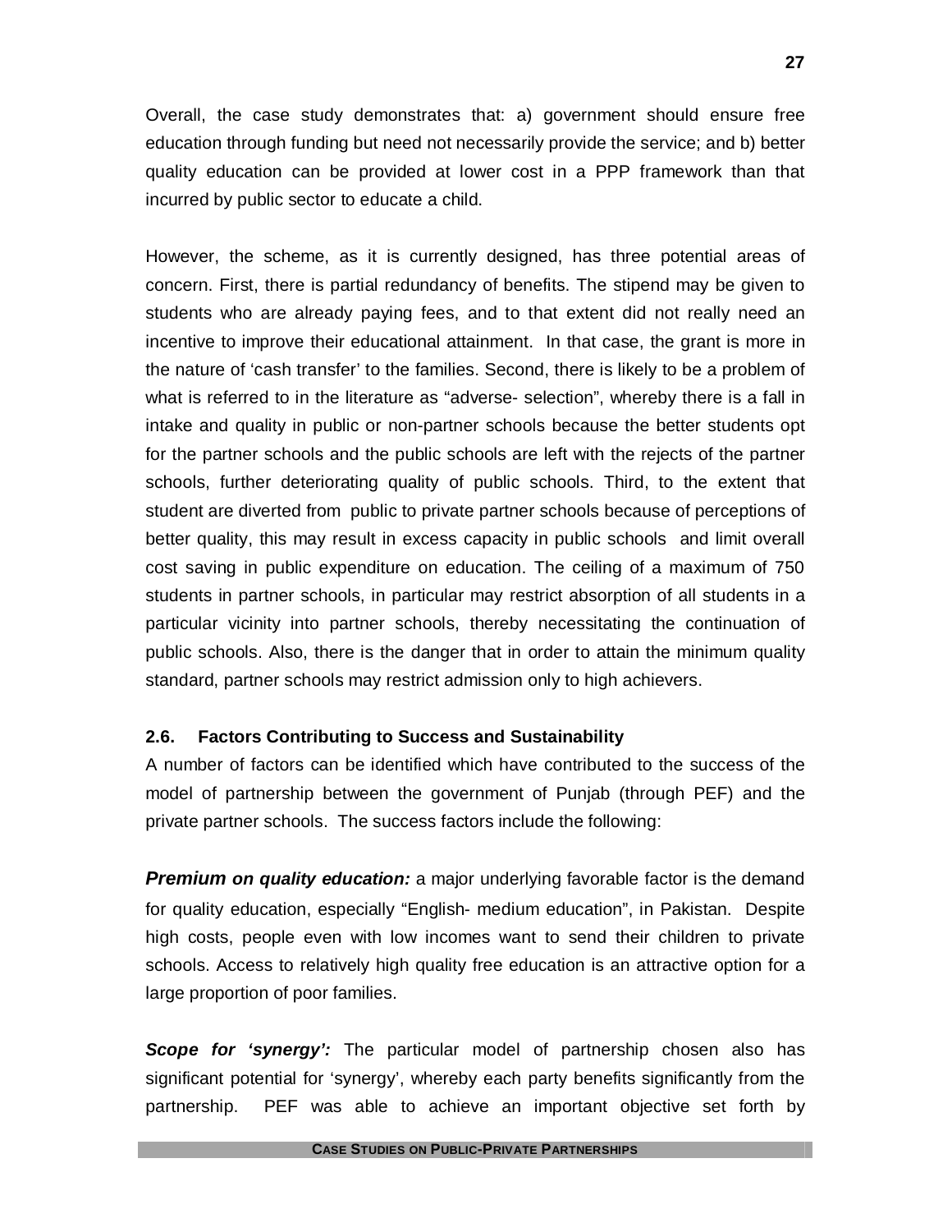Overall, the case study demonstrates that: a) government should ensure free education through funding but need not necessarily provide the service; and b) better quality education can be provided at lower cost in a PPP framework than that incurred by public sector to educate a child.

However, the scheme, as it is currently designed, has three potential areas of concern. First, there is partial redundancy of benefits. The stipend may be given to students who are already paying fees, and to that extent did not really need an incentive to improve their educational attainment. In that case, the grant is more in the nature of 'cash transfer' to the families. Second, there is likely to be a problem of what is referred to in the literature as "adverse- selection", whereby there is a fall in intake and quality in public or non-partner schools because the better students opt for the partner schools and the public schools are left with the rejects of the partner schools, further deteriorating quality of public schools. Third, to the extent that student are diverted from public to private partner schools because of perceptions of better quality, this may result in excess capacity in public schools and limit overall cost saving in public expenditure on education. The ceiling of a maximum of 750 students in partner schools, in particular may restrict absorption of all students in a particular vicinity into partner schools, thereby necessitating the continuation of public schools. Also, there is the danger that in order to attain the minimum quality standard, partner schools may restrict admission only to high achievers.

### 2.6. Factors Contributing to Success and Sustainability

A number of factors can be identified which have contributed to the success of the model of partnership between the government of Punjab (through PEF) and the private partner schools. The success factors include the following:

***Premium on quality education:*** a major underlying favorable factor is the demand for quality education, especially "English- medium education", in Pakistan. Despite high costs, people even with low incomes want to send their children to private schools. Access to relatively high quality free education is an attractive option for a large proportion of poor families.

***Scope for 'synergy':*** The particular model of partnership chosen also has significant potential for 'synergy', whereby each party benefits significantly from the partnership. PEF was able to achieve an important objective set forth by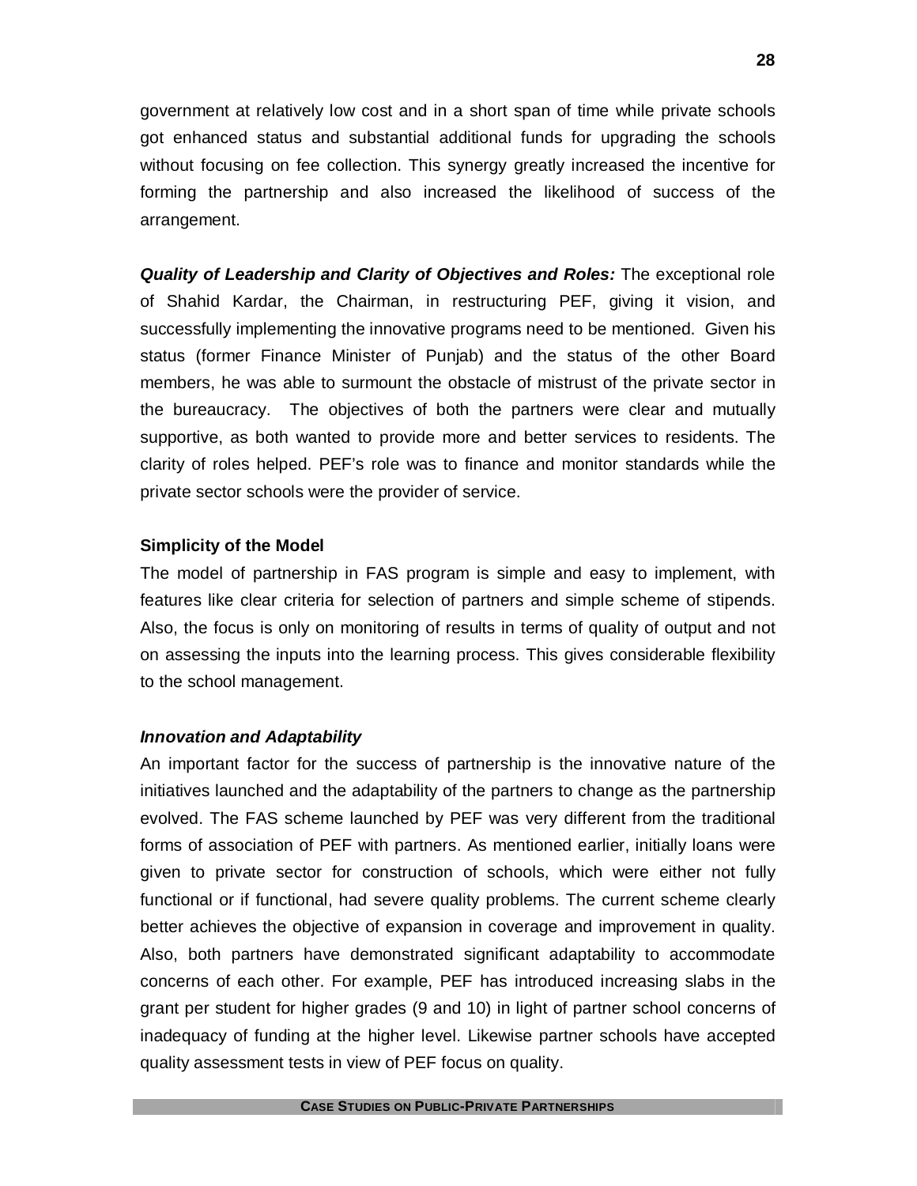government at relatively low cost and in a short span of time while private schools got enhanced status and substantial additional funds for upgrading the schools without focusing on fee collection. This synergy greatly increased the incentive for forming the partnership and also increased the likelihood of success of the arrangement.

***Quality of Leadership and Clarity of Objectives and Roles:*** The exceptional role of Shahid Kardar, the Chairman, in restructuring PEF, giving it vision, and successfully implementing the innovative programs need to be mentioned. Given his status (former Finance Minister of Punjab) and the status of the other Board members, he was able to surmount the obstacle of mistrust of the private sector in the bureaucracy. The objectives of both the partners were clear and mutually supportive, as both wanted to provide more and better services to residents. The clarity of roles helped. PEF's role was to finance and monitor standards while the private sector schools were the provider of service.

**Simplicity of the Model**

The model of partnership in FAS program is simple and easy to implement, with features like clear criteria for selection of partners and simple scheme of stipends. Also, the focus is only on monitoring of results in terms of quality of output and not on assessing the inputs into the learning process. This gives considerable flexibility to the school management.

***Innovation and Adaptability***

An important factor for the success of partnership is the innovative nature of the initiatives launched and the adaptability of the partners to change as the partnership evolved. The FAS scheme launched by PEF was very different from the traditional forms of association of PEF with partners. As mentioned earlier, initially loans were given to private sector for construction of schools, which were either not fully functional or if functional, had severe quality problems. The current scheme clearly better achieves the objective of expansion in coverage and improvement in quality. Also, both partners have demonstrated significant adaptability to accommodate concerns of each other. For example, PEF has introduced increasing slabs in the grant per student for higher grades (9 and 10) in light of partner school concerns of inadequacy of funding at the higher level. Likewise partner schools have accepted quality assessment tests in view of PEF focus on quality.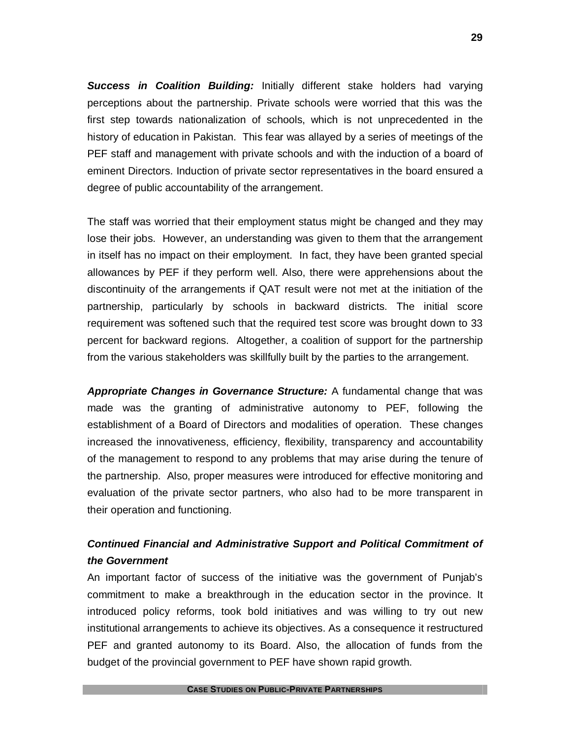***Success in Coalition Building:*** Initially different stake holders had varying perceptions about the partnership. Private schools were worried that this was the first step towards nationalization of schools, which is not unprecedented in the history of education in Pakistan. This fear was allayed by a series of meetings of the PEF staff and management with private schools and with the induction of a board of eminent Directors. Induction of private sector representatives in the board ensured a degree of public accountability of the arrangement.

The staff was worried that their employment status might be changed and they may lose their jobs. However, an understanding was given to them that the arrangement in itself has no impact on their employment. In fact, they have been granted special allowances by PEF if they perform well. Also, there were apprehensions about the discontinuity of the arrangements if QAT result were not met at the initiation of the partnership, particularly by schools in backward districts. The initial score requirement was softened such that the required test score was brought down to 33 percent for backward regions. Altogether, a coalition of support for the partnership from the various stakeholders was skillfully built by the parties to the arrangement.

***Appropriate Changes in Governance Structure:*** A fundamental change that was made was the granting of administrative autonomy to PEF, following the establishment of a Board of Directors and modalities of operation. These changes increased the innovativeness, efficiency, flexibility, transparency and accountability of the management to respond to any problems that may arise during the tenure of the partnership. Also, proper measures were introduced for effective monitoring and evaluation of the private sector partners, who also had to be more transparent in their operation and functioning.

***Continued Financial and Administrative Support and Political Commitment of the Government***

An important factor of success of the initiative was the government of Punjab's commitment to make a breakthrough in the education sector in the province. It introduced policy reforms, took bold initiatives and was willing to try out new institutional arrangements to achieve its objectives. As a consequence it restructured PEF and granted autonomy to its Board. Also, the allocation of funds from the budget of the provincial government to PEF have shown rapid growth.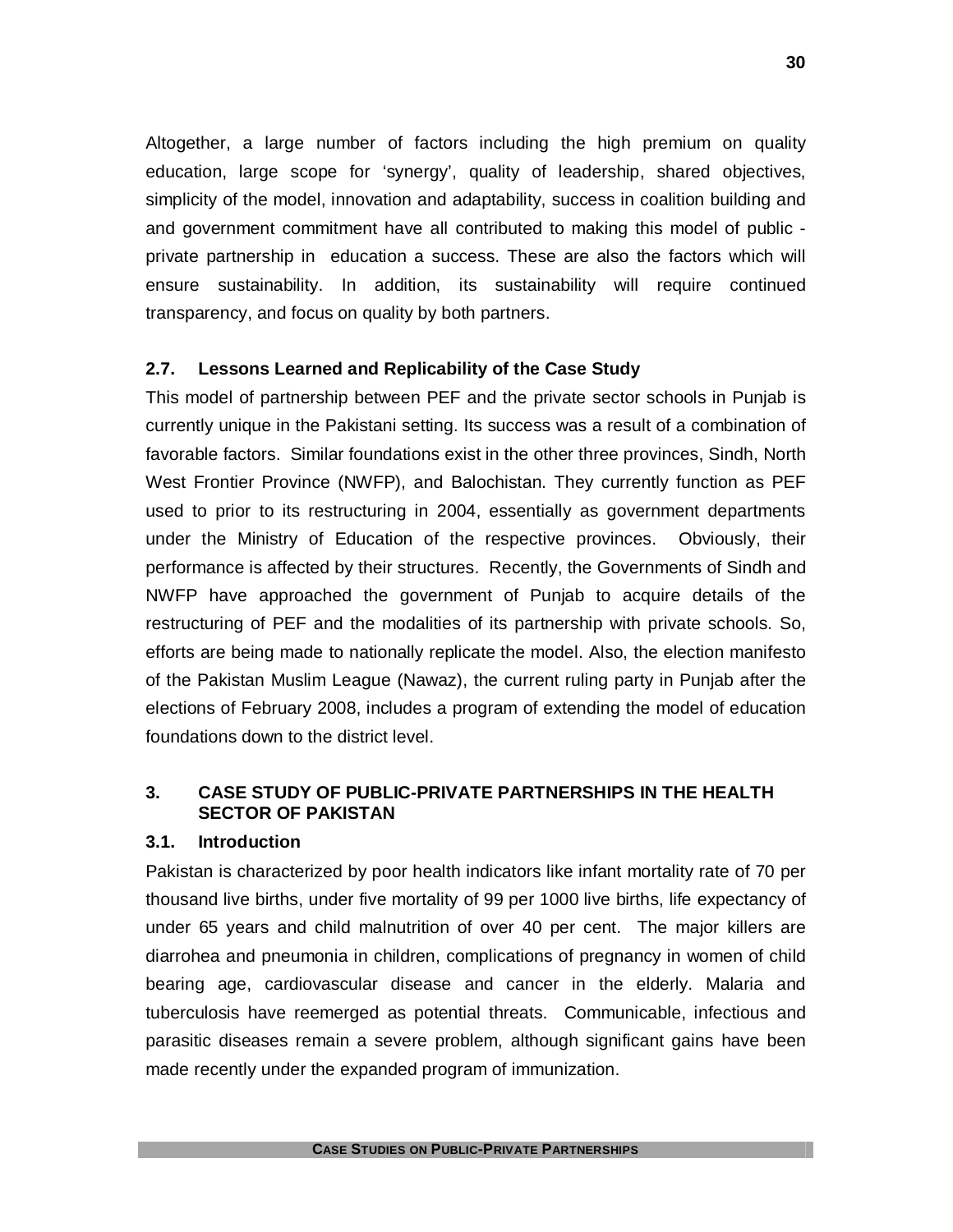Altogether, a large number of factors including the high premium on quality education, large scope for 'synergy', quality of leadership, shared objectives, simplicity of the model, innovation and adaptability, success in coalition building and and government commitment have all contributed to making this model of public - private partnership in education a success. These are also the factors which will ensure sustainability. In addition, its sustainability will require continued transparency, and focus on quality by both partners.

### 2.7. Lessons Learned and Replicability of the Case Study

This model of partnership between PEF and the private sector schools in Punjab is currently unique in the Pakistani setting. Its success was a result of a combination of favorable factors. Similar foundations exist in the other three provinces, Sindh, North West Frontier Province (NWFP), and Balochistan. They currently function as PEF used to prior to its restructuring in 2004, essentially as government departments under the Ministry of Education of the respective provinces. Obviously, their performance is affected by their structures. Recently, the Governments of Sindh and NWFP have approached the government of Punjab to acquire details of the restructuring of PEF and the modalities of its partnership with private schools. So, efforts are being made to nationally replicate the model. Also, the election manifesto of the Pakistan Muslim League (Nawaz), the current ruling party in Punjab after the elections of February 2008, includes a program of extending the model of education foundations down to the district level.

## 3. CASE STUDY OF PUBLIC-PRIVATE PARTNERSHIPS IN THE HEALTH SECTOR OF PAKISTAN

### 3.1. Introduction

Pakistan is characterized by poor health indicators like infant mortality rate of 70 per thousand live births, under five mortality of 99 per 1000 live births, life expectancy of under 65 years and child malnutrition of over 40 per cent. The major killers are diarrohea and pneumonia in children, complications of pregnancy in women of child bearing age, cardiovascular disease and cancer in the elderly. Malaria and tuberculosis have reemerged as potential threats. Communicable, infectious and parasitic diseases remain a severe problem, although significant gains have been made recently under the expanded program of immunization.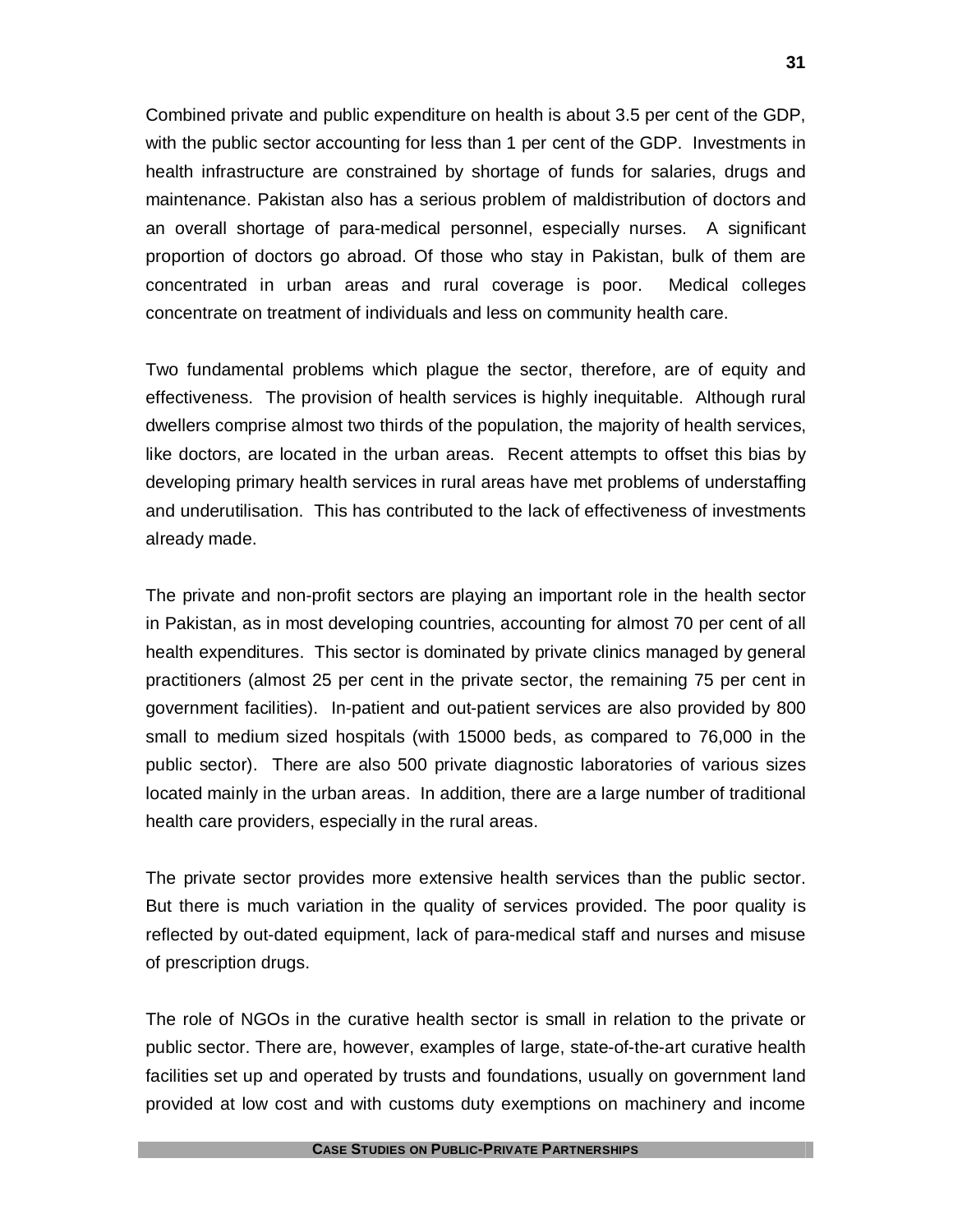Combined private and public expenditure on health is about 3.5 per cent of the GDP, with the public sector accounting for less than 1 per cent of the GDP. Investments in health infrastructure are constrained by shortage of funds for salaries, drugs and maintenance. Pakistan also has a serious problem of maldistribution of doctors and an overall shortage of para-medical personnel, especially nurses. A significant proportion of doctors go abroad. Of those who stay in Pakistan, bulk of them are concentrated in urban areas and rural coverage is poor. Medical colleges concentrate on treatment of individuals and less on community health care.

Two fundamental problems which plague the sector, therefore, are of equity and effectiveness. The provision of health services is highly inequitable. Although rural dwellers comprise almost two thirds of the population, the majority of health services, like doctors, are located in the urban areas. Recent attempts to offset this bias by developing primary health services in rural areas have met problems of understaffing and underutilisation. This has contributed to the lack of effectiveness of investments already made.

The private and non-profit sectors are playing an important role in the health sector in Pakistan, as in most developing countries, accounting for almost 70 per cent of all health expenditures. This sector is dominated by private clinics managed by general practitioners (almost 25 per cent in the private sector, the remaining 75 per cent in government facilities). In-patient and out-patient services are also provided by 800 small to medium sized hospitals (with 15000 beds, as compared to 76,000 in the public sector). There are also 500 private diagnostic laboratories of various sizes located mainly in the urban areas. In addition, there are a large number of traditional health care providers, especially in the rural areas.

The private sector provides more extensive health services than the public sector. But there is much variation in the quality of services provided. The poor quality is reflected by out-dated equipment, lack of para-medical staff and nurses and misuse of prescription drugs.

The role of NGOs in the curative health sector is small in relation to the private or public sector. There are, however, examples of large, state-of-the-art curative health facilities set up and operated by trusts and foundations, usually on government land provided at low cost and with customs duty exemptions on machinery and income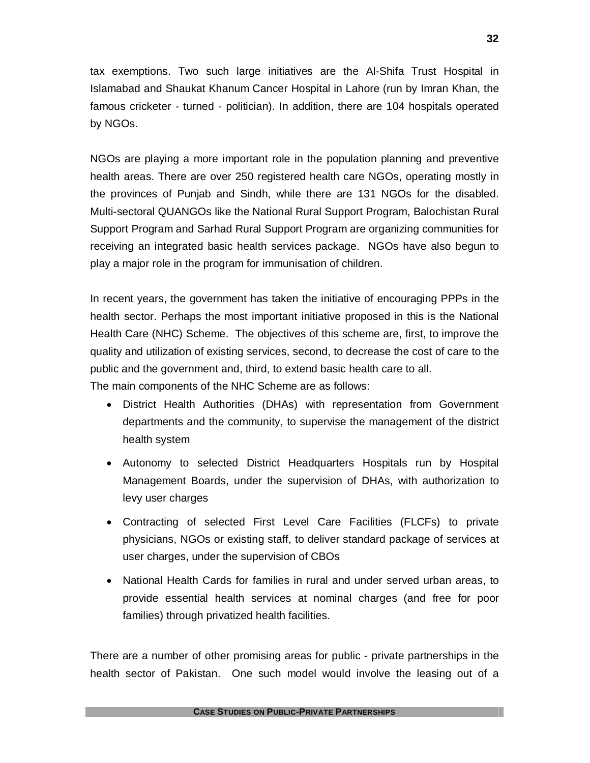tax exemptions. Two such large initiatives are the Al-Shifa Trust Hospital in Islamabad and Shaukat Khanum Cancer Hospital in Lahore (run by Imran Khan, the famous cricketer - turned - politician). In addition, there are 104 hospitals operated by NGOs.

NGOs are playing a more important role in the population planning and preventive health areas. There are over 250 registered health care NGOs, operating mostly in the provinces of Punjab and Sindh, while there are 131 NGOs for the disabled. Multi-sectoral QUANGOs like the National Rural Support Program, Balochistan Rural Support Program and Sarhad Rural Support Program are organizing communities for receiving an integrated basic health services package. NGOs have also begun to play a major role in the program for immunisation of children.

In recent years, the government has taken the initiative of encouraging PPPs in the health sector. Perhaps the most important initiative proposed in this is the National Health Care (NHC) Scheme. The objectives of this scheme are, first, to improve the quality and utilization of existing services, second, to decrease the cost of care to the public and the government and, third, to extend basic health care to all.
The main components of the NHC Scheme are as follows:

- District Health Authorities (DHAs) with representation from Government departments and the community, to supervise the management of the district health system
- Autonomy to selected District Headquarters Hospitals run by Hospital Management Boards, under the supervision of DHAs, with authorization to levy user charges
- Contracting of selected First Level Care Facilities (FLCFs) to private physicians, NGOs or existing staff, to deliver standard package of services at user charges, under the supervision of CBOs
- National Health Cards for families in rural and under served urban areas, to provide essential health services at nominal charges (and free for poor families) through privatized health facilities.

There are a number of other promising areas for public - private partnerships in the health sector of Pakistan. One such model would involve the leasing out of a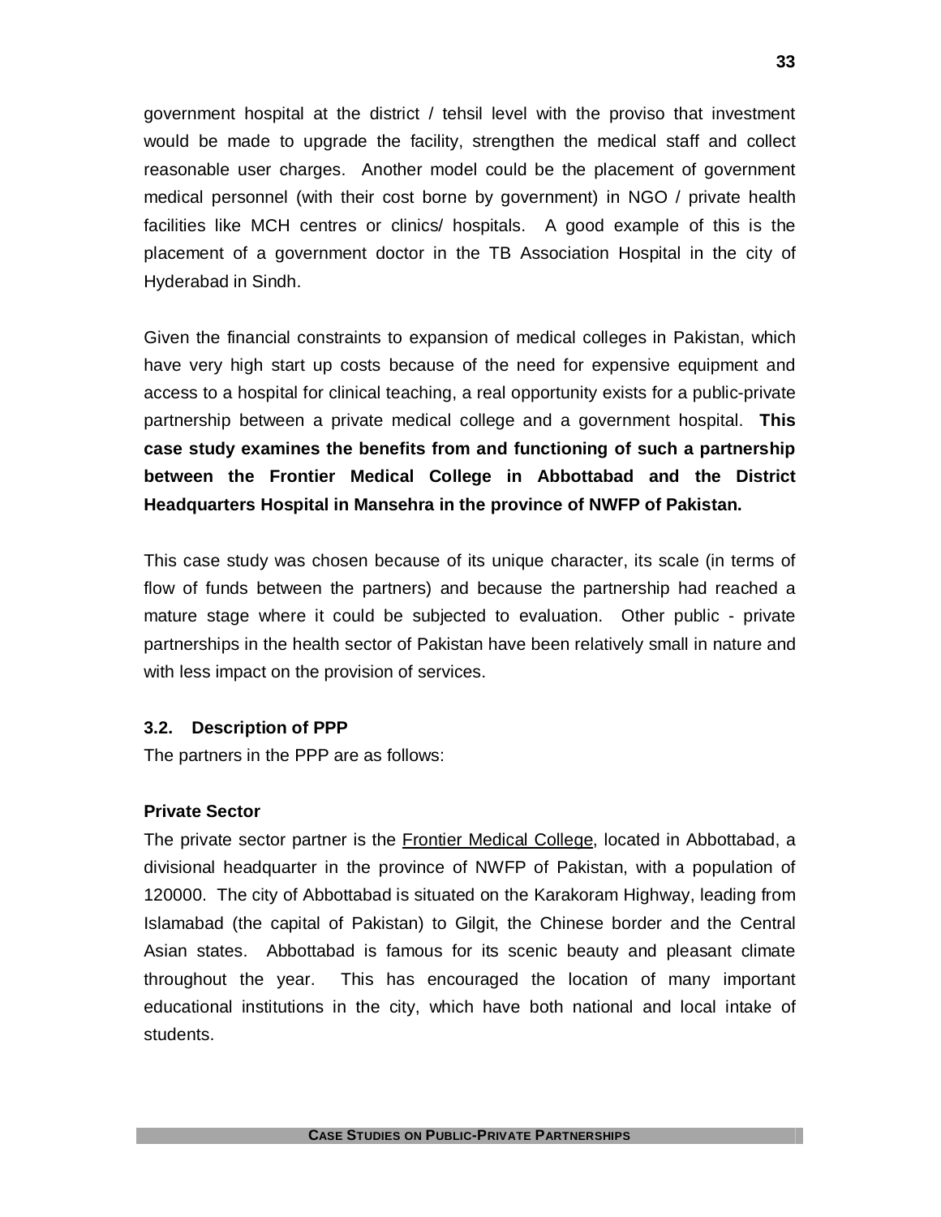government hospital at the district / tehsil level with the proviso that investment would be made to upgrade the facility, strengthen the medical staff and collect reasonable user charges. Another model could be the placement of government medical personnel (with their cost borne by government) in NGO / private health facilities like MCH centres or clinics/ hospitals. A good example of this is the placement of a government doctor in the TB Association Hospital in the city of Hyderabad in Sindh.

Given the financial constraints to expansion of medical colleges in Pakistan, which have very high start up costs because of the need for expensive equipment and access to a hospital for clinical teaching, a real opportunity exists for a public-private partnership between a private medical college and a government hospital. **This case study examines the benefits from and functioning of such a partnership between the Frontier Medical College in Abbottabad and the District Headquarters Hospital in Mansehra in the province of NWFP of Pakistan.**

This case study was chosen because of its unique character, its scale (in terms of flow of funds between the partners) and because the partnership had reached a mature stage where it could be subjected to evaluation. Other public - private partnerships in the health sector of Pakistan have been relatively small in nature and with less impact on the provision of services.

### 3.2. Description of PPP

The partners in the PPP are as follows:

#### Private Sector

The private sector partner is the <u>Frontier Medical College</u>, located in Abbottabad, a divisional headquarter in the province of NWFP of Pakistan, with a population of 120000. The city of Abbottabad is situated on the Karakoram Highway, leading from Islamabad (the capital of Pakistan) to Gilgit, the Chinese border and the Central Asian states. Abbottabad is famous for its scenic beauty and pleasant climate throughout the year. This has encouraged the location of many important educational institutions in the city, which have both national and local intake of students.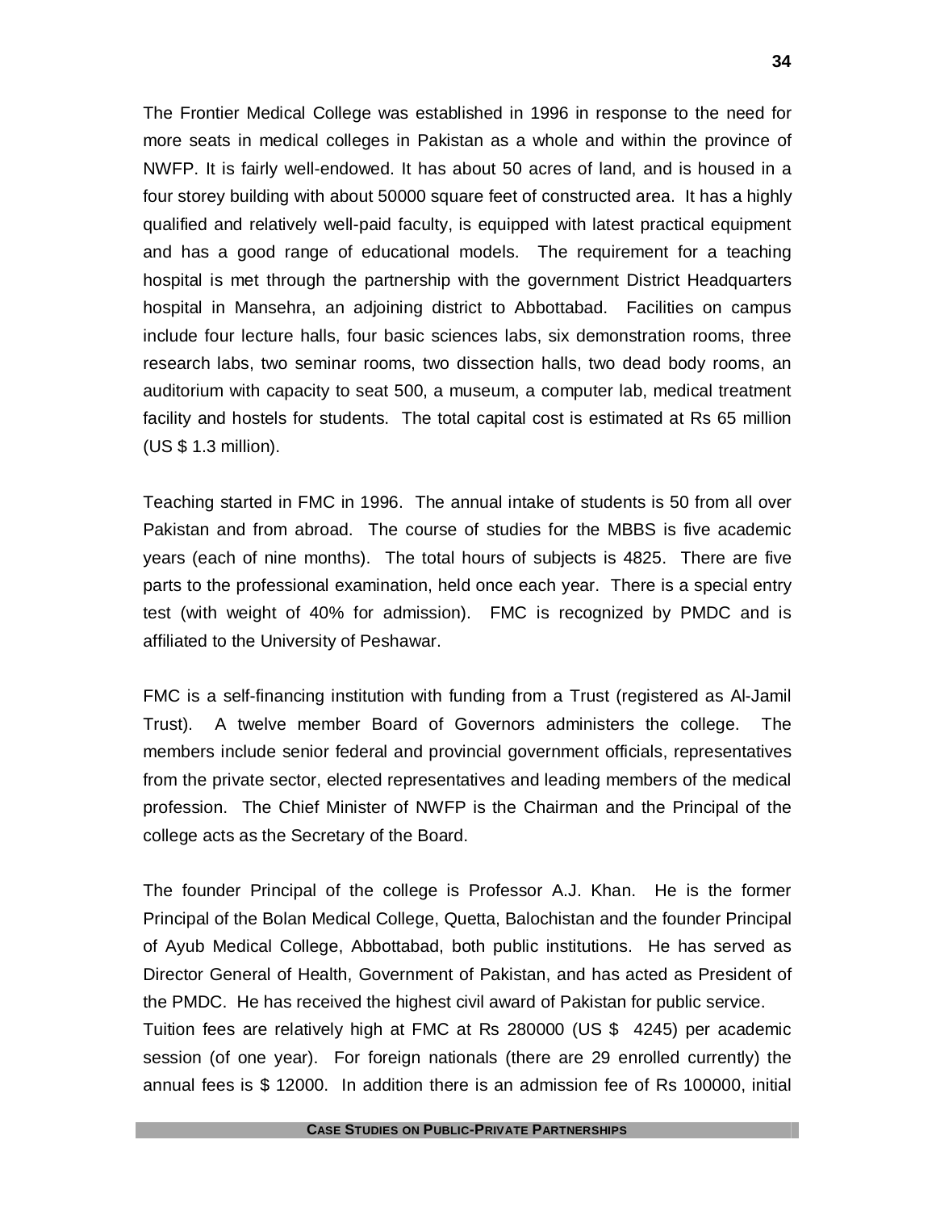The Frontier Medical College was established in 1996 in response to the need for more seats in medical colleges in Pakistan as a whole and within the province of NWFP. It is fairly well-endowed. It has about 50 acres of land, and is housed in a four storey building with about 50000 square feet of constructed area. It has a highly qualified and relatively well-paid faculty, is equipped with latest practical equipment and has a good range of educational models. The requirement for a teaching hospital is met through the partnership with the government District Headquarters hospital in Mansehra, an adjoining district to Abbottabad. Facilities on campus include four lecture halls, four basic sciences labs, six demonstration rooms, three research labs, two seminar rooms, two dissection halls, two dead body rooms, an auditorium with capacity to seat 500, a museum, a computer lab, medical treatment facility and hostels for students. The total capital cost is estimated at Rs 65 million (US $ 1.3 million).

Teaching started in FMC in 1996. The annual intake of students is 50 from all over Pakistan and from abroad. The course of studies for the MBBS is five academic years (each of nine months). The total hours of subjects is 4825. There are five parts to the professional examination, held once each year. There is a special entry test (with weight of 40% for admission). FMC is recognized by PMDC and is affiliated to the University of Peshawar.

FMC is a self-financing institution with funding from a Trust (registered as Al-Jamil Trust). A twelve member Board of Governors administers the college. The members include senior federal and provincial government officials, representatives from the private sector, elected representatives and leading members of the medical profession. The Chief Minister of NWFP is the Chairman and the Principal of the college acts as the Secretary of the Board.

The founder Principal of the college is Professor A.J. Khan. He is the former Principal of the Bolan Medical College, Quetta, Balochistan and the founder Principal of Ayub Medical College, Abbottabad, both public institutions. He has served as Director General of Health, Government of Pakistan, and has acted as President of the PMDC. He has received the highest civil award of Pakistan for public service.

Tuition fees are relatively high at FMC at Rs 280000 (US $ 4245) per academic session (of one year). For foreign nationals (there are 29 enrolled currently) the annual fees is $ 12000. In addition there is an admission fee of Rs 100000, initial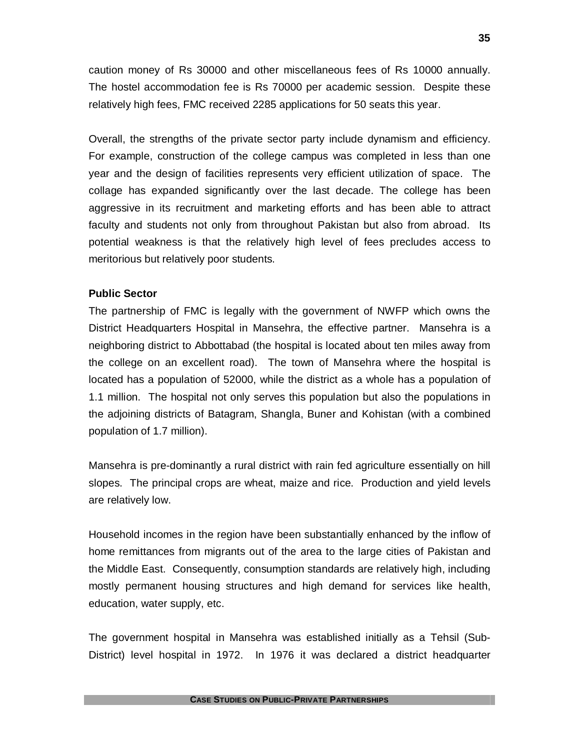caution money of Rs 30000 and other miscellaneous fees of Rs 10000 annually. The hostel accommodation fee is Rs 70000 per academic session. Despite these relatively high fees, FMC received 2285 applications for 50 seats this year.

Overall, the strengths of the private sector party include dynamism and efficiency. For example, construction of the college campus was completed in less than one year and the design of facilities represents very efficient utilization of space. The collage has expanded significantly over the last decade. The college has been aggressive in its recruitment and marketing efforts and has been able to attract faculty and students not only from throughout Pakistan but also from abroad. Its potential weakness is that the relatively high level of fees precludes access to meritorious but relatively poor students.

**Public Sector**

The partnership of FMC is legally with the government of NWFP which owns the District Headquarters Hospital in Mansehra, the effective partner. Mansehra is a neighboring district to Abbottabad (the hospital is located about ten miles away from the college on an excellent road). The town of Mansehra where the hospital is located has a population of 52000, while the district as a whole has a population of 1.1 million. The hospital not only serves this population but also the populations in the adjoining districts of Batagram, Shangla, Buner and Kohistan (with a combined population of 1.7 million).

Mansehra is pre-dominantly a rural district with rain fed agriculture essentially on hill slopes. The principal crops are wheat, maize and rice. Production and yield levels are relatively low.

Household incomes in the region have been substantially enhanced by the inflow of home remittances from migrants out of the area to the large cities of Pakistan and the Middle East. Consequently, consumption standards are relatively high, including mostly permanent housing structures and high demand for services like health, education, water supply, etc.

The government hospital in Mansehra was established initially as a Tehsil (Sub-District) level hospital in 1972. In 1976 it was declared a district headquarter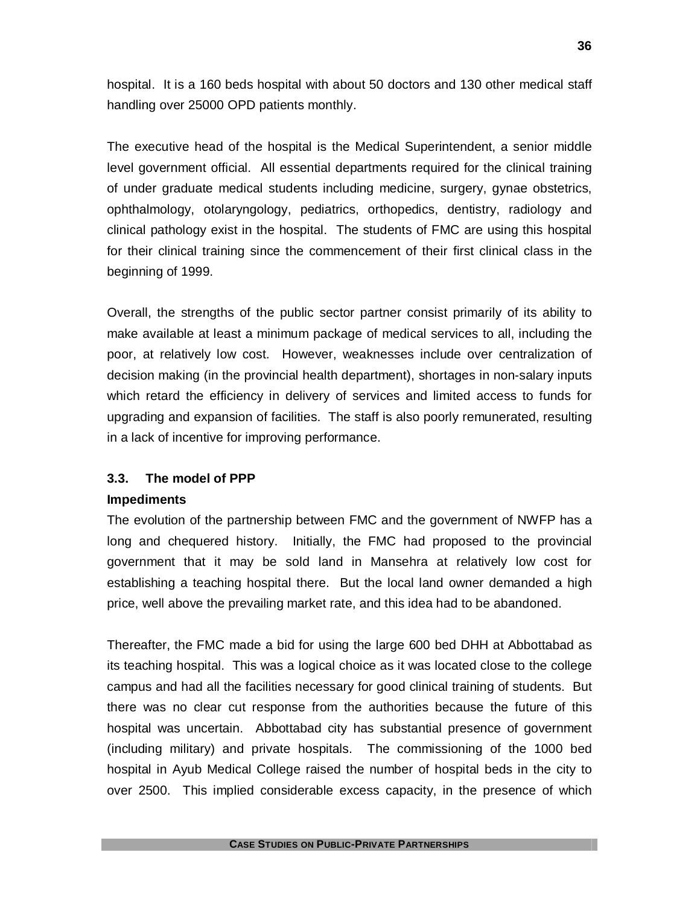hospital. It is a 160 beds hospital with about 50 doctors and 130 other medical staff handling over 25000 OPD patients monthly.

The executive head of the hospital is the Medical Superintendent, a senior middle level government official. All essential departments required for the clinical training of under graduate medical students including medicine, surgery, gynae obstetrics, ophthalmology, otolaryngology, pediatrics, orthopedics, dentistry, radiology and clinical pathology exist in the hospital. The students of FMC are using this hospital for their clinical training since the commencement of their first clinical class in the beginning of 1999.

Overall, the strengths of the public sector partner consist primarily of its ability to make available at least a minimum package of medical services to all, including the poor, at relatively low cost. However, weaknesses include over centralization of decision making (in the provincial health department), shortages in non-salary inputs which retard the efficiency in delivery of services and limited access to funds for upgrading and expansion of facilities. The staff is also poorly remunerated, resulting in a lack of incentive for improving performance.

### 3.3. The model of PPP

**Impediments**

The evolution of the partnership between FMC and the government of NWFP has a long and chequered history. Initially, the FMC had proposed to the provincial government that it may be sold land in Mansehra at relatively low cost for establishing a teaching hospital there. But the local land owner demanded a high price, well above the prevailing market rate, and this idea had to be abandoned.

Thereafter, the FMC made a bid for using the large 600 bed DHH at Abbottabad as its teaching hospital. This was a logical choice as it was located close to the college campus and had all the facilities necessary for good clinical training of students. But there was no clear cut response from the authorities because the future of this hospital was uncertain. Abbottabad city has substantial presence of government (including military) and private hospitals. The commissioning of the 1000 bed hospital in Ayub Medical College raised the number of hospital beds in the city to over 2500. This implied considerable excess capacity, in the presence of which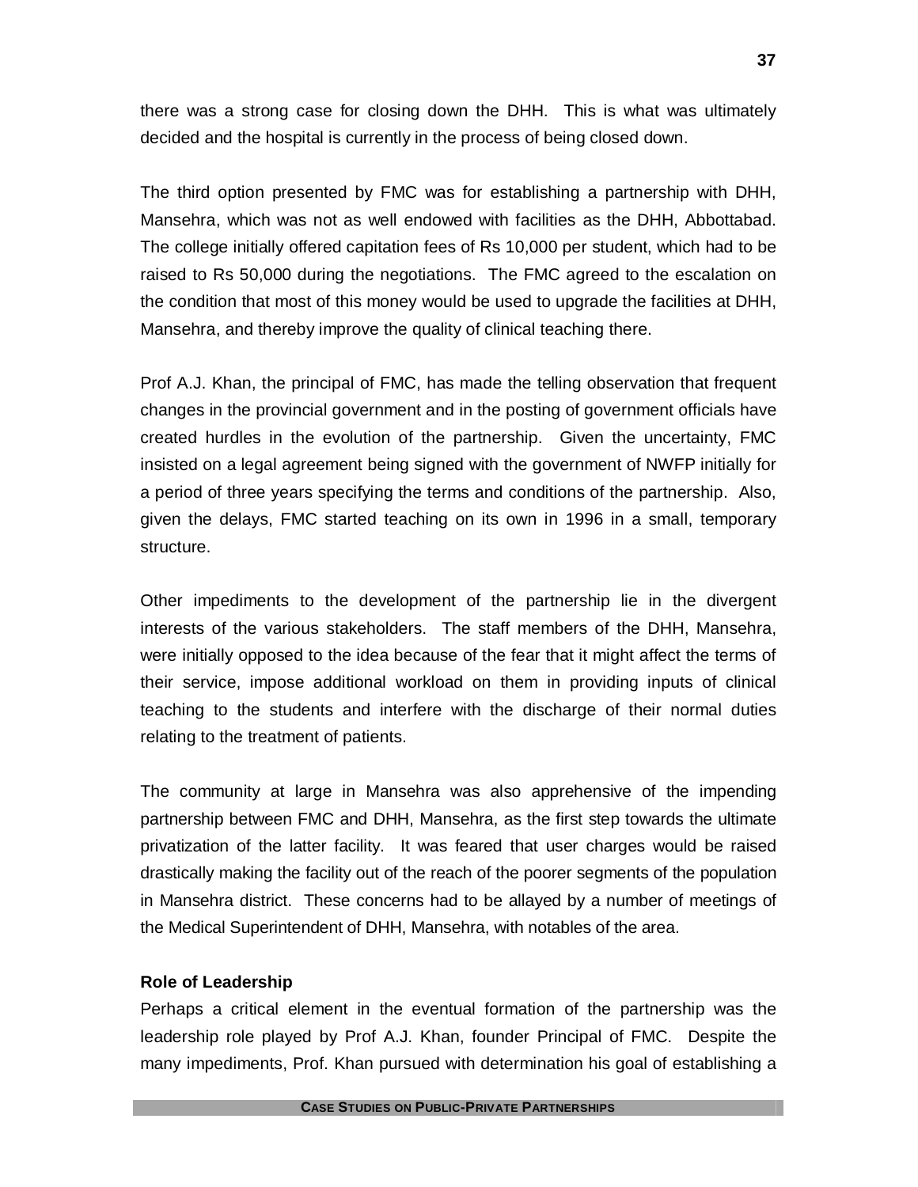there was a strong case for closing down the DHH. This is what was ultimately decided and the hospital is currently in the process of being closed down.

The third option presented by FMC was for establishing a partnership with DHH, Mansehra, which was not as well endowed with facilities as the DHH, Abbottabad. The college initially offered capitation fees of Rs 10,000 per student, which had to be raised to Rs 50,000 during the negotiations. The FMC agreed to the escalation on the condition that most of this money would be used to upgrade the facilities at DHH, Mansehra, and thereby improve the quality of clinical teaching there.

Prof A.J. Khan, the principal of FMC, has made the telling observation that frequent changes in the provincial government and in the posting of government officials have created hurdles in the evolution of the partnership. Given the uncertainty, FMC insisted on a legal agreement being signed with the government of NWFP initially for a period of three years specifying the terms and conditions of the partnership. Also, given the delays, FMC started teaching on its own in 1996 in a small, temporary structure.

Other impediments to the development of the partnership lie in the divergent interests of the various stakeholders. The staff members of the DHH, Mansehra, were initially opposed to the idea because of the fear that it might affect the terms of their service, impose additional workload on them in providing inputs of clinical teaching to the students and interfere with the discharge of their normal duties relating to the treatment of patients.

The community at large in Mansehra was also apprehensive of the impending partnership between FMC and DHH, Mansehra, as the first step towards the ultimate privatization of the latter facility. It was feared that user charges would be raised drastically making the facility out of the reach of the poorer segments of the population in Mansehra district. These concerns had to be allayed by a number of meetings of the Medical Superintendent of DHH, Mansehra, with notables of the area.

**Role of Leadership**

Perhaps a critical element in the eventual formation of the partnership was the leadership role played by Prof A.J. Khan, founder Principal of FMC. Despite the many impediments, Prof. Khan pursued with determination his goal of establishing a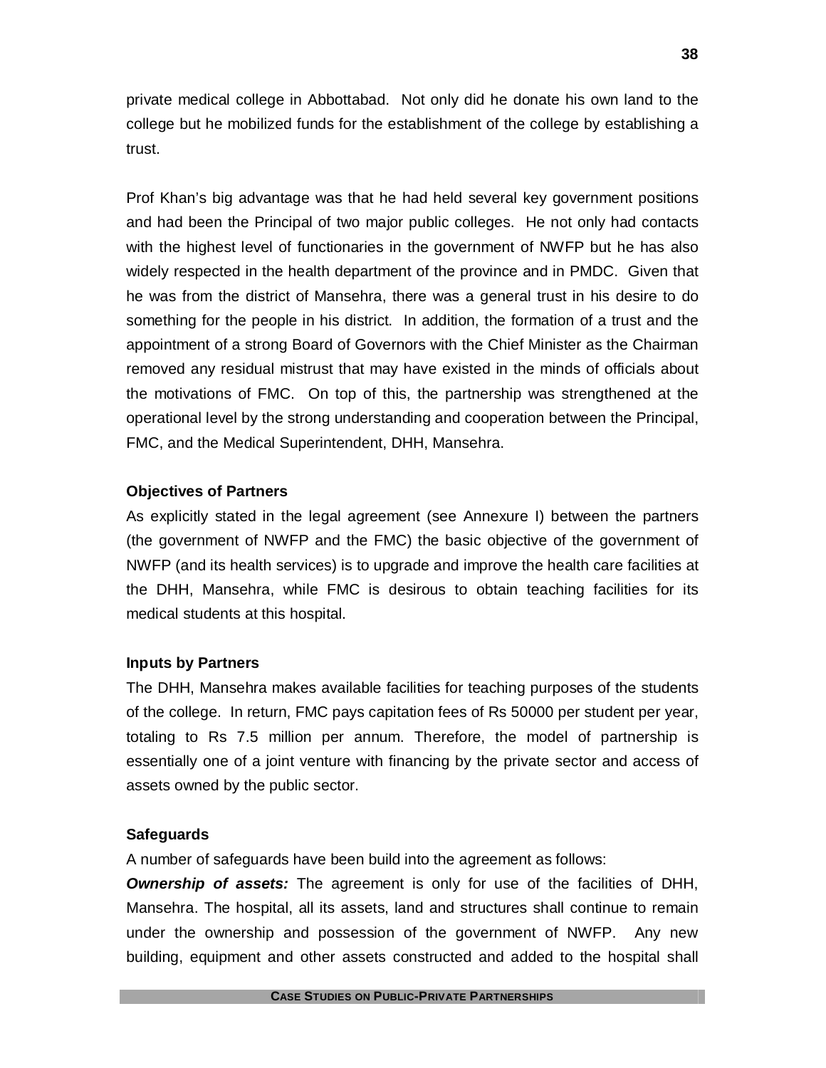private medical college in Abbottabad. Not only did he donate his own land to the college but he mobilized funds for the establishment of the college by establishing a trust.

Prof Khan's big advantage was that he had held several key government positions and had been the Principal of two major public colleges. He not only had contacts with the highest level of functionaries in the government of NWFP but he has also widely respected in the health department of the province and in PMDC. Given that he was from the district of Mansehra, there was a general trust in his desire to do something for the people in his district. In addition, the formation of a trust and the appointment of a strong Board of Governors with the Chief Minister as the Chairman removed any residual mistrust that may have existed in the minds of officials about the motivations of FMC. On top of this, the partnership was strengthened at the operational level by the strong understanding and cooperation between the Principal, FMC, and the Medical Superintendent, DHH, Mansehra.

**Objectives of Partners**

As explicitly stated in the legal agreement (see Annexure I) between the partners (the government of NWFP and the FMC) the basic objective of the government of NWFP (and its health services) is to upgrade and improve the health care facilities at the DHH, Mansehra, while FMC is desirous to obtain teaching facilities for its medical students at this hospital.

**Inputs by Partners**

The DHH, Mansehra makes available facilities for teaching purposes of the students of the college. In return, FMC pays capitation fees of Rs 50000 per student per year, totaling to Rs 7.5 million per annum. Therefore, the model of partnership is essentially one of a joint venture with financing by the private sector and access of assets owned by the public sector.

**Safeguards**

A number of safeguards have been build into the agreement as follows:

***Ownership of assets:*** The agreement is only for use of the facilities of DHH, Mansehra. The hospital, all its assets, land and structures shall continue to remain under the ownership and possession of the government of NWFP. Any new building, equipment and other assets constructed and added to the hospital shall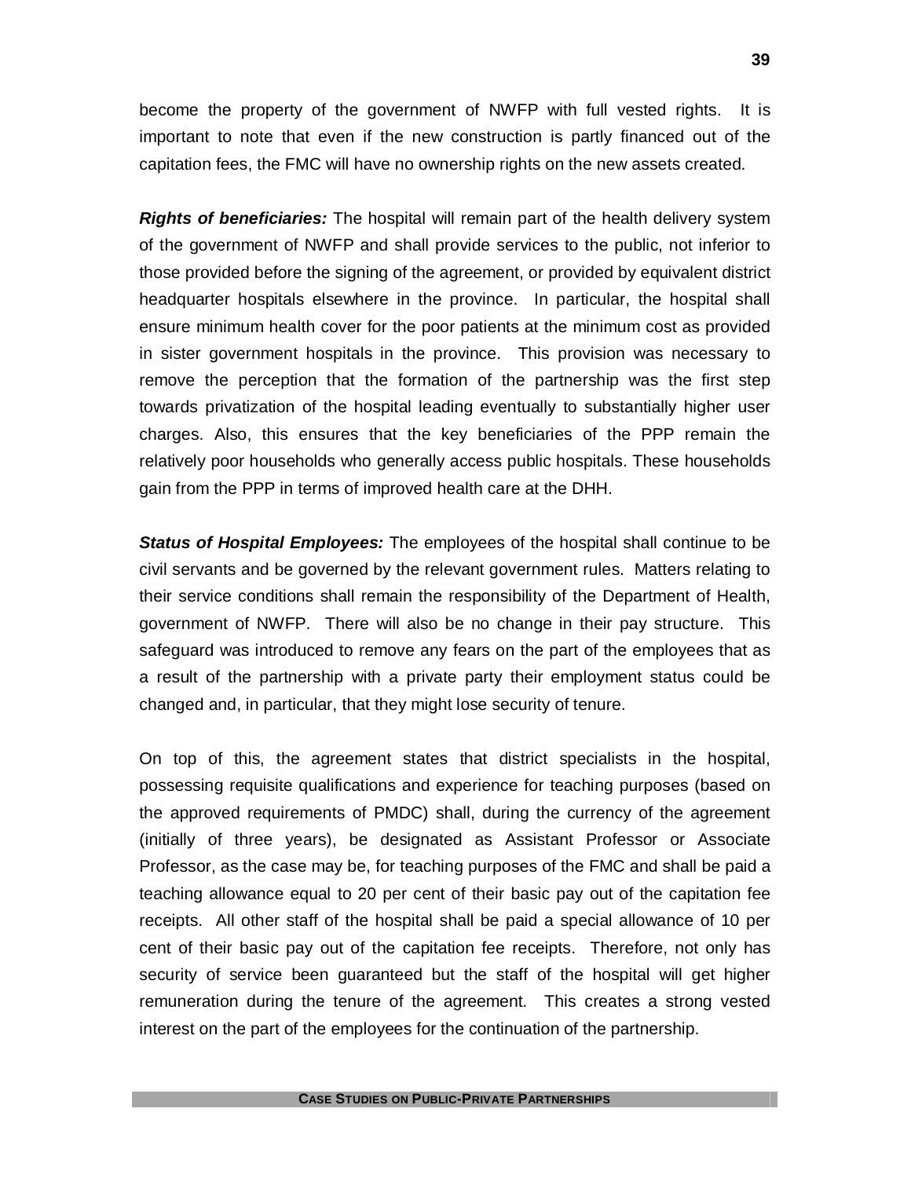become the property of the government of NWFP with full vested rights. It is important to note that even if the new construction is partly financed out of the capitation fees, the FMC will have no ownership rights on the new assets created.

***Rights of beneficiaries:*** The hospital will remain part of the health delivery system of the government of NWFP and shall provide services to the public, not inferior to those provided before the signing of the agreement, or provided by equivalent district headquarter hospitals elsewhere in the province. In particular, the hospital shall ensure minimum health cover for the poor patients at the minimum cost as provided in sister government hospitals in the province. This provision was necessary to remove the perception that the formation of the partnership was the first step towards privatization of the hospital leading eventually to substantially higher user charges. Also, this ensures that the key beneficiaries of the PPP remain the relatively poor households who generally access public hospitals. These households gain from the PPP in terms of improved health care at the DHH.

***Status of Hospital Employees:*** The employees of the hospital shall continue to be civil servants and be governed by the relevant government rules. Matters relating to their service conditions shall remain the responsibility of the Department of Health, government of NWFP. There will also be no change in their pay structure. This safeguard was introduced to remove any fears on the part of the employees that as a result of the partnership with a private party their employment status could be changed and, in particular, that they might lose security of tenure.

On top of this, the agreement states that district specialists in the hospital, possessing requisite qualifications and experience for teaching purposes (based on the approved requirements of PMDC) shall, during the currency of the agreement (initially of three years), be designated as Assistant Professor or Associate Professor, as the case may be, for teaching purposes of the FMC and shall be paid a teaching allowance equal to 20 per cent of their basic pay out of the capitation fee receipts. All other staff of the hospital shall be paid a special allowance of 10 per cent of their basic pay out of the capitation fee receipts. Therefore, not only has security of service been guaranteed but the staff of the hospital will get higher remuneration during the tenure of the agreement. This creates a strong vested interest on the part of the employees for the continuation of the partnership.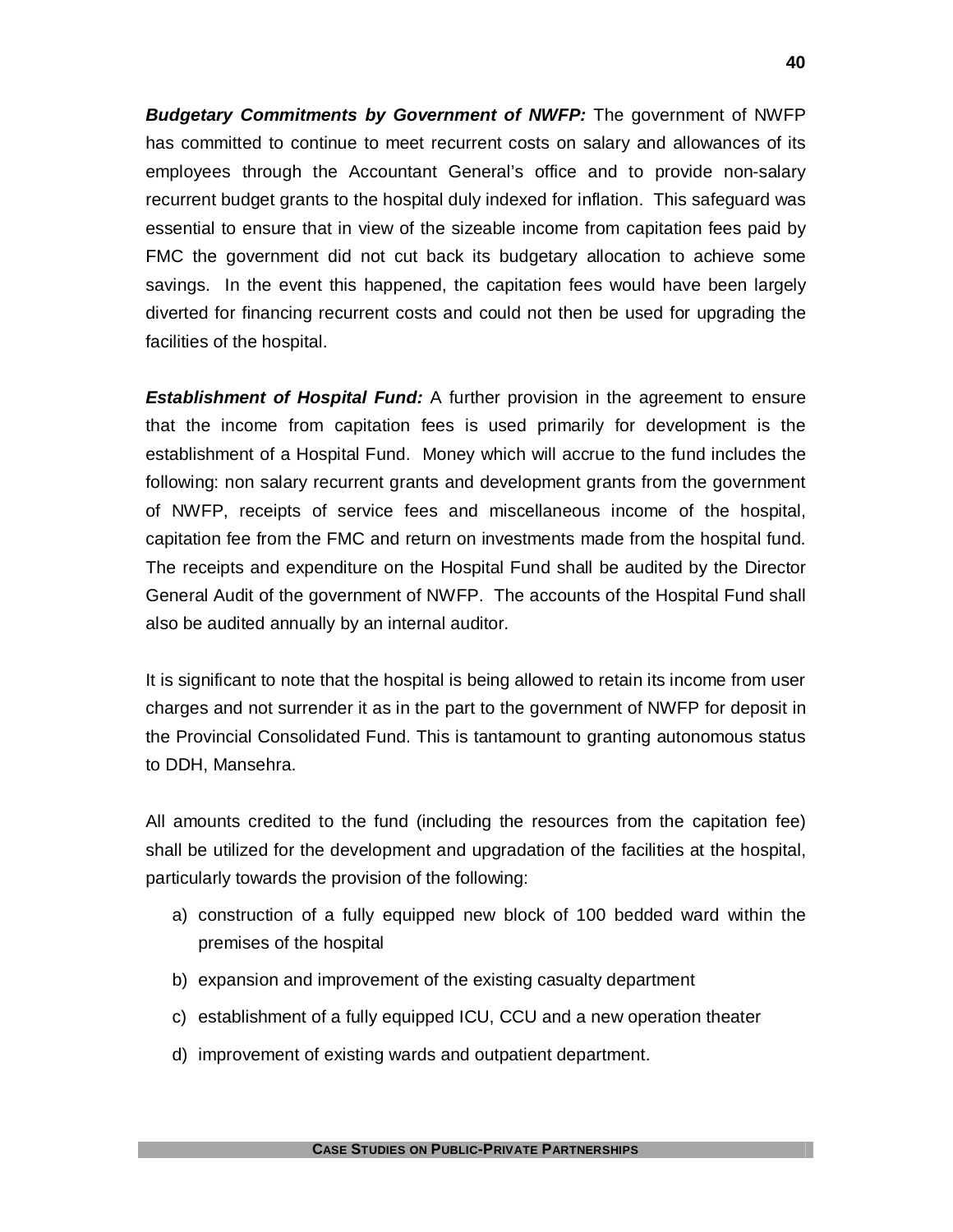***Budgetary Commitments by Government of NWFP:*** The government of NWFP has committed to continue to meet recurrent costs on salary and allowances of its employees through the Accountant General's office and to provide non-salary recurrent budget grants to the hospital duly indexed for inflation. This safeguard was essential to ensure that in view of the sizeable income from capitation fees paid by FMC the government did not cut back its budgetary allocation to achieve some savings. In the event this happened, the capitation fees would have been largely diverted for financing recurrent costs and could not then be used for upgrading the facilities of the hospital.

***Establishment of Hospital Fund:*** A further provision in the agreement to ensure that the income from capitation fees is used primarily for development is the establishment of a Hospital Fund. Money which will accrue to the fund includes the following: non salary recurrent grants and development grants from the government of NWFP, receipts of service fees and miscellaneous income of the hospital, capitation fee from the FMC and return on investments made from the hospital fund. The receipts and expenditure on the Hospital Fund shall be audited by the Director General Audit of the government of NWFP. The accounts of the Hospital Fund shall also be audited annually by an internal auditor.

It is significant to note that the hospital is being allowed to retain its income from user charges and not surrender it as in the part to the government of NWFP for deposit in the Provincial Consolidated Fund. This is tantamount to granting autonomous status to DDH, Mansehra.

All amounts credited to the fund (including the resources from the capitation fee) shall be utilized for the development and upgradation of the facilities at the hospital, particularly towards the provision of the following:

a) construction of a fully equipped new block of 100 bedded ward within the premises of the hospital
b) expansion and improvement of the existing casualty department
c) establishment of a fully equipped ICU, CCU and a new operation theater
d) improvement of existing wards and outpatient department.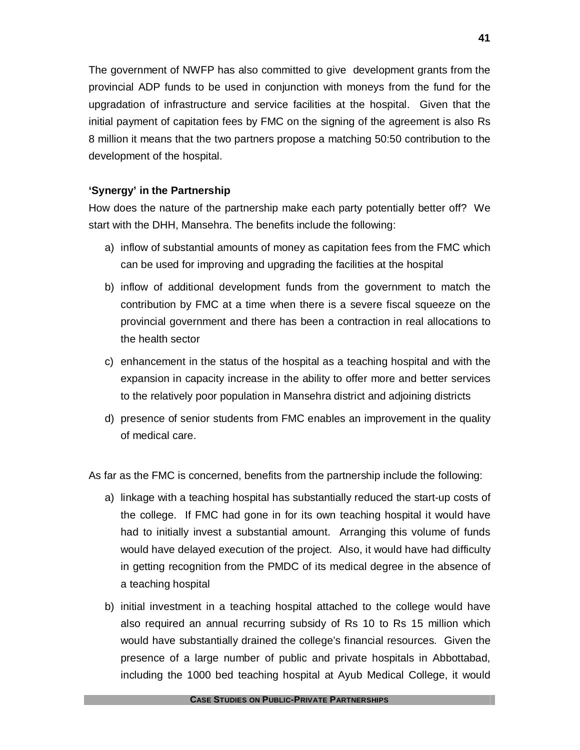The government of NWFP has also committed to give development grants from the provincial ADP funds to be used in conjunction with moneys from the fund for the upgradation of infrastructure and service facilities at the hospital. Given that the initial payment of capitation fees by FMC on the signing of the agreement is also Rs 8 million it means that the two partners propose a matching 50:50 contribution to the development of the hospital.

**'Synergy' in the Partnership**

How does the nature of the partnership make each party potentially better off? We start with the DHH, Mansehra. The benefits include the following:

a) inflow of substantial amounts of money as capitation fees from the FMC which can be used for improving and upgrading the facilities at the hospital

b) inflow of additional development funds from the government to match the contribution by FMC at a time when there is a severe fiscal squeeze on the provincial government and there has been a contraction in real allocations to the health sector

c) enhancement in the status of the hospital as a teaching hospital and with the expansion in capacity increase in the ability to offer more and better services to the relatively poor population in Mansehra district and adjoining districts

d) presence of senior students from FMC enables an improvement in the quality of medical care.

As far as the FMC is concerned, benefits from the partnership include the following:

a) linkage with a teaching hospital has substantially reduced the start-up costs of the college. If FMC had gone in for its own teaching hospital it would have had to initially invest a substantial amount. Arranging this volume of funds would have delayed execution of the project. Also, it would have had difficulty in getting recognition from the PMDC of its medical degree in the absence of a teaching hospital

b) initial investment in a teaching hospital attached to the college would have also required an annual recurring subsidy of Rs 10 to Rs 15 million which would have substantially drained the college's financial resources. Given the presence of a large number of public and private hospitals in Abbottabad, including the 1000 bed teaching hospital at Ayub Medical College, it would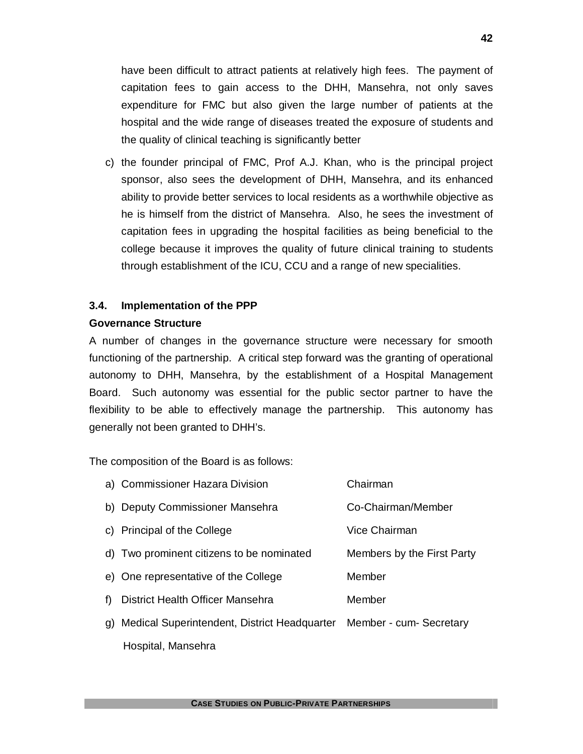have been difficult to attract patients at relatively high fees. The payment of capitation fees to gain access to the DHH, Mansehra, not only saves expenditure for FMC but also given the large number of patients at the hospital and the wide range of diseases treated the exposure of students and the quality of clinical teaching is significantly better

c) the founder principal of FMC, Prof A.J. Khan, who is the principal project sponsor, also sees the development of DHH, Mansehra, and its enhanced ability to provide better services to local residents as a worthwhile objective as he is himself from the district of Mansehra. Also, he sees the investment of capitation fees in upgrading the hospital facilities as being beneficial to the college because it improves the quality of future clinical training to students through establishment of the ICU, CCU and a range of new specialities.

### 3.4. Implementation of the PPP

**Governance Structure**

A number of changes in the governance structure were necessary for smooth functioning of the partnership. A critical step forward was the granting of operational autonomy to DHH, Mansehra, by the establishment of a Hospital Management Board. Such autonomy was essential for the public sector partner to have the flexibility to be able to effectively manage the partnership. This autonomy has generally not been granted to DHH's.

The composition of the Board is as follows:

| | |
|---|---|
| a) Commissioner Hazara Division | Chairman |
| b) Deputy Commissioner Mansehra | Co-Chairman/Member |
| c) Principal of the College | Vice Chairman |
| d) Two prominent citizens to be nominated | Members by the First Party |
| e) One representative of the College | Member |
| f) District Health Officer Mansehra | Member |
| g) Medical Superintendent, District Headquarter Hospital, Mansehra | Member - cum- Secretary |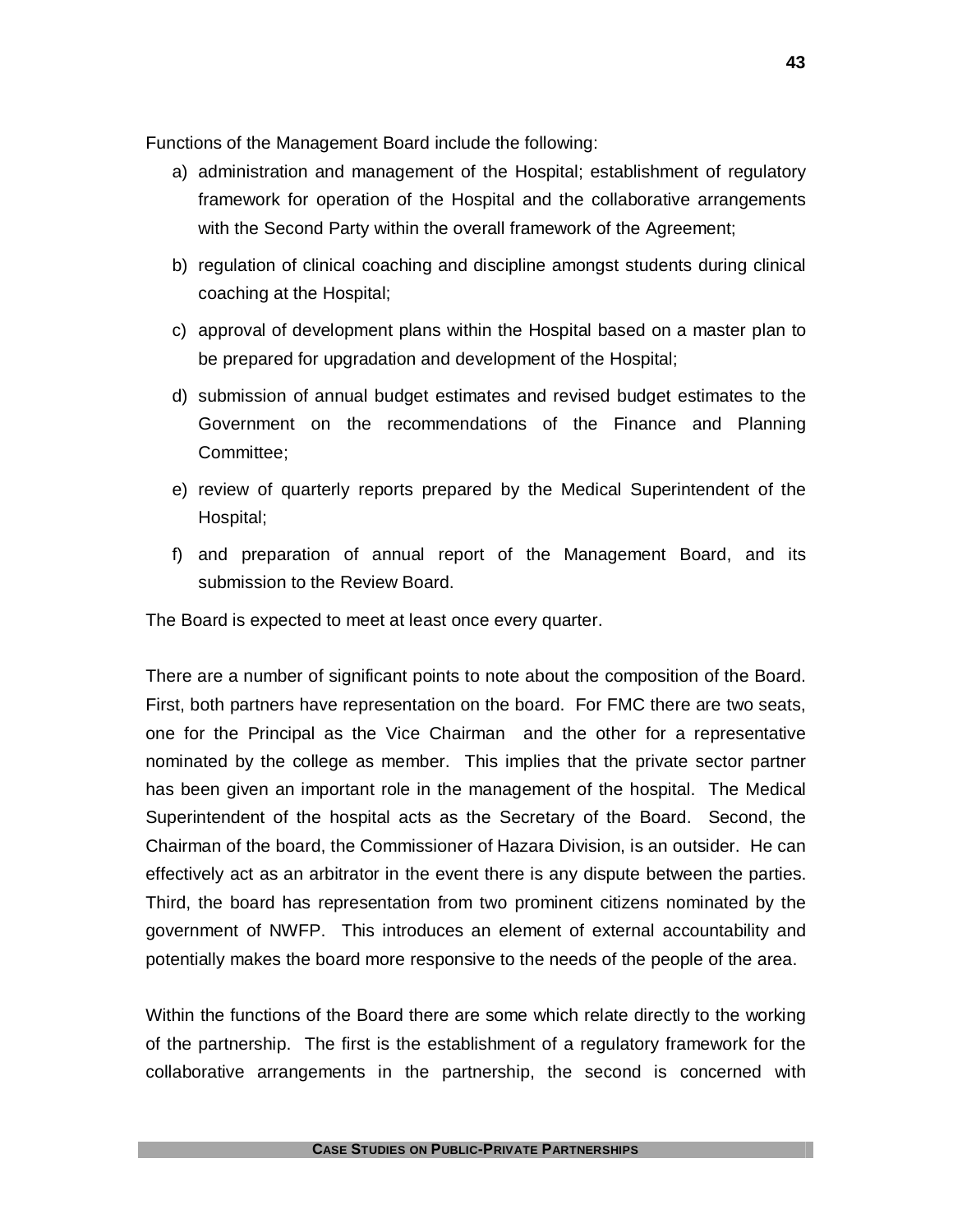Functions of the Management Board include the following:

a) administration and management of the Hospital; establishment of regulatory framework for operation of the Hospital and the collaborative arrangements with the Second Party within the overall framework of the Agreement;

b) regulation of clinical coaching and discipline amongst students during clinical coaching at the Hospital;

c) approval of development plans within the Hospital based on a master plan to be prepared for upgradation and development of the Hospital;

d) submission of annual budget estimates and revised budget estimates to the Government on the recommendations of the Finance and Planning Committee;

e) review of quarterly reports prepared by the Medical Superintendent of the Hospital;

f) and preparation of annual report of the Management Board, and its submission to the Review Board.

The Board is expected to meet at least once every quarter.

There are a number of significant points to note about the composition of the Board. First, both partners have representation on the board. For FMC there are two seats, one for the Principal as the Vice Chairman and the other for a representative nominated by the college as member. This implies that the private sector partner has been given an important role in the management of the hospital. The Medical Superintendent of the hospital acts as the Secretary of the Board. Second, the Chairman of the board, the Commissioner of Hazara Division, is an outsider. He can effectively act as an arbitrator in the event there is any dispute between the parties. Third, the board has representation from two prominent citizens nominated by the government of NWFP. This introduces an element of external accountability and potentially makes the board more responsive to the needs of the people of the area.

Within the functions of the Board there are some which relate directly to the working of the partnership. The first is the establishment of a regulatory framework for the collaborative arrangements in the partnership, the second is concerned with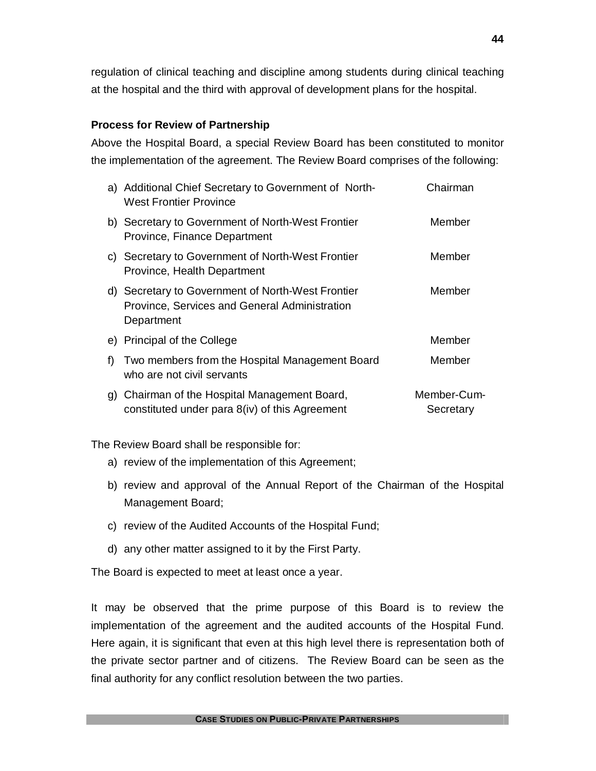regulation of clinical teaching and discipline among students during clinical teaching at the hospital and the third with approval of development plans for the hospital.

**Process for Review of Partnership**

Above the Hospital Board, a special Review Board has been constituted to monitor the implementation of the agreement. The Review Board comprises of the following:

| | | |
|---|---|---|
| a) | Additional Chief Secretary to Government of North-West Frontier Province | Chairman |
| b) | Secretary to Government of North-West Frontier Province, Finance Department | Member |
| c) | Secretary to Government of North-West Frontier Province, Health Department | Member |
| d) | Secretary to Government of North-West Frontier Province, Services and General Administration Department | Member |
| e) | Principal of the College | Member |
| f) | Two members from the Hospital Management Board who are not civil servants | Member |
| g) | Chairman of the Hospital Management Board, constituted under para 8(iv) of this Agreement | Member-Cum-Secretary |

The Review Board shall be responsible for:

a) review of the implementation of this Agreement;

b) review and approval of the Annual Report of the Chairman of the Hospital Management Board;

c) review of the Audited Accounts of the Hospital Fund;

d) any other matter assigned to it by the First Party.

The Board is expected to meet at least once a year.

It may be observed that the prime purpose of this Board is to review the implementation of the agreement and the audited accounts of the Hospital Fund. Here again, it is significant that even at this high level there is representation both of the private sector partner and of citizens. The Review Board can be seen as the final authority for any conflict resolution between the two parties.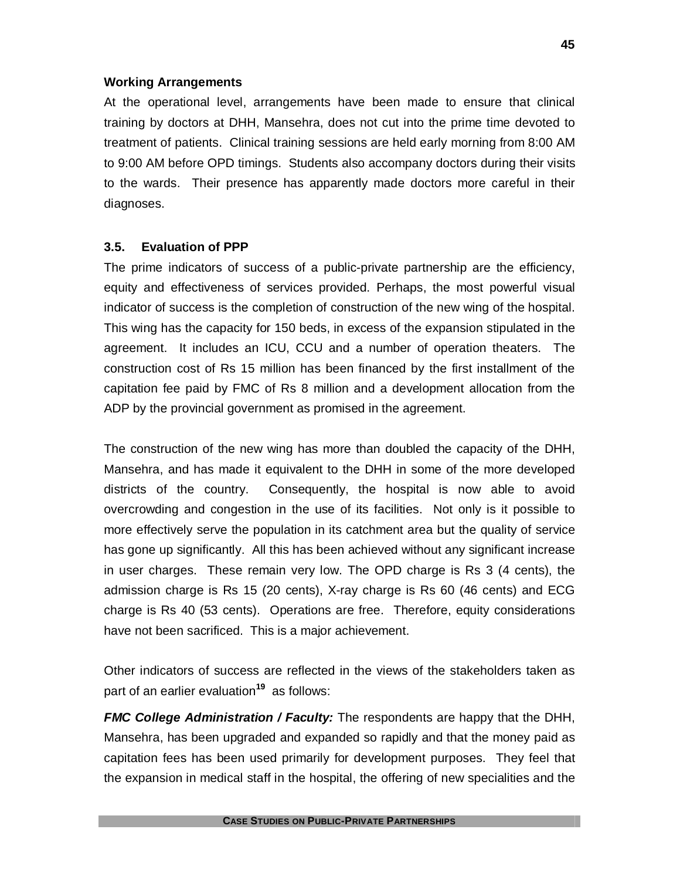**Working Arrangements**

At the operational level, arrangements have been made to ensure that clinical training by doctors at DHH, Mansehra, does not cut into the prime time devoted to treatment of patients. Clinical training sessions are held early morning from 8:00 AM to 9:00 AM before OPD timings. Students also accompany doctors during their visits to the wards. Their presence has apparently made doctors more careful in their diagnoses.

### 3.5. Evaluation of PPP

The prime indicators of success of a public-private partnership are the efficiency, equity and effectiveness of services provided. Perhaps, the most powerful visual indicator of success is the completion of construction of the new wing of the hospital. This wing has the capacity for 150 beds, in excess of the expansion stipulated in the agreement. It includes an ICU, CCU and a number of operation theaters. The construction cost of Rs 15 million has been financed by the first installment of the capitation fee paid by FMC of Rs 8 million and a development allocation from the ADP by the provincial government as promised in the agreement.

The construction of the new wing has more than doubled the capacity of the DHH, Mansehra, and has made it equivalent to the DHH in some of the more developed districts of the country. Consequently, the hospital is now able to avoid overcrowding and congestion in the use of its facilities. Not only is it possible to more effectively serve the population in its catchment area but the quality of service has gone up significantly. All this has been achieved without any significant increase in user charges. These remain very low. The OPD charge is Rs 3 (4 cents), the admission charge is Rs 15 (20 cents), X-ray charge is Rs 60 (46 cents) and ECG charge is Rs 40 (53 cents). Operations are free. Therefore, equity considerations have not been sacrificed. This is a major achievement.

Other indicators of success are reflected in the views of the stakeholders taken as part of an earlier evaluation[19] as follows:

***FMC College Administration / Faculty:*** The respondents are happy that the DHH, Mansehra, has been upgraded and expanded so rapidly and that the money paid as capitation fees has been used primarily for development purposes. They feel that the expansion in medical staff in the hospital, the offering of new specialities and the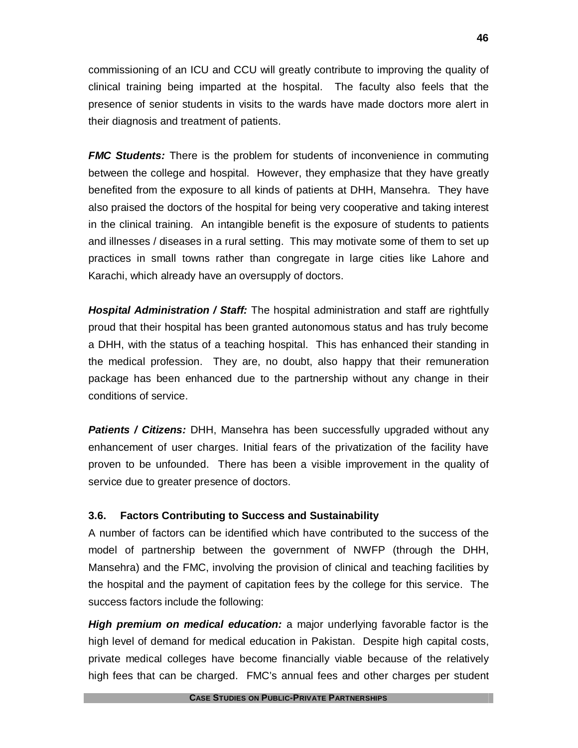commissioning of an ICU and CCU will greatly contribute to improving the quality of clinical training being imparted at the hospital. The faculty also feels that the presence of senior students in visits to the wards have made doctors more alert in their diagnosis and treatment of patients.

***FMC Students:*** There is the problem for students of inconvenience in commuting between the college and hospital. However, they emphasize that they have greatly benefited from the exposure to all kinds of patients at DHH, Mansehra. They have also praised the doctors of the hospital for being very cooperative and taking interest in the clinical training. An intangible benefit is the exposure of students to patients and illnesses / diseases in a rural setting. This may motivate some of them to set up practices in small towns rather than congregate in large cities like Lahore and Karachi, which already have an oversupply of doctors.

***Hospital Administration / Staff:*** The hospital administration and staff are rightfully proud that their hospital has been granted autonomous status and has truly become a DHH, with the status of a teaching hospital. This has enhanced their standing in the medical profession. They are, no doubt, also happy that their remuneration package has been enhanced due to the partnership without any change in their conditions of service.

***Patients / Citizens:*** DHH, Mansehra has been successfully upgraded without any enhancement of user charges. Initial fears of the privatization of the facility have proven to be unfounded. There has been a visible improvement in the quality of service due to greater presence of doctors.

### 3.6. Factors Contributing to Success and Sustainability

A number of factors can be identified which have contributed to the success of the model of partnership between the government of NWFP (through the DHH, Mansehra) and the FMC, involving the provision of clinical and teaching facilities by the hospital and the payment of capitation fees by the college for this service. The success factors include the following:

***High premium on medical education:*** a major underlying favorable factor is the high level of demand for medical education in Pakistan. Despite high capital costs, private medical colleges have become financially viable because of the relatively high fees that can be charged. FMC's annual fees and other charges per student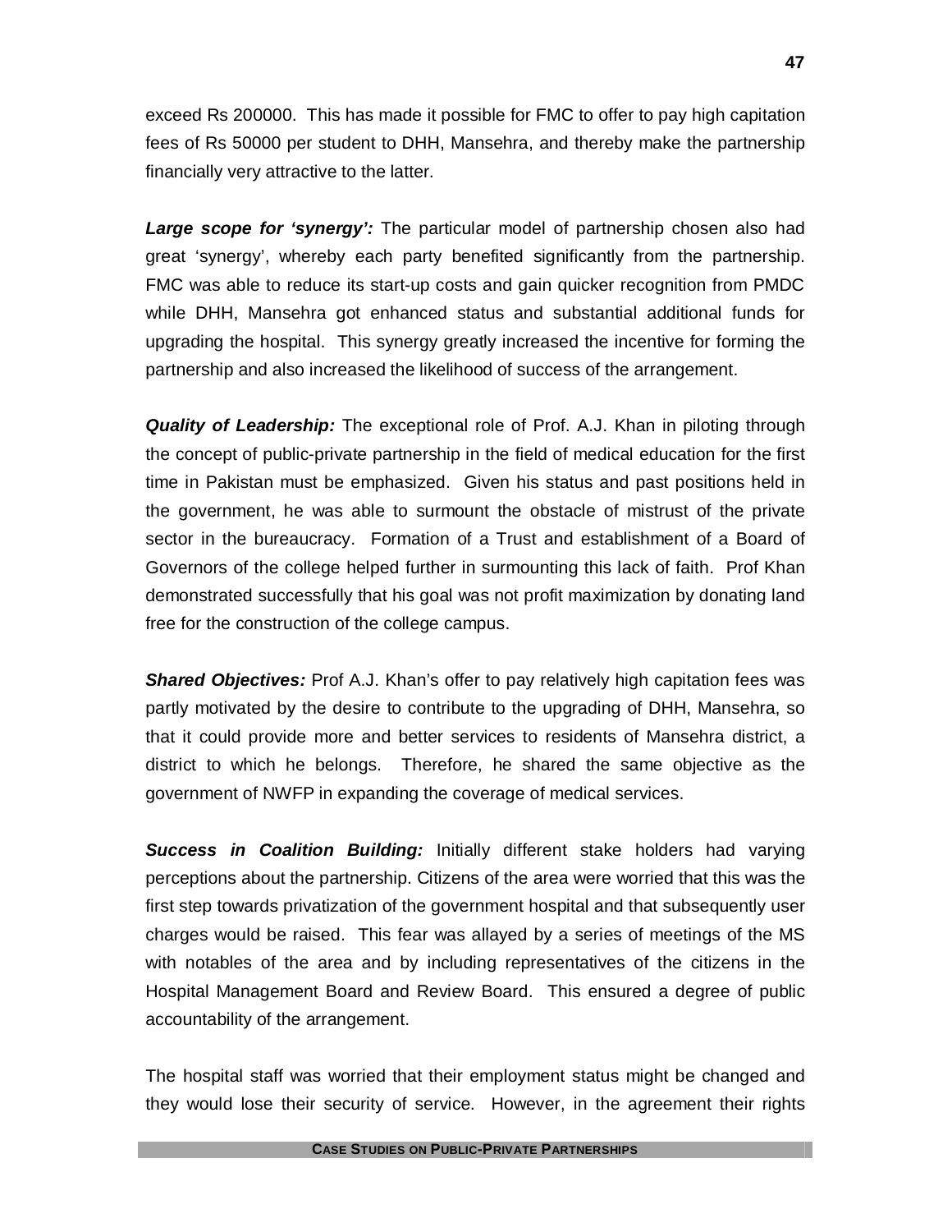exceed Rs 200000. This has made it possible for FMC to offer to pay high capitation fees of Rs 50000 per student to DHH, Mansehra, and thereby make the partnership financially very attractive to the latter.

***Large scope for 'synergy':*** The particular model of partnership chosen also had great 'synergy', whereby each party benefited significantly from the partnership. FMC was able to reduce its start-up costs and gain quicker recognition from PMDC while DHH, Mansehra got enhanced status and substantial additional funds for upgrading the hospital. This synergy greatly increased the incentive for forming the partnership and also increased the likelihood of success of the arrangement.

***Quality of Leadership:*** The exceptional role of Prof. A.J. Khan in piloting through the concept of public-private partnership in the field of medical education for the first time in Pakistan must be emphasized. Given his status and past positions held in the government, he was able to surmount the obstacle of mistrust of the private sector in the bureaucracy. Formation of a Trust and establishment of a Board of Governors of the college helped further in surmounting this lack of faith. Prof Khan demonstrated successfully that his goal was not profit maximization by donating land free for the construction of the college campus.

***Shared Objectives:*** Prof A.J. Khan's offer to pay relatively high capitation fees was partly motivated by the desire to contribute to the upgrading of DHH, Mansehra, so that it could provide more and better services to residents of Mansehra district, a district to which he belongs. Therefore, he shared the same objective as the government of NWFP in expanding the coverage of medical services.

***Success in Coalition Building:*** Initially different stake holders had varying perceptions about the partnership. Citizens of the area were worried that this was the first step towards privatization of the government hospital and that subsequently user charges would be raised. This fear was allayed by a series of meetings of the MS with notables of the area and by including representatives of the citizens in the Hospital Management Board and Review Board. This ensured a degree of public accountability of the arrangement.

The hospital staff was worried that their employment status might be changed and they would lose their security of service. However, in the agreement their rights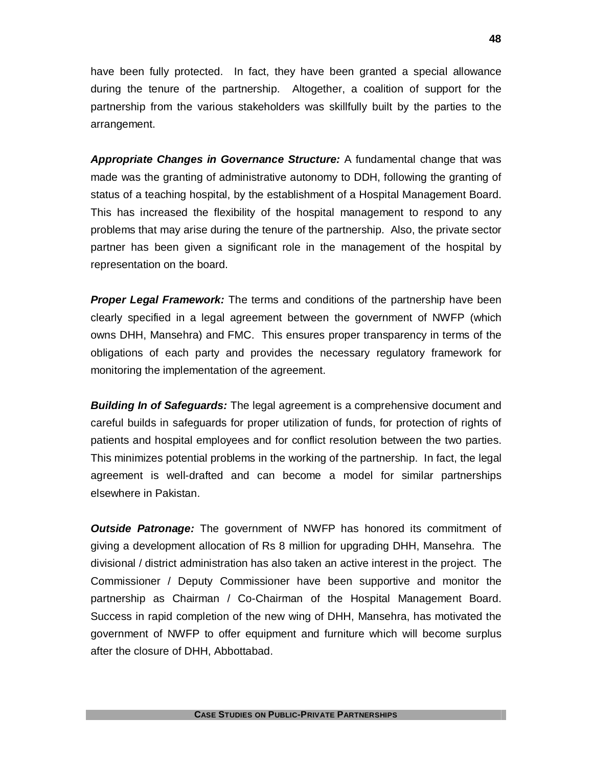have been fully protected. In fact, they have been granted a special allowance during the tenure of the partnership. Altogether, a coalition of support for the partnership from the various stakeholders was skillfully built by the parties to the arrangement.

***Appropriate Changes in Governance Structure:*** A fundamental change that was made was the granting of administrative autonomy to DDH, following the granting of status of a teaching hospital, by the establishment of a Hospital Management Board. This has increased the flexibility of the hospital management to respond to any problems that may arise during the tenure of the partnership. Also, the private sector partner has been given a significant role in the management of the hospital by representation on the board.

***Proper Legal Framework:*** The terms and conditions of the partnership have been clearly specified in a legal agreement between the government of NWFP (which owns DHH, Mansehra) and FMC. This ensures proper transparency in terms of the obligations of each party and provides the necessary regulatory framework for monitoring the implementation of the agreement.

***Building In of Safeguards:*** The legal agreement is a comprehensive document and careful builds in safeguards for proper utilization of funds, for protection of rights of patients and hospital employees and for conflict resolution between the two parties. This minimizes potential problems in the working of the partnership. In fact, the legal agreement is well-drafted and can become a model for similar partnerships elsewhere in Pakistan.

***Outside Patronage:*** The government of NWFP has honored its commitment of giving a development allocation of Rs 8 million for upgrading DHH, Mansehra. The divisional / district administration has also taken an active interest in the project. The Commissioner / Deputy Commissioner have been supportive and monitor the partnership as Chairman / Co-Chairman of the Hospital Management Board. Success in rapid completion of the new wing of DHH, Mansehra, has motivated the government of NWFP to offer equipment and furniture which will become surplus after the closure of DHH, Abbottabad.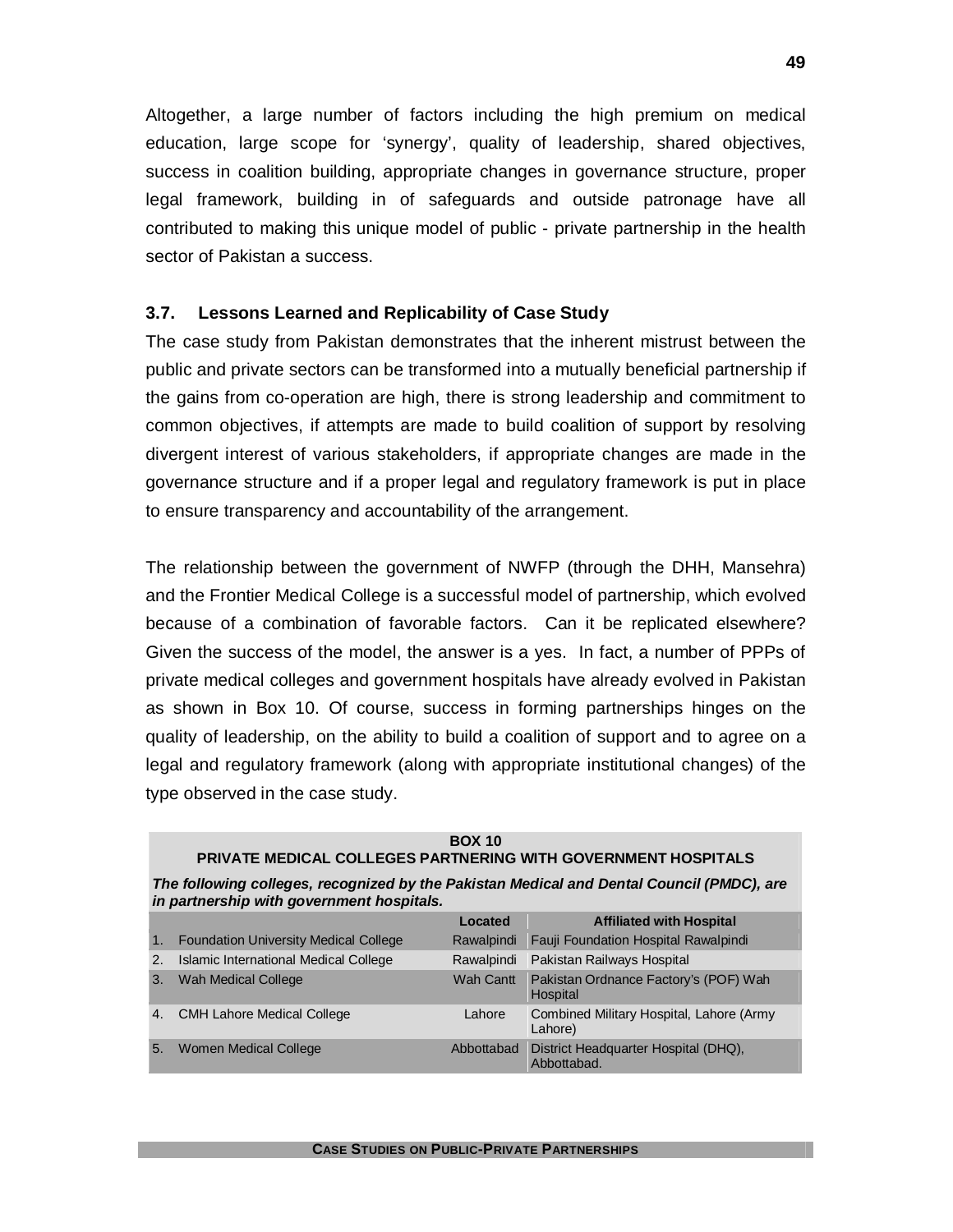Altogether, a large number of factors including the high premium on medical education, large scope for 'synergy', quality of leadership, shared objectives, success in coalition building, appropriate changes in governance structure, proper legal framework, building in of safeguards and outside patronage have all contributed to making this unique model of public - private partnership in the health sector of Pakistan a success.

### 3.7. Lessons Learned and Replicability of Case Study

The case study from Pakistan demonstrates that the inherent mistrust between the public and private sectors can be transformed into a mutually beneficial partnership if the gains from co-operation are high, there is strong leadership and commitment to common objectives, if attempts are made to build coalition of support by resolving divergent interest of various stakeholders, if appropriate changes are made in the governance structure and if a proper legal and regulatory framework is put in place to ensure transparency and accountability of the arrangement.

The relationship between the government of NWFP (through the DHH, Mansehra) and the Frontier Medical College is a successful model of partnership, which evolved because of a combination of favorable factors. Can it be replicated elsewhere? Given the success of the model, the answer is a yes. In fact, a number of PPPs of private medical colleges and government hospitals have already evolved in Pakistan as shown in Box 10. Of course, success in forming partnerships hinges on the quality of leadership, on the ability to build a coalition of support and to agree on a legal and regulatory framework (along with appropriate institutional changes) of the type observed in the case study.

**BOX 10**
**PRIVATE MEDICAL COLLEGES PARTNERING WITH GOVERNMENT HOSPITALS**

***The following colleges, recognized by the Pakistan Medical and Dental Council (PMDC), are in partnership with government hospitals.***

| | | Located | Affiliated with Hospital |
|---|---|---|---|
| 1. | Foundation University Medical College | Rawalpindi | Fauji Foundation Hospital Rawalpindi |
| 2. | Islamic International Medical College | Rawalpindi | Pakistan Railways Hospital |
| 3. | Wah Medical College | Wah Cantt | Pakistan Ordnance Factory's (POF) Wah Hospital |
| 4. | CMH Lahore Medical College | Lahore | Combined Military Hospital, Lahore (Army Lahore) |
| 5. | Women Medical College | Abbottabad | District Headquarter Hospital (DHQ), Abbottabad. |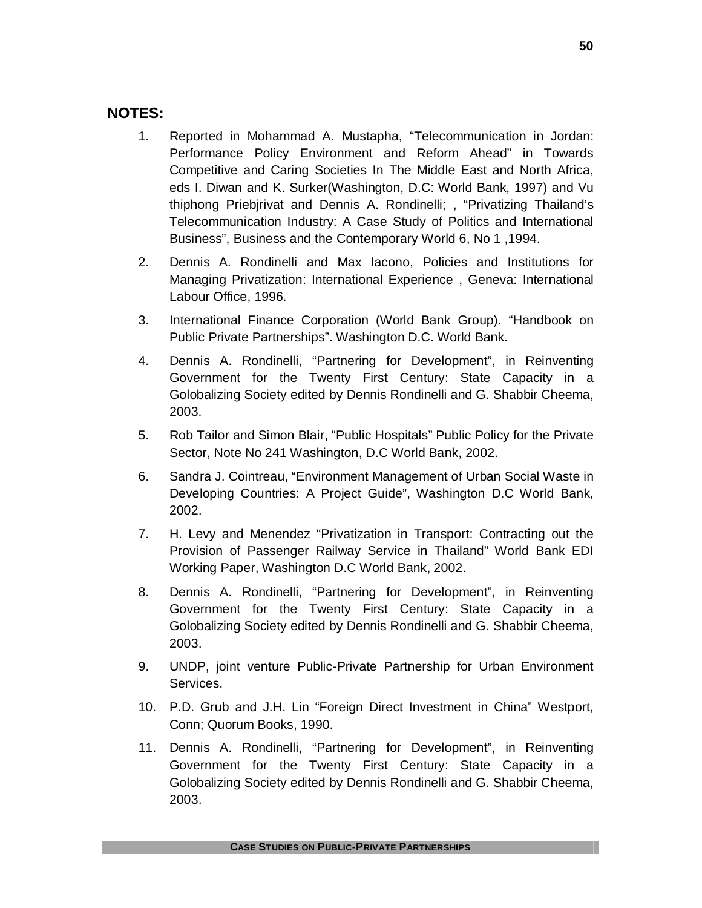## NOTES:

1. Reported in Mohammad A. Mustapha, “Telecommunication in Jordan: Performance Policy Environment and Reform Ahead” in Towards Competitive and Caring Societies In The Middle East and North Africa, eds I. Diwan and K. Surker(Washington, D.C: World Bank, 1997) and Vu thiphong Priebjrivat and Dennis A. Rondinelli; , “Privatizing Thailand’s Telecommunication Industry: A Case Study of Politics and International Business”, Business and the Contemporary World 6, No 1 ,1994.

2. Dennis A. Rondinelli and Max Iacono, Policies and Institutions for Managing Privatization: International Experience , Geneva: International Labour Office, 1996.

3. International Finance Corporation (World Bank Group). “Handbook on Public Private Partnerships”. Washington D.C. World Bank.

4. Dennis A. Rondinelli, “Partnering for Development”, in Reinventing Government for the Twenty First Century: State Capacity in a Golobalizing Society edited by Dennis Rondinelli and G. Shabbir Cheema, 2003.

5. Rob Tailor and Simon Blair, “Public Hospitals” Public Policy for the Private Sector, Note No 241 Washington, D.C World Bank, 2002.

6. Sandra J. Cointreau, “Environment Management of Urban Social Waste in Developing Countries: A Project Guide”, Washington D.C World Bank, 2002.

7. H. Levy and Menendez “Privatization in Transport: Contracting out the Provision of Passenger Railway Service in Thailand” World Bank EDI Working Paper, Washington D.C World Bank, 2002.

8. Dennis A. Rondinelli, “Partnering for Development”, in Reinventing Government for the Twenty First Century: State Capacity in a Golobalizing Society edited by Dennis Rondinelli and G. Shabbir Cheema, 2003.

9. UNDP, joint venture Public-Private Partnership for Urban Environment Services.

10. P.D. Grub and J.H. Lin “Foreign Direct Investment in China” Westport, Conn; Quorum Books, 1990.

11. Dennis A. Rondinelli, “Partnering for Development”, in Reinventing Government for the Twenty First Century: State Capacity in a Golobalizing Society edited by Dennis Rondinelli and G. Shabbir Cheema, 2003.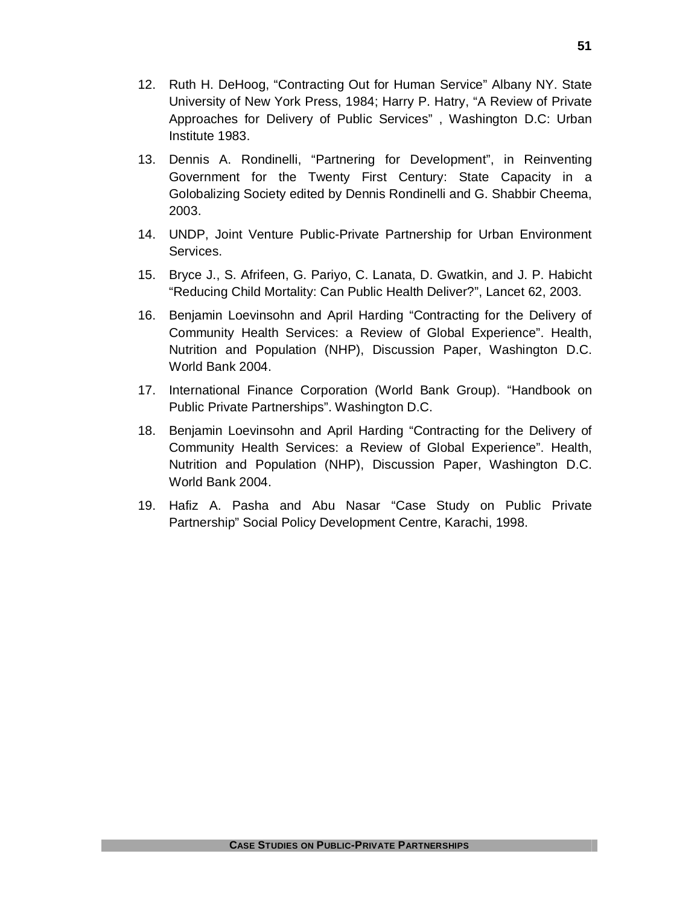12. Ruth H. DeHoog, “Contracting Out for Human Service” Albany NY. State University of New York Press, 1984; Harry P. Hatry, “A Review of Private Approaches for Delivery of Public Services” , Washington D.C: Urban Institute 1983.

13. Dennis A. Rondinelli, “Partnering for Development”, in Reinventing Government for the Twenty First Century: State Capacity in a Golobalizing Society edited by Dennis Rondinelli and G. Shabbir Cheema, 2003.

14. UNDP, Joint Venture Public-Private Partnership for Urban Environment Services.

15. Bryce J., S. Afrifeen, G. Pariyo, C. Lanata, D. Gwatkin, and J. P. Habicht “Reducing Child Mortality: Can Public Health Deliver?”, Lancet 62, 2003.

16. Benjamin Loevinsohn and April Harding “Contracting for the Delivery of Community Health Services: a Review of Global Experience”. Health, Nutrition and Population (NHP), Discussion Paper, Washington D.C. World Bank 2004.

17. International Finance Corporation (World Bank Group). “Handbook on Public Private Partnerships”. Washington D.C.

18. Benjamin Loevinsohn and April Harding “Contracting for the Delivery of Community Health Services: a Review of Global Experience”. Health, Nutrition and Population (NHP), Discussion Paper, Washington D.C. World Bank 2004.

19. Hafiz A. Pasha and Abu Nasar “Case Study on Public Private Partnership” Social Policy Development Centre, Karachi, 1998.